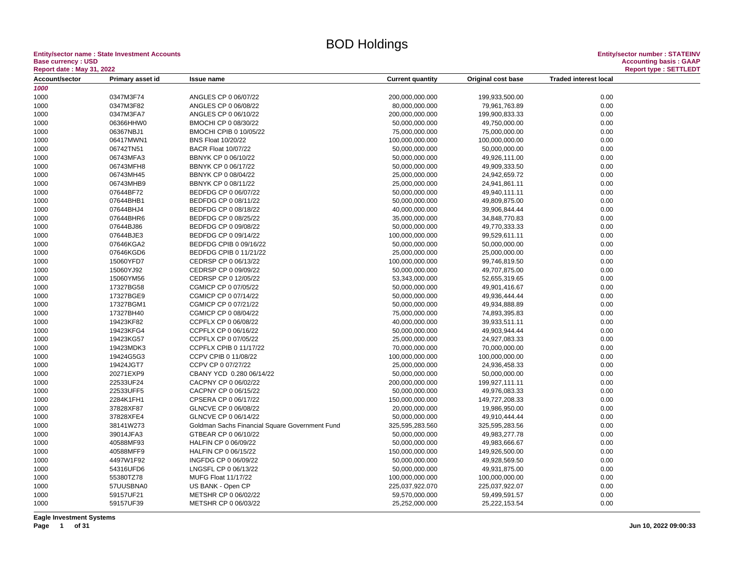# BOD Holdings

**Entity/sector name : State Investment Accounts**
**Base currency : USD**
**Report date : May 31, 2022**

**Entity/sector number : STATEINV**
**Accounting basis : GAAP**
**Report type : SETTLEDT**

| Account/sector | Primary asset id | Issue name | Current quantity | Original cost base | Traded interest local |
|---|---|---|---|---|---|
| *1000* | | | | | |
| 1000 | 0347M3F74 | ANGLES CP 0 06/07/22 | 200,000,000.000 | 199,933,500.00 | 0.00 |
| 1000 | 0347M3F82 | ANGLES CP 0 06/08/22 | 80,000,000.000 | 79,961,763.89 | 0.00 |
| 1000 | 0347M3FA7 | ANGLES CP 0 06/10/22 | 200,000,000.000 | 199,900,833.33 | 0.00 |
| 1000 | 06366HHW0 | BMOCHI CP 0 08/30/22 | 50,000,000.000 | 49,750,000.00 | 0.00 |
| 1000 | 06367NBJ1 | BMOCHI CPIB 0 10/05/22 | 75,000,000.000 | 75,000,000.00 | 0.00 |
| 1000 | 06417MWN1 | BNS Float 10/20/22 | 100,000,000.000 | 100,000,000.00 | 0.00 |
| 1000 | 06742TN51 | BACR Float 10/07/22 | 50,000,000.000 | 50,000,000.00 | 0.00 |
| 1000 | 06743MFA3 | BBNYK CP 0 06/10/22 | 50,000,000.000 | 49,926,111.00 | 0.00 |
| 1000 | 06743MFH8 | BBNYK CP 0 06/17/22 | 50,000,000.000 | 49,909,333.50 | 0.00 |
| 1000 | 06743MH45 | BBNYK CP 0 08/04/22 | 25,000,000.000 | 24,942,659.72 | 0.00 |
| 1000 | 06743MHB9 | BBNYK CP 0 08/11/22 | 25,000,000.000 | 24,941,861.11 | 0.00 |
| 1000 | 07644BF72 | BEDFDG CP 0 06/07/22 | 50,000,000.000 | 49,940,111.11 | 0.00 |
| 1000 | 07644BHB1 | BEDFDG CP 0 08/11/22 | 50,000,000.000 | 49,809,875.00 | 0.00 |
| 1000 | 07644BHJ4 | BEDFDG CP 0 08/18/22 | 40,000,000.000 | 39,906,844.44 | 0.00 |
| 1000 | 07644BHR6 | BEDFDG CP 0 08/25/22 | 35,000,000.000 | 34,848,770.83 | 0.00 |
| 1000 | 07644BJ86 | BEDFDG CP 0 09/08/22 | 50,000,000.000 | 49,770,333.33 | 0.00 |
| 1000 | 07644BJE3 | BEDFDG CP 0 09/14/22 | 100,000,000.000 | 99,529,611.11 | 0.00 |
| 1000 | 07646KGA2 | BEDFDG CPIB 0 09/16/22 | 50,000,000.000 | 50,000,000.00 | 0.00 |
| 1000 | 07646KGD6 | BEDFDG CPIB 0 11/21/22 | 25,000,000.000 | 25,000,000.00 | 0.00 |
| 1000 | 15060YFD7 | CEDRSP CP 0 06/13/22 | 100,000,000.000 | 99,746,819.50 | 0.00 |
| 1000 | 15060YJ92 | CEDRSP CP 0 09/09/22 | 50,000,000.000 | 49,707,875.00 | 0.00 |
| 1000 | 15060YM56 | CEDRSP CP 0 12/05/22 | 53,343,000.000 | 52,655,319.65 | 0.00 |
| 1000 | 17327BG58 | CGMICP CP 0 07/05/22 | 50,000,000.000 | 49,901,416.67 | 0.00 |
| 1000 | 17327BGE9 | CGMICP CP 0 07/14/22 | 50,000,000.000 | 49,936,444.44 | 0.00 |
| 1000 | 17327BGM1 | CGMICP CP 0 07/21/22 | 50,000,000.000 | 49,934,888.89 | 0.00 |
| 1000 | 17327BH40 | CGMICP CP 0 08/04/22 | 75,000,000.000 | 74,893,395.83 | 0.00 |
| 1000 | 19423KF82 | CCPFLX CP 0 06/08/22 | 40,000,000.000 | 39,933,511.11 | 0.00 |
| 1000 | 19423KFG4 | CCPFLX CP 0 06/16/22 | 50,000,000.000 | 49,903,944.44 | 0.00 |
| 1000 | 19423KG57 | CCPFLX CP 0 07/05/22 | 25,000,000.000 | 24,927,083.33 | 0.00 |
| 1000 | 19423MDK3 | CCPFLX CPIB 0 11/17/22 | 70,000,000.000 | 70,000,000.00 | 0.00 |
| 1000 | 19424G5G3 | CCPV CPIB 0 11/08/22 | 100,000,000.000 | 100,000,000.00 | 0.00 |
| 1000 | 19424JGT7 | CCPV CP 0 07/27/22 | 25,000,000.000 | 24,936,458.33 | 0.00 |
| 1000 | 20271EXP9 | CBANY YCD 0.280 06/14/22 | 50,000,000.000 | 50,000,000.00 | 0.00 |
| 1000 | 22533UF24 | CACPNY CP 0 06/02/22 | 200,000,000.000 | 199,927,111.11 | 0.00 |
| 1000 | 22533UFF5 | CACPNY CP 0 06/15/22 | 50,000,000.000 | 49,976,083.33 | 0.00 |
| 1000 | 2284K1FH1 | CPSERA CP 0 06/17/22 | 150,000,000.000 | 149,727,208.33 | 0.00 |
| 1000 | 37828XF87 | GLNCVE CP 0 06/08/22 | 20,000,000.000 | 19,986,950.00 | 0.00 |
| 1000 | 37828XFE4 | GLNCVE CP 0 06/14/22 | 50,000,000.000 | 49,910,444.44 | 0.00 |
| 1000 | 38141W273 | Goldman Sachs Financial Square Government Fund | 325,595,283.560 | 325,595,283.56 | 0.00 |
| 1000 | 39014JFA3 | GTBEAR CP 0 06/10/22 | 50,000,000.000 | 49,983,277.78 | 0.00 |
| 1000 | 40588MF93 | HALFIN CP 0 06/09/22 | 50,000,000.000 | 49,983,666.67 | 0.00 |
| 1000 | 40588MFF9 | HALFIN CP 0 06/15/22 | 150,000,000.000 | 149,926,500.00 | 0.00 |
| 1000 | 4497W1F92 | INGFDG CP 0 06/09/22 | 50,000,000.000 | 49,928,569.50 | 0.00 |
| 1000 | 54316UFD6 | LNGSFL CP 0 06/13/22 | 50,000,000.000 | 49,931,875.00 | 0.00 |
| 1000 | 55380TZ78 | MUFG Float 11/17/22 | 100,000,000.000 | 100,000,000.00 | 0.00 |
| 1000 | 57UUSBNA0 | US BANK - Open CP | 225,037,922.070 | 225,037,922.07 | 0.00 |
| 1000 | 59157UF21 | METSHR CP 0 06/02/22 | 59,570,000.000 | 59,499,591.57 | 0.00 |
| 1000 | 59157UF39 | METSHR CP 0 06/03/22 | 25,252,000.000 | 25,222,153.54 | 0.00 |

**Eagle Investment Systems**

**Jun 10, 2022 09:00:33**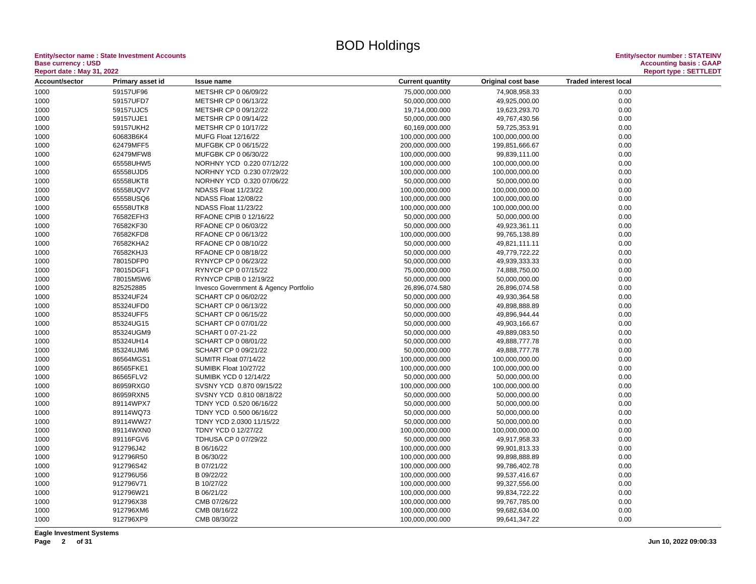# BOD Holdings

**Entity/sector name : State Investment Accounts**
**Base currency : USD**
**Report date : May 31, 2022**

**Entity/sector number : STATEINV**
**Accounting basis : GAAP**
**Report type : SETTLEDT**

| Account/sector | Primary asset id | Issue name | Current quantity | Original cost base | Traded interest local |
|---|---|---|---|---|---|
| 1000 | 59157UF96 | METSHR CP 0 06/09/22 | 75,000,000.000 | 74,908,958.33 | 0.00 |
| 1000 | 59157UFD7 | METSHR CP 0 06/13/22 | 50,000,000.000 | 49,925,000.00 | 0.00 |
| 1000 | 59157UJC5 | METSHR CP 0 09/12/22 | 19,714,000.000 | 19,623,293.70 | 0.00 |
| 1000 | 59157UJE1 | METSHR CP 0 09/14/22 | 50,000,000.000 | 49,767,430.56 | 0.00 |
| 1000 | 59157UKH2 | METSHR CP 0 10/17/22 | 60,169,000.000 | 59,725,353.91 | 0.00 |
| 1000 | 60683B6K4 | MUFG Float 12/16/22 | 100,000,000.000 | 100,000,000.00 | 0.00 |
| 1000 | 62479MFF5 | MUFGBK CP 0 06/15/22 | 200,000,000.000 | 199,851,666.67 | 0.00 |
| 1000 | 62479MFW8 | MUFGBK CP 0 06/30/22 | 100,000,000.000 | 99,839,111.00 | 0.00 |
| 1000 | 65558UHW5 | NORHNY YCD 0.220 07/12/22 | 100,000,000.000 | 100,000,000.00 | 0.00 |
| 1000 | 65558UJD5 | NORHNY YCD 0.230 07/29/22 | 100,000,000.000 | 100,000,000.00 | 0.00 |
| 1000 | 65558UKT8 | NORHNY YCD 0.320 07/06/22 | 50,000,000.000 | 50,000,000.00 | 0.00 |
| 1000 | 65558UQV7 | NDASS Float 11/23/22 | 100,000,000.000 | 100,000,000.00 | 0.00 |
| 1000 | 65558USQ6 | NDASS Float 12/08/22 | 100,000,000.000 | 100,000,000.00 | 0.00 |
| 1000 | 65558UTK8 | NDASS Float 11/23/22 | 100,000,000.000 | 100,000,000.00 | 0.00 |
| 1000 | 76582EFH3 | RFAONE CPIB 0 12/16/22 | 50,000,000.000 | 50,000,000.00 | 0.00 |
| 1000 | 76582KF30 | RFAONE CP 0 06/03/22 | 50,000,000.000 | 49,923,361.11 | 0.00 |
| 1000 | 76582KFD8 | RFAONE CP 0 06/13/22 | 100,000,000.000 | 99,765,138.89 | 0.00 |
| 1000 | 76582KHA2 | RFAONE CP 0 08/10/22 | 50,000,000.000 | 49,821,111.11 | 0.00 |
| 1000 | 76582KHJ3 | RFAONE CP 0 08/18/22 | 50,000,000.000 | 49,779,722.22 | 0.00 |
| 1000 | 78015DFP0 | RYNYCP CP 0 06/23/22 | 50,000,000.000 | 49,939,333.33 | 0.00 |
| 1000 | 78015DGF1 | RYNYCP CP 0 07/15/22 | 75,000,000.000 | 74,888,750.00 | 0.00 |
| 1000 | 78015M5W6 | RYNYCP CPIB 0 12/19/22 | 50,000,000.000 | 50,000,000.00 | 0.00 |
| 1000 | 825252885 | Invesco Government & Agency Portfolio | 26,896,074.580 | 26,896,074.58 | 0.00 |
| 1000 | 85324UF24 | SCHART CP 0 06/02/22 | 50,000,000.000 | 49,930,364.58 | 0.00 |
| 1000 | 85324UFD0 | SCHART CP 0 06/13/22 | 50,000,000.000 | 49,898,888.89 | 0.00 |
| 1000 | 85324UFF5 | SCHART CP 0 06/15/22 | 50,000,000.000 | 49,896,944.44 | 0.00 |
| 1000 | 85324UG15 | SCHART CP 0 07/01/22 | 50,000,000.000 | 49,903,166.67 | 0.00 |
| 1000 | 85324UGM9 | SCHART 0 07-21-22 | 50,000,000.000 | 49,889,083.50 | 0.00 |
| 1000 | 85324UH14 | SCHART CP 0 08/01/22 | 50,000,000.000 | 49,888,777.78 | 0.00 |
| 1000 | 85324UJM6 | SCHART CP 0 09/21/22 | 50,000,000.000 | 49,888,777.78 | 0.00 |
| 1000 | 86564MGS1 | SUMITR Float 07/14/22 | 100,000,000.000 | 100,000,000.00 | 0.00 |
| 1000 | 86565FKE1 | SUMIBK Float 10/27/22 | 100,000,000.000 | 100,000,000.00 | 0.00 |
| 1000 | 86565FLV2 | SUMIBK YCD 0 12/14/22 | 50,000,000.000 | 50,000,000.00 | 0.00 |
| 1000 | 86959RXG0 | SVSNY YCD 0.870 09/15/22 | 100,000,000.000 | 100,000,000.00 | 0.00 |
| 1000 | 86959RXN5 | SVSNY YCD 0.810 08/18/22 | 50,000,000.000 | 50,000,000.00 | 0.00 |
| 1000 | 89114WPX7 | TDNY YCD 0.520 06/16/22 | 50,000,000.000 | 50,000,000.00 | 0.00 |
| 1000 | 89114WQ73 | TDNY YCD 0.500 06/16/22 | 50,000,000.000 | 50,000,000.00 | 0.00 |
| 1000 | 89114WW27 | TDNY YCD 2.0300 11/15/22 | 50,000,000.000 | 50,000,000.00 | 0.00 |
| 1000 | 89114WXN0 | TDNY YCD 0 12/27/22 | 100,000,000.000 | 100,000,000.00 | 0.00 |
| 1000 | 89116FGV6 | TDHUSA CP 0 07/29/22 | 50,000,000.000 | 49,917,958.33 | 0.00 |
| 1000 | 912796J42 | B 06/16/22 | 100,000,000.000 | 99,901,813.33 | 0.00 |
| 1000 | 912796R50 | B 06/30/22 | 100,000,000.000 | 99,898,888.89 | 0.00 |
| 1000 | 912796S42 | B 07/21/22 | 100,000,000.000 | 99,786,402.78 | 0.00 |
| 1000 | 912796U56 | B 09/22/22 | 100,000,000.000 | 99,537,416.67 | 0.00 |
| 1000 | 912796V71 | B 10/27/22 | 100,000,000.000 | 99,327,556.00 | 0.00 |
| 1000 | 912796W21 | B 06/21/22 | 100,000,000.000 | 99,834,722.22 | 0.00 |
| 1000 | 912796X38 | CMB 07/26/22 | 100,000,000.000 | 99,767,785.00 | 0.00 |
| 1000 | 912796XM6 | CMB 08/16/22 | 100,000,000.000 | 99,682,634.00 | 0.00 |
| 1000 | 912796XP9 | CMB 08/30/22 | 100,000,000.000 | 99,641,347.22 | 0.00 |

**Eagle Investment Systems**

**Jun 10, 2022 09:00:33**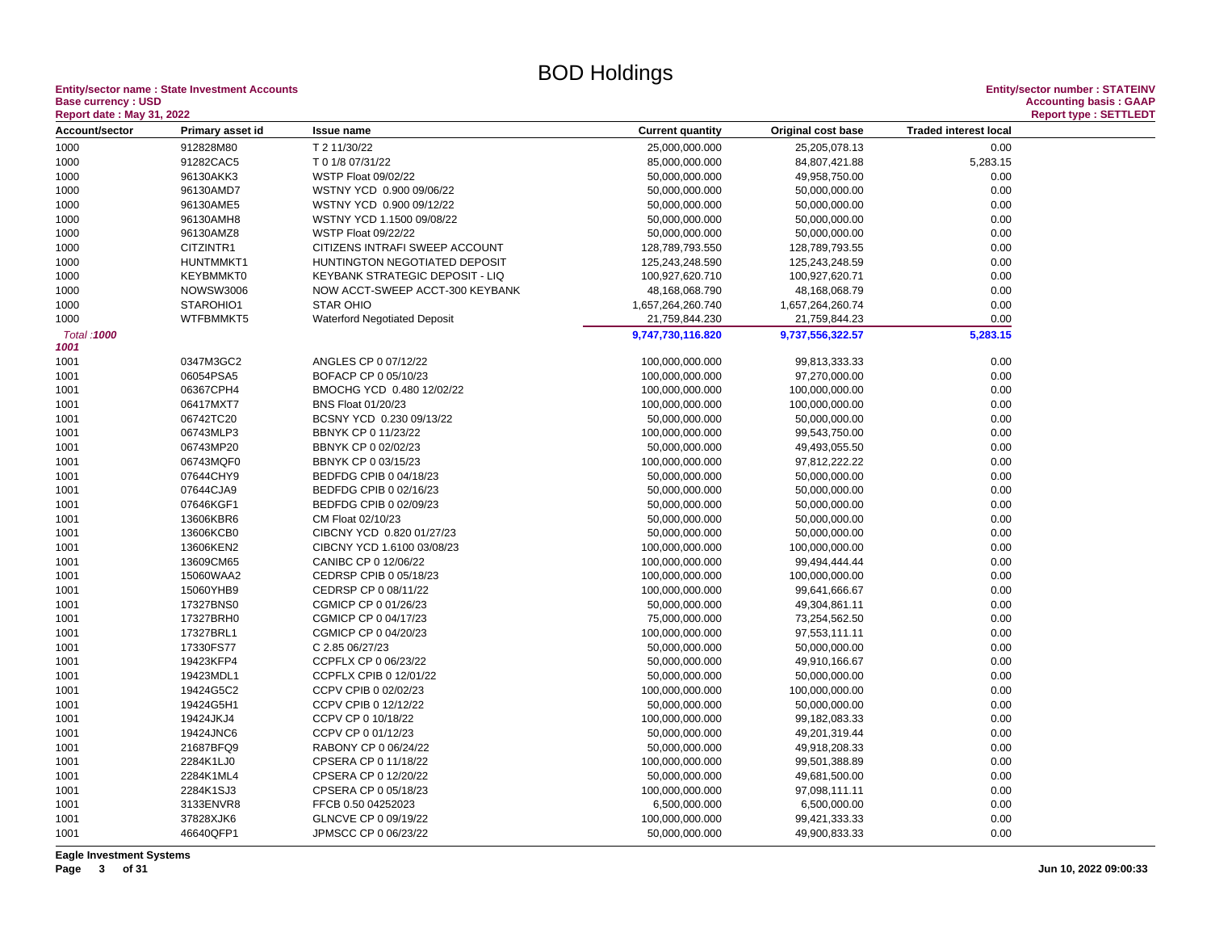# BOD Holdings

**Entity/sector name : State Investment Accounts**
**Base currency : USD**
**Report date : May 31, 2022**

**Entity/sector number : STATEINV**
**Accounting basis : GAAP**
**Report type : SETTLEDT**

| Account/sector | Primary asset id | Issue name | Current quantity | Original cost base | Traded interest local |
|---|---|---|---|---|---|
| 1000 | 912828M80 | T 2 11/30/22 | 25,000,000.000 | 25,205,078.13 | 0.00 |
| 1000 | 91282CAC5 | T 0 1/8 07/31/22 | 85,000,000.000 | 84,807,421.88 | 5,283.15 |
| 1000 | 96130AKK3 | WSTP Float 09/02/22 | 50,000,000.000 | 49,958,750.00 | 0.00 |
| 1000 | 96130AMD7 | WSTNY YCD 0.900 09/06/22 | 50,000,000.000 | 50,000,000.00 | 0.00 |
| 1000 | 96130AME5 | WSTNY YCD 0.900 09/12/22 | 50,000,000.000 | 50,000,000.00 | 0.00 |
| 1000 | 96130AMH8 | WSTNY YCD 1.1500 09/08/22 | 50,000,000.000 | 50,000,000.00 | 0.00 |
| 1000 | 96130AMZ8 | WSTP Float 09/22/22 | 50,000,000.000 | 50,000,000.00 | 0.00 |
| 1000 | CITZINTR1 | CITIZENS INTRAFI SWEEP ACCOUNT | 128,789,793.550 | 128,789,793.55 | 0.00 |
| 1000 | HUNTMMKT1 | HUNTINGTON NEGOTIATED DEPOSIT | 125,243,248.590 | 125,243,248.59 | 0.00 |
| 1000 | KEYBMMKT0 | KEYBANK STRATEGIC DEPOSIT - LIQ | 100,927,620.710 | 100,927,620.71 | 0.00 |
| 1000 | NOWSW3006 | NOW ACCT-SWEEP ACCT-300 KEYBANK | 48,168,068.790 | 48,168,068.79 | 0.00 |
| 1000 | STAROHIO1 | STAR OHIO | 1,657,264,260.740 | 1,657,264,260.74 | 0.00 |
| 1000 | WTFBMMKT5 | Waterford Negotiated Deposit | 21,759,844.230 | 21,759,844.23 | 0.00 |
| *Total :1000* | | | **9,747,730,116.820** | **9,737,556,322.57** | **5,283.15** |
| **1001** | | | | | |
| 1001 | 0347M3GC2 | ANGLES CP 0 07/12/22 | 100,000,000.000 | 99,813,333.33 | 0.00 |
| 1001 | 06054PSA5 | BOFACP CP 0 05/10/23 | 100,000,000.000 | 97,270,000.00 | 0.00 |
| 1001 | 06367CPH4 | BMOCHG YCD 0.480 12/02/22 | 100,000,000.000 | 100,000,000.00 | 0.00 |
| 1001 | 06417MXT7 | BNS Float 01/20/23 | 100,000,000.000 | 100,000,000.00 | 0.00 |
| 1001 | 06742TC20 | BCSNY YCD 0.230 09/13/22 | 50,000,000.000 | 50,000,000.00 | 0.00 |
| 1001 | 06743MLP3 | BBNYK CP 0 11/23/22 | 100,000,000.000 | 99,543,750.00 | 0.00 |
| 1001 | 06743MP20 | BBNYK CP 0 02/02/23 | 50,000,000.000 | 49,493,055.50 | 0.00 |
| 1001 | 06743MQF0 | BBNYK CP 0 03/15/23 | 100,000,000.000 | 97,812,222.22 | 0.00 |
| 1001 | 07644CHY9 | BEDFDG CPIB 0 04/18/23 | 50,000,000.000 | 50,000,000.00 | 0.00 |
| 1001 | 07644CJA9 | BEDFDG CPIB 0 02/16/23 | 50,000,000.000 | 50,000,000.00 | 0.00 |
| 1001 | 07646KGF1 | BEDFDG CPIB 0 02/09/23 | 50,000,000.000 | 50,000,000.00 | 0.00 |
| 1001 | 13606KBR6 | CM Float 02/10/23 | 50,000,000.000 | 50,000,000.00 | 0.00 |
| 1001 | 13606KCB0 | CIBCNY YCD 0.820 01/27/23 | 50,000,000.000 | 50,000,000.00 | 0.00 |
| 1001 | 13606KEN2 | CIBCNY YCD 1.6100 03/08/23 | 100,000,000.000 | 100,000,000.00 | 0.00 |
| 1001 | 13609CM65 | CANIBC CP 0 12/06/22 | 100,000,000.000 | 99,494,444.44 | 0.00 |
| 1001 | 15060WAA2 | CEDRSP CPIB 0 05/18/23 | 100,000,000.000 | 100,000,000.00 | 0.00 |
| 1001 | 15060YHB9 | CEDRSP CP 0 08/11/22 | 100,000,000.000 | 99,641,666.67 | 0.00 |
| 1001 | 17327BNS0 | CGMICP CP 0 01/26/23 | 50,000,000.000 | 49,304,861.11 | 0.00 |
| 1001 | 17327BRH0 | CGMICP CP 0 04/17/23 | 75,000,000.000 | 73,254,562.50 | 0.00 |
| 1001 | 17327BRL1 | CGMICP CP 0 04/20/23 | 100,000,000.000 | 97,553,111.11 | 0.00 |
| 1001 | 17330FS77 | C 2.85 06/27/23 | 50,000,000.000 | 50,000,000.00 | 0.00 |
| 1001 | 19423KFP4 | CCPFLX CP 0 06/23/22 | 50,000,000.000 | 49,910,166.67 | 0.00 |
| 1001 | 19423MDL1 | CCPFLX CPIB 0 12/01/22 | 50,000,000.000 | 50,000,000.00 | 0.00 |
| 1001 | 19424G5C2 | CCPV CPIB 0 02/02/23 | 100,000,000.000 | 100,000,000.00 | 0.00 |
| 1001 | 19424G5H1 | CCPV CPIB 0 12/12/22 | 50,000,000.000 | 50,000,000.00 | 0.00 |
| 1001 | 19424JKJ4 | CCPV CP 0 10/18/22 | 100,000,000.000 | 99,182,083.33 | 0.00 |
| 1001 | 19424JNC6 | CCPV CP 0 01/12/23 | 50,000,000.000 | 49,201,319.44 | 0.00 |
| 1001 | 21687BFQ9 | RABONY CP 0 06/24/22 | 50,000,000.000 | 49,918,208.33 | 0.00 |
| 1001 | 2284K1LJ0 | CPSERA CP 0 11/18/22 | 100,000,000.000 | 99,501,388.89 | 0.00 |
| 1001 | 2284K1ML4 | CPSERA CP 0 12/20/22 | 50,000,000.000 | 49,681,500.00 | 0.00 |
| 1001 | 2284K1SJ3 | CPSERA CP 0 05/18/23 | 100,000,000.000 | 97,098,111.11 | 0.00 |
| 1001 | 3133ENVR8 | FFCB 0.50 04252023 | 6,500,000.000 | 6,500,000.00 | 0.00 |
| 1001 | 37828XJK6 | GLNCVE CP 0 09/19/22 | 100,000,000.000 | 99,421,333.33 | 0.00 |
| 1001 | 46640QFP1 | JPMSCC CP 0 06/23/22 | 50,000,000.000 | 49,900,833.33 | 0.00 |

**Eagle Investment Systems**

**Jun 10, 2022 09:00:33**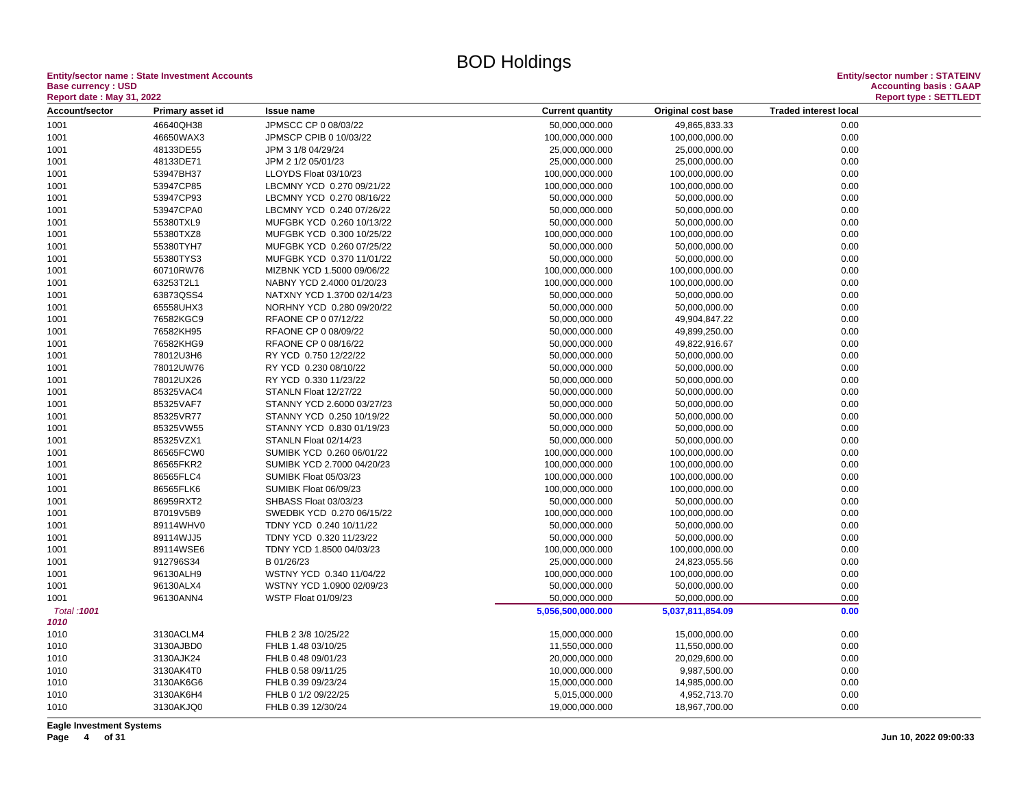# BOD Holdings

**Entity/sector name : State Investment Accounts**
**Base currency : USD**
**Report date : May 31, 2022**

**Entity/sector number : STATEINV**
**Accounting basis : GAAP**
**Report type : SETTLEDT**

| Account/sector | Primary asset id | Issue name | Current quantity | Original cost base | Traded interest local |
|---|---|---|---|---|---|
| 1001 | 46640QH38 | JPMSCC CP 0 08/03/22 | 50,000,000.000 | 49,865,833.33 | 0.00 |
| 1001 | 46650WAX3 | JPMSCP CPIB 0 10/03/22 | 100,000,000.000 | 100,000,000.00 | 0.00 |
| 1001 | 48133DE55 | JPM 3 1/8 04/29/24 | 25,000,000.000 | 25,000,000.00 | 0.00 |
| 1001 | 48133DE71 | JPM 2 1/2 05/01/23 | 25,000,000.000 | 25,000,000.00 | 0.00 |
| 1001 | 53947BH37 | LLOYDS Float 03/10/23 | 100,000,000.000 | 100,000,000.00 | 0.00 |
| 1001 | 53947CP85 | LBCMNY YCD 0.270 09/21/22 | 100,000,000.000 | 100,000,000.00 | 0.00 |
| 1001 | 53947CP93 | LBCMNY YCD 0.270 08/16/22 | 50,000,000.000 | 50,000,000.00 | 0.00 |
| 1001 | 53947CPA0 | LBCMNY YCD 0.240 07/26/22 | 50,000,000.000 | 50,000,000.00 | 0.00 |
| 1001 | 55380TXL9 | MUFGBK YCD 0.260 10/13/22 | 50,000,000.000 | 50,000,000.00 | 0.00 |
| 1001 | 55380TXZ8 | MUFGBK YCD 0.300 10/25/22 | 100,000,000.000 | 100,000,000.00 | 0.00 |
| 1001 | 55380TYH7 | MUFGBK YCD 0.260 07/25/22 | 50,000,000.000 | 50,000,000.00 | 0.00 |
| 1001 | 55380TYS3 | MUFGBK YCD 0.370 11/01/22 | 50,000,000.000 | 50,000,000.00 | 0.00 |
| 1001 | 60710RW76 | MIZBNK YCD 1.5000 09/06/22 | 100,000,000.000 | 100,000,000.00 | 0.00 |
| 1001 | 63253T2L1 | NABNY YCD 2.4000 01/20/23 | 100,000,000.000 | 100,000,000.00 | 0.00 |
| 1001 | 63873QSS4 | NATXNY YCD 1.3700 02/14/23 | 50,000,000.000 | 50,000,000.00 | 0.00 |
| 1001 | 65558UHX3 | NORHNY YCD 0.280 09/20/22 | 50,000,000.000 | 50,000,000.00 | 0.00 |
| 1001 | 76582KGC9 | RFAONE CP 0 07/12/22 | 50,000,000.000 | 49,904,847.22 | 0.00 |
| 1001 | 76582KH95 | RFAONE CP 0 08/09/22 | 50,000,000.000 | 49,899,250.00 | 0.00 |
| 1001 | 76582KHG9 | RFAONE CP 0 08/16/22 | 50,000,000.000 | 49,822,916.67 | 0.00 |
| 1001 | 78012U3H6 | RY YCD 0.750 12/22/22 | 50,000,000.000 | 50,000,000.00 | 0.00 |
| 1001 | 78012UW76 | RY YCD 0.230 08/10/22 | 50,000,000.000 | 50,000,000.00 | 0.00 |
| 1001 | 78012UX26 | RY YCD 0.330 11/23/22 | 50,000,000.000 | 50,000,000.00 | 0.00 |
| 1001 | 85325VAC4 | STANLN Float 12/27/22 | 50,000,000.000 | 50,000,000.00 | 0.00 |
| 1001 | 85325VAF7 | STANNY YCD 2.6000 03/27/23 | 50,000,000.000 | 50,000,000.00 | 0.00 |
| 1001 | 85325VR77 | STANNY YCD 0.250 10/19/22 | 50,000,000.000 | 50,000,000.00 | 0.00 |
| 1001 | 85325VW55 | STANNY YCD 0.830 01/19/23 | 50,000,000.000 | 50,000,000.00 | 0.00 |
| 1001 | 85325VZX1 | STANLN Float 02/14/23 | 50,000,000.000 | 50,000,000.00 | 0.00 |
| 1001 | 86565FCW0 | SUMIBK YCD 0.260 06/01/22 | 100,000,000.000 | 100,000,000.00 | 0.00 |
| 1001 | 86565FKR2 | SUMIBK YCD 2.7000 04/20/23 | 100,000,000.000 | 100,000,000.00 | 0.00 |
| 1001 | 86565FLC4 | SUMIBK Float 05/03/23 | 100,000,000.000 | 100,000,000.00 | 0.00 |
| 1001 | 86565FLK6 | SUMIBK Float 06/09/23 | 100,000,000.000 | 100,000,000.00 | 0.00 |
| 1001 | 86959RXT2 | SHBASS Float 03/03/23 | 50,000,000.000 | 50,000,000.00 | 0.00 |
| 1001 | 87019V5B9 | SWEDBK YCD 0.270 06/15/22 | 100,000,000.000 | 100,000,000.00 | 0.00 |
| 1001 | 89114WHV0 | TDNY YCD 0.240 10/11/22 | 50,000,000.000 | 50,000,000.00 | 0.00 |
| 1001 | 89114WJJ5 | TDNY YCD 0.320 11/23/22 | 50,000,000.000 | 50,000,000.00 | 0.00 |
| 1001 | 89114WSE6 | TDNY YCD 1.8500 04/03/23 | 100,000,000.000 | 100,000,000.00 | 0.00 |
| 1001 | 912796S34 | B 01/26/23 | 25,000,000.000 | 24,823,055.56 | 0.00 |
| 1001 | 96130ALH9 | WSTNY YCD 0.340 11/04/22 | 100,000,000.000 | 100,000,000.00 | 0.00 |
| 1001 | 96130ALX4 | WSTNY YCD 1.0900 02/09/23 | 50,000,000.000 | 50,000,000.00 | 0.00 |
| 1001 | 96130ANN4 | WSTP Float 01/09/23 | 50,000,000.000 | 50,000,000.00 | 0.00 |
| *Total :* ***1001*** | | | **5,056,500,000.000** | **5,037,811,854.09** | **0.00** |
| ***1010*** | | | | | |
| 1010 | 3130ACLM4 | FHLB 2 3/8 10/25/22 | 15,000,000.000 | 15,000,000.00 | 0.00 |
| 1010 | 3130AJBD0 | FHLB 1.48 03/10/25 | 11,550,000.000 | 11,550,000.00 | 0.00 |
| 1010 | 3130AJK24 | FHLB 0.48 09/01/23 | 20,000,000.000 | 20,029,600.00 | 0.00 |
| 1010 | 3130AK4T0 | FHLB 0.58 09/11/25 | 10,000,000.000 | 9,987,500.00 | 0.00 |
| 1010 | 3130AK6G6 | FHLB 0.39 09/23/24 | 15,000,000.000 | 14,985,000.00 | 0.00 |
| 1010 | 3130AK6H4 | FHLB 0 1/2 09/22/25 | 5,015,000.000 | 4,952,713.70 | 0.00 |
| 1010 | 3130AKJQ0 | FHLB 0.39 12/30/24 | 19,000,000.000 | 18,967,700.00 | 0.00 |

**Eagle Investment Systems**

**Jun 10, 2022 09:00:33**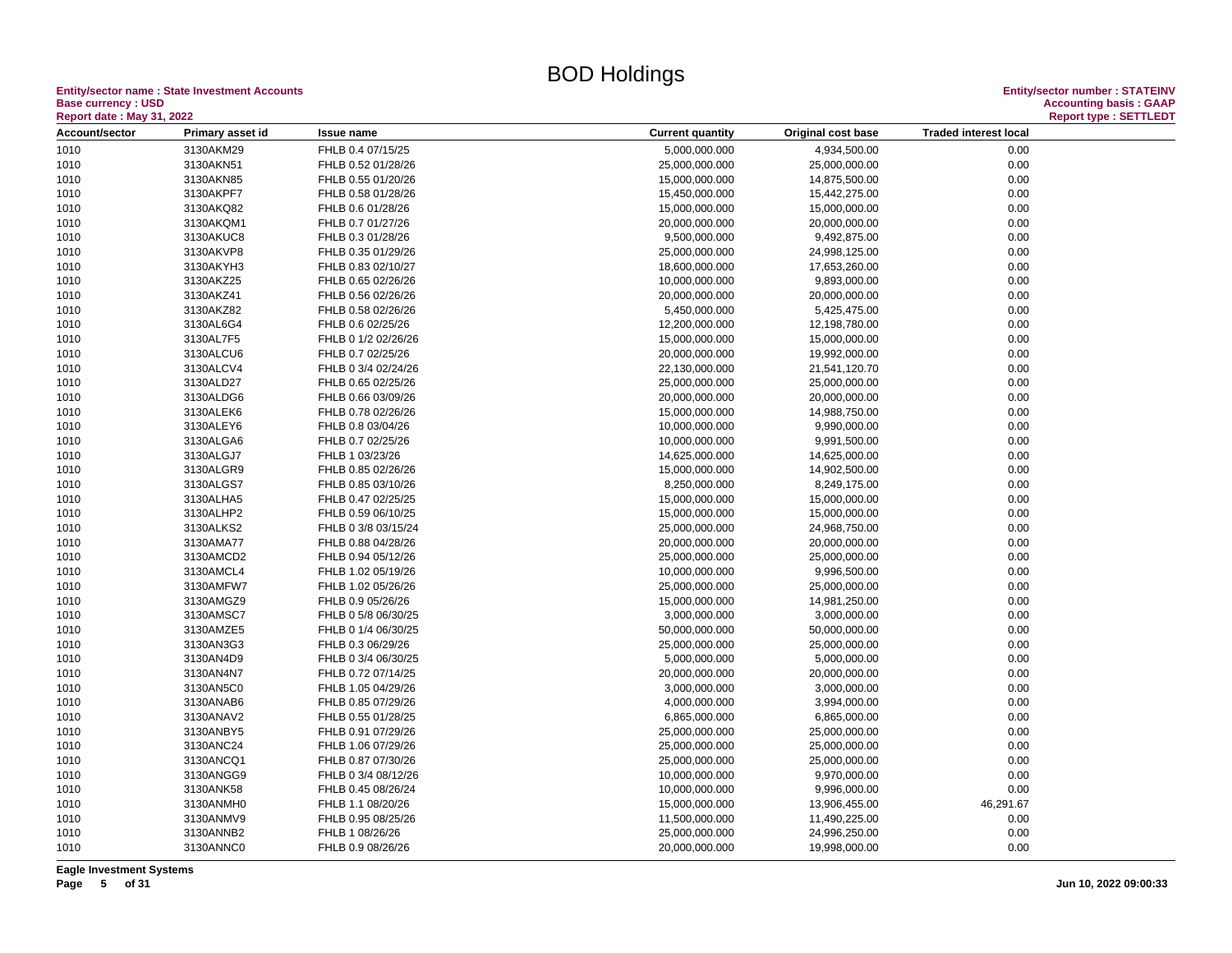# BOD Holdings

**Entity/sector name : State Investment Accounts**
**Base currency : USD**
**Report date : May 31, 2022**

**Entity/sector number : STATEINV**
**Accounting basis : GAAP**
**Report type : SETTLEDT**

| Account/sector | Primary asset id | Issue name | Current quantity | Original cost base | Traded interest local |
|---|---|---|---|---|---|
| 1010 | 3130AKM29 | FHLB 0.4 07/15/25 | 5,000,000.000 | 4,934,500.00 | 0.00 |
| 1010 | 3130AKN51 | FHLB 0.52 01/28/26 | 25,000,000.000 | 25,000,000.00 | 0.00 |
| 1010 | 3130AKN85 | FHLB 0.55 01/20/26 | 15,000,000.000 | 14,875,500.00 | 0.00 |
| 1010 | 3130AKPF7 | FHLB 0.58 01/28/26 | 15,450,000.000 | 15,442,275.00 | 0.00 |
| 1010 | 3130AKQ82 | FHLB 0.6 01/28/26 | 15,000,000.000 | 15,000,000.00 | 0.00 |
| 1010 | 3130AKQM1 | FHLB 0.7 01/27/26 | 20,000,000.000 | 20,000,000.00 | 0.00 |
| 1010 | 3130AKUC8 | FHLB 0.3 01/28/26 | 9,500,000.000 | 9,492,875.00 | 0.00 |
| 1010 | 3130AKVP8 | FHLB 0.35 01/29/26 | 25,000,000.000 | 24,998,125.00 | 0.00 |
| 1010 | 3130AKYH3 | FHLB 0.83 02/10/27 | 18,600,000.000 | 17,653,260.00 | 0.00 |
| 1010 | 3130AKZ25 | FHLB 0.65 02/26/26 | 10,000,000.000 | 9,893,000.00 | 0.00 |
| 1010 | 3130AKZ41 | FHLB 0.56 02/26/26 | 20,000,000.000 | 20,000,000.00 | 0.00 |
| 1010 | 3130AKZ82 | FHLB 0.58 02/26/26 | 5,450,000.000 | 5,425,475.00 | 0.00 |
| 1010 | 3130AL6G4 | FHLB 0.6 02/25/26 | 12,200,000.000 | 12,198,780.00 | 0.00 |
| 1010 | 3130AL7F5 | FHLB 0 1/2 02/26/26 | 15,000,000.000 | 15,000,000.00 | 0.00 |
| 1010 | 3130ALCU6 | FHLB 0.7 02/25/26 | 20,000,000.000 | 19,992,000.00 | 0.00 |
| 1010 | 3130ALCV4 | FHLB 0 3/4 02/24/26 | 22,130,000.000 | 21,541,120.70 | 0.00 |
| 1010 | 3130ALD27 | FHLB 0.65 02/25/26 | 25,000,000.000 | 25,000,000.00 | 0.00 |
| 1010 | 3130ALDG6 | FHLB 0.66 03/09/26 | 20,000,000.000 | 20,000,000.00 | 0.00 |
| 1010 | 3130ALEK6 | FHLB 0.78 02/26/26 | 15,000,000.000 | 14,988,750.00 | 0.00 |
| 1010 | 3130ALEY6 | FHLB 0.8 03/04/26 | 10,000,000.000 | 9,990,000.00 | 0.00 |
| 1010 | 3130ALGA6 | FHLB 0.7 02/25/26 | 10,000,000.000 | 9,991,500.00 | 0.00 |
| 1010 | 3130ALGJ7 | FHLB 1 03/23/26 | 14,625,000.000 | 14,625,000.00 | 0.00 |
| 1010 | 3130ALGR9 | FHLB 0.85 02/26/26 | 15,000,000.000 | 14,902,500.00 | 0.00 |
| 1010 | 3130ALGS7 | FHLB 0.85 03/10/26 | 8,250,000.000 | 8,249,175.00 | 0.00 |
| 1010 | 3130ALHA5 | FHLB 0.47 02/25/25 | 15,000,000.000 | 15,000,000.00 | 0.00 |
| 1010 | 3130ALHP2 | FHLB 0.59 06/10/25 | 15,000,000.000 | 15,000,000.00 | 0.00 |
| 1010 | 3130ALKS2 | FHLB 0 3/8 03/15/24 | 25,000,000.000 | 24,968,750.00 | 0.00 |
| 1010 | 3130AMA77 | FHLB 0.88 04/28/26 | 20,000,000.000 | 20,000,000.00 | 0.00 |
| 1010 | 3130AMCD2 | FHLB 0.94 05/12/26 | 25,000,000.000 | 25,000,000.00 | 0.00 |
| 1010 | 3130AMCL4 | FHLB 1.02 05/19/26 | 10,000,000.000 | 9,996,500.00 | 0.00 |
| 1010 | 3130AMFW7 | FHLB 1.02 05/26/26 | 25,000,000.000 | 25,000,000.00 | 0.00 |
| 1010 | 3130AMGZ9 | FHLB 0.9 05/26/26 | 15,000,000.000 | 14,981,250.00 | 0.00 |
| 1010 | 3130AMSC7 | FHLB 0 5/8 06/30/25 | 3,000,000.000 | 3,000,000.00 | 0.00 |
| 1010 | 3130AMZE5 | FHLB 0 1/4 06/30/25 | 50,000,000.000 | 50,000,000.00 | 0.00 |
| 1010 | 3130AN3G3 | FHLB 0.3 06/29/26 | 25,000,000.000 | 25,000,000.00 | 0.00 |
| 1010 | 3130AN4D9 | FHLB 0 3/4 06/30/25 | 5,000,000.000 | 5,000,000.00 | 0.00 |
| 1010 | 3130AN4N7 | FHLB 0.72 07/14/25 | 20,000,000.000 | 20,000,000.00 | 0.00 |
| 1010 | 3130AN5C0 | FHLB 1.05 04/29/26 | 3,000,000.000 | 3,000,000.00 | 0.00 |
| 1010 | 3130ANAB6 | FHLB 0.85 07/29/26 | 4,000,000.000 | 3,994,000.00 | 0.00 |
| 1010 | 3130ANAV2 | FHLB 0.55 01/28/25 | 6,865,000.000 | 6,865,000.00 | 0.00 |
| 1010 | 3130ANBY5 | FHLB 0.91 07/29/26 | 25,000,000.000 | 25,000,000.00 | 0.00 |
| 1010 | 3130ANC24 | FHLB 1.06 07/29/26 | 25,000,000.000 | 25,000,000.00 | 0.00 |
| 1010 | 3130ANCQ1 | FHLB 0.87 07/30/26 | 25,000,000.000 | 25,000,000.00 | 0.00 |
| 1010 | 3130ANGG9 | FHLB 0 3/4 08/12/26 | 10,000,000.000 | 9,970,000.00 | 0.00 |
| 1010 | 3130ANK58 | FHLB 0.45 08/26/24 | 10,000,000.000 | 9,996,000.00 | 0.00 |
| 1010 | 3130ANMH0 | FHLB 1.1 08/20/26 | 15,000,000.000 | 13,906,455.00 | 46,291.67 |
| 1010 | 3130ANMV9 | FHLB 0.95 08/25/26 | 11,500,000.000 | 11,490,225.00 | 0.00 |
| 1010 | 3130ANNB2 | FHLB 1 08/26/26 | 25,000,000.000 | 24,996,250.00 | 0.00 |
| 1010 | 3130ANNC0 | FHLB 0.9 08/26/26 | 20,000,000.000 | 19,998,000.00 | 0.00 |

Eagle Investment Systems

Jun 10, 2022 09:00:33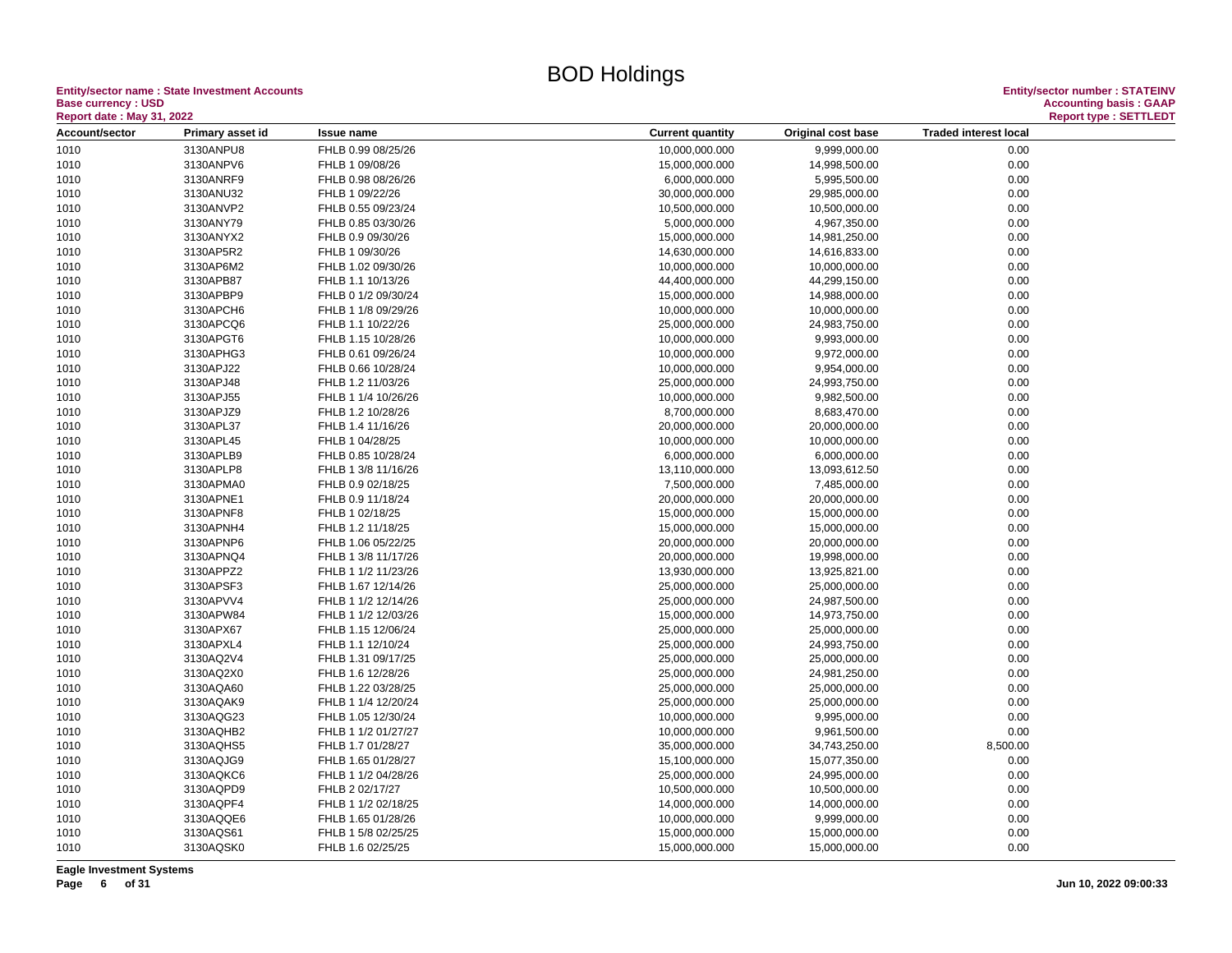# BOD Holdings

**Entity/sector name : State Investment Accounts**
**Base currency : USD**
**Report date : May 31, 2022**

**Entity/sector number : STATEINV**
**Accounting basis : GAAP**
**Report type : SETTLEDT**

| Account/sector | Primary asset id | Issue name | Current quantity | Original cost base | Traded interest local |
|---|---|---|---|---|---|
| 1010 | 3130ANPU8 | FHLB 0.99 08/25/26 | 10,000,000.000 | 9,999,000.00 | 0.00 |
| 1010 | 3130ANPV6 | FHLB 1 09/08/26 | 15,000,000.000 | 14,998,500.00 | 0.00 |
| 1010 | 3130ANRF9 | FHLB 0.98 08/26/26 | 6,000,000.000 | 5,995,500.00 | 0.00 |
| 1010 | 3130ANU32 | FHLB 1 09/22/26 | 30,000,000.000 | 29,985,000.00 | 0.00 |
| 1010 | 3130ANVP2 | FHLB 0.55 09/23/24 | 10,500,000.000 | 10,500,000.00 | 0.00 |
| 1010 | 3130ANY79 | FHLB 0.85 03/30/26 | 5,000,000.000 | 4,967,350.00 | 0.00 |
| 1010 | 3130ANYX2 | FHLB 0.9 09/30/26 | 15,000,000.000 | 14,981,250.00 | 0.00 |
| 1010 | 3130AP5R2 | FHLB 1 09/30/26 | 14,630,000.000 | 14,616,833.00 | 0.00 |
| 1010 | 3130AP6M2 | FHLB 1.02 09/30/26 | 10,000,000.000 | 10,000,000.00 | 0.00 |
| 1010 | 3130APB87 | FHLB 1.1 10/13/26 | 44,400,000.000 | 44,299,150.00 | 0.00 |
| 1010 | 3130APBP9 | FHLB 0 1/2 09/30/24 | 15,000,000.000 | 14,988,000.00 | 0.00 |
| 1010 | 3130APCH6 | FHLB 1 1/8 09/29/26 | 10,000,000.000 | 10,000,000.00 | 0.00 |
| 1010 | 3130APCQ6 | FHLB 1.1 10/22/26 | 25,000,000.000 | 24,983,750.00 | 0.00 |
| 1010 | 3130APGT6 | FHLB 1.15 10/28/26 | 10,000,000.000 | 9,993,000.00 | 0.00 |
| 1010 | 3130APHG3 | FHLB 0.61 09/26/24 | 10,000,000.000 | 9,972,000.00 | 0.00 |
| 1010 | 3130APJ22 | FHLB 0.66 10/28/24 | 10,000,000.000 | 9,954,000.00 | 0.00 |
| 1010 | 3130APJ48 | FHLB 1.2 11/03/26 | 25,000,000.000 | 24,993,750.00 | 0.00 |
| 1010 | 3130APJ55 | FHLB 1 1/4 10/26/26 | 10,000,000.000 | 9,982,500.00 | 0.00 |
| 1010 | 3130APJZ9 | FHLB 1.2 10/28/26 | 8,700,000.000 | 8,683,470.00 | 0.00 |
| 1010 | 3130APL37 | FHLB 1.4 11/16/26 | 20,000,000.000 | 20,000,000.00 | 0.00 |
| 1010 | 3130APL45 | FHLB 1 04/28/25 | 10,000,000.000 | 10,000,000.00 | 0.00 |
| 1010 | 3130APLB9 | FHLB 0.85 10/28/24 | 6,000,000.000 | 6,000,000.00 | 0.00 |
| 1010 | 3130APLP8 | FHLB 1 3/8 11/16/26 | 13,110,000.000 | 13,093,612.50 | 0.00 |
| 1010 | 3130APMA0 | FHLB 0.9 02/18/25 | 7,500,000.000 | 7,485,000.00 | 0.00 |
| 1010 | 3130APNE1 | FHLB 0.9 11/18/24 | 20,000,000.000 | 20,000,000.00 | 0.00 |
| 1010 | 3130APNF8 | FHLB 1 02/18/25 | 15,000,000.000 | 15,000,000.00 | 0.00 |
| 1010 | 3130APNH4 | FHLB 1.2 11/18/25 | 15,000,000.000 | 15,000,000.00 | 0.00 |
| 1010 | 3130APNP6 | FHLB 1.06 05/22/25 | 20,000,000.000 | 20,000,000.00 | 0.00 |
| 1010 | 3130APNQ4 | FHLB 1 3/8 11/17/26 | 20,000,000.000 | 19,998,000.00 | 0.00 |
| 1010 | 3130APPZ2 | FHLB 1 1/2 11/23/26 | 13,930,000.000 | 13,925,821.00 | 0.00 |
| 1010 | 3130APSF3 | FHLB 1.67 12/14/26 | 25,000,000.000 | 25,000,000.00 | 0.00 |
| 1010 | 3130APVV4 | FHLB 1 1/2 12/14/26 | 25,000,000.000 | 24,987,500.00 | 0.00 |
| 1010 | 3130APW84 | FHLB 1 1/2 12/03/26 | 15,000,000.000 | 14,973,750.00 | 0.00 |
| 1010 | 3130APX67 | FHLB 1.15 12/06/24 | 25,000,000.000 | 25,000,000.00 | 0.00 |
| 1010 | 3130APXL4 | FHLB 1.1 12/10/24 | 25,000,000.000 | 24,993,750.00 | 0.00 |
| 1010 | 3130AQ2V4 | FHLB 1.31 09/17/25 | 25,000,000.000 | 25,000,000.00 | 0.00 |
| 1010 | 3130AQ2X0 | FHLB 1.6 12/28/26 | 25,000,000.000 | 24,981,250.00 | 0.00 |
| 1010 | 3130AQA60 | FHLB 1.22 03/28/25 | 25,000,000.000 | 25,000,000.00 | 0.00 |
| 1010 | 3130AQAK9 | FHLB 1 1/4 12/20/24 | 25,000,000.000 | 25,000,000.00 | 0.00 |
| 1010 | 3130AQG23 | FHLB 1.05 12/30/24 | 10,000,000.000 | 9,995,000.00 | 0.00 |
| 1010 | 3130AQHB2 | FHLB 1 1/2 01/27/27 | 10,000,000.000 | 9,961,500.00 | 0.00 |
| 1010 | 3130AQHS5 | FHLB 1.7 01/28/27 | 35,000,000.000 | 34,743,250.00 | 8,500.00 |
| 1010 | 3130AQJG9 | FHLB 1.65 01/28/27 | 15,100,000.000 | 15,077,350.00 | 0.00 |
| 1010 | 3130AQKC6 | FHLB 1 1/2 04/28/26 | 25,000,000.000 | 24,995,000.00 | 0.00 |
| 1010 | 3130AQPD9 | FHLB 2 02/17/27 | 10,500,000.000 | 10,500,000.00 | 0.00 |
| 1010 | 3130AQPF4 | FHLB 1 1/2 02/18/25 | 14,000,000.000 | 14,000,000.00 | 0.00 |
| 1010 | 3130AQQE6 | FHLB 1.65 01/28/26 | 10,000,000.000 | 9,999,000.00 | 0.00 |
| 1010 | 3130AQS61 | FHLB 1 5/8 02/25/25 | 15,000,000.000 | 15,000,000.00 | 0.00 |
| 1010 | 3130AQSK0 | FHLB 1.6 02/25/25 | 15,000,000.000 | 15,000,000.00 | 0.00 |

**Eagle Investment Systems**

**Jun 10, 2022 09:00:33**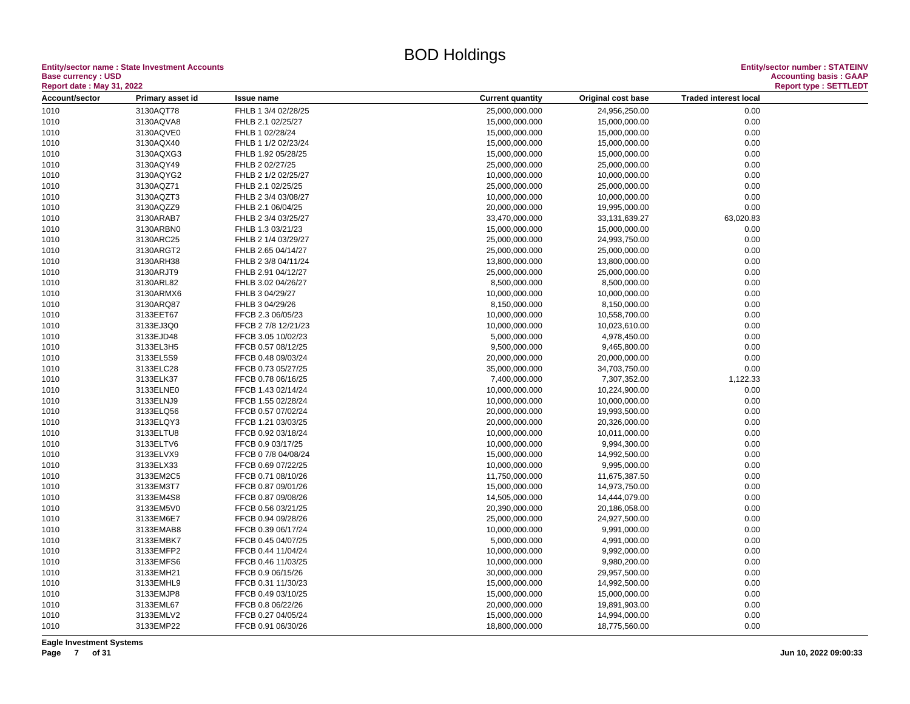# BOD Holdings

**Entity/sector name : State Investment Accounts**
**Base currency : USD**
**Report date : May 31, 2022**

**Entity/sector number : STATEINV**
**Accounting basis : GAAP**
**Report type : SETTLEDT**

| Account/sector | Primary asset id | Issue name | Current quantity | Original cost base | Traded interest local |
|---|---|---|---|---|---|
| 1010 | 3130AQT78 | FHLB 1 3/4 02/28/25 | 25,000,000.000 | 24,956,250.00 | 0.00 |
| 1010 | 3130AQVA8 | FHLB 2.1 02/25/27 | 15,000,000.000 | 15,000,000.00 | 0.00 |
| 1010 | 3130AQVE0 | FHLB 1 02/28/24 | 15,000,000.000 | 15,000,000.00 | 0.00 |
| 1010 | 3130AQX40 | FHLB 1 1/2 02/23/24 | 15,000,000.000 | 15,000,000.00 | 0.00 |
| 1010 | 3130AQXG3 | FHLB 1.92 05/28/25 | 15,000,000.000 | 15,000,000.00 | 0.00 |
| 1010 | 3130AQY49 | FHLB 2 02/27/25 | 25,000,000.000 | 25,000,000.00 | 0.00 |
| 1010 | 3130AQYG2 | FHLB 2 1/2 02/25/27 | 10,000,000.000 | 10,000,000.00 | 0.00 |
| 1010 | 3130AQZ71 | FHLB 2.1 02/25/25 | 25,000,000.000 | 25,000,000.00 | 0.00 |
| 1010 | 3130AQZT3 | FHLB 2 3/4 03/08/27 | 10,000,000.000 | 10,000,000.00 | 0.00 |
| 1010 | 3130AQZZ9 | FHLB 2.1 06/04/25 | 20,000,000.000 | 19,995,000.00 | 0.00 |
| 1010 | 3130ARAB7 | FHLB 2 3/4 03/25/27 | 33,470,000.000 | 33,131,639.27 | 63,020.83 |
| 1010 | 3130ARBN0 | FHLB 1.3 03/21/23 | 15,000,000.000 | 15,000,000.00 | 0.00 |
| 1010 | 3130ARC25 | FHLB 2 1/4 03/29/27 | 25,000,000.000 | 24,993,750.00 | 0.00 |
| 1010 | 3130ARGT2 | FHLB 2.65 04/14/27 | 25,000,000.000 | 25,000,000.00 | 0.00 |
| 1010 | 3130ARH38 | FHLB 2 3/8 04/11/24 | 13,800,000.000 | 13,800,000.00 | 0.00 |
| 1010 | 3130ARJT9 | FHLB 2.91 04/12/27 | 25,000,000.000 | 25,000,000.00 | 0.00 |
| 1010 | 3130ARL82 | FHLB 3.02 04/26/27 | 8,500,000.000 | 8,500,000.00 | 0.00 |
| 1010 | 3130ARMX6 | FHLB 3 04/29/27 | 10,000,000.000 | 10,000,000.00 | 0.00 |
| 1010 | 3130ARQ87 | FHLB 3 04/29/26 | 8,150,000.000 | 8,150,000.00 | 0.00 |
| 1010 | 3133EET67 | FFCB 2.3 06/05/23 | 10,000,000.000 | 10,558,700.00 | 0.00 |
| 1010 | 3133EJ3Q0 | FFCB 2 7/8 12/21/23 | 10,000,000.000 | 10,023,610.00 | 0.00 |
| 1010 | 3133EJD48 | FFCB 3.05 10/02/23 | 5,000,000.000 | 4,978,450.00 | 0.00 |
| 1010 | 3133EL3H5 | FFCB 0.57 08/12/25 | 9,500,000.000 | 9,465,800.00 | 0.00 |
| 1010 | 3133EL5S9 | FFCB 0.48 09/03/24 | 20,000,000.000 | 20,000,000.00 | 0.00 |
| 1010 | 3133ELC28 | FFCB 0.73 05/27/25 | 35,000,000.000 | 34,703,750.00 | 0.00 |
| 1010 | 3133ELK37 | FFCB 0.78 06/16/25 | 7,400,000.000 | 7,307,352.00 | 1,122.33 |
| 1010 | 3133ELNE0 | FFCB 1.43 02/14/24 | 10,000,000.000 | 10,224,900.00 | 0.00 |
| 1010 | 3133ELNJ9 | FFCB 1.55 02/28/24 | 10,000,000.000 | 10,000,000.00 | 0.00 |
| 1010 | 3133ELQ56 | FFCB 0.57 07/02/24 | 20,000,000.000 | 19,993,500.00 | 0.00 |
| 1010 | 3133ELQY3 | FFCB 1.21 03/03/25 | 20,000,000.000 | 20,326,000.00 | 0.00 |
| 1010 | 3133ELTU8 | FFCB 0.92 03/18/24 | 10,000,000.000 | 10,011,000.00 | 0.00 |
| 1010 | 3133ELTV6 | FFCB 0.9 03/17/25 | 10,000,000.000 | 9,994,300.00 | 0.00 |
| 1010 | 3133ELVX9 | FFCB 0 7/8 04/08/24 | 15,000,000.000 | 14,992,500.00 | 0.00 |
| 1010 | 3133ELX33 | FFCB 0.69 07/22/25 | 10,000,000.000 | 9,995,000.00 | 0.00 |
| 1010 | 3133EM2C5 | FFCB 0.71 08/10/26 | 11,750,000.000 | 11,675,387.50 | 0.00 |
| 1010 | 3133EM3T7 | FFCB 0.87 09/01/26 | 15,000,000.000 | 14,973,750.00 | 0.00 |
| 1010 | 3133EM4S8 | FFCB 0.87 09/08/26 | 14,505,000.000 | 14,444,079.00 | 0.00 |
| 1010 | 3133EM5V0 | FFCB 0.56 03/21/25 | 20,390,000.000 | 20,186,058.00 | 0.00 |
| 1010 | 3133EM6E7 | FFCB 0.94 09/28/26 | 25,000,000.000 | 24,927,500.00 | 0.00 |
| 1010 | 3133EMAB8 | FFCB 0.39 06/17/24 | 10,000,000.000 | 9,991,000.00 | 0.00 |
| 1010 | 3133EMBK7 | FFCB 0.45 04/07/25 | 5,000,000.000 | 4,991,000.00 | 0.00 |
| 1010 | 3133EMFP2 | FFCB 0.44 11/04/24 | 10,000,000.000 | 9,992,000.00 | 0.00 |
| 1010 | 3133EMFS6 | FFCB 0.46 11/03/25 | 10,000,000.000 | 9,980,200.00 | 0.00 |
| 1010 | 3133EMH21 | FFCB 0.9 06/15/26 | 30,000,000.000 | 29,957,500.00 | 0.00 |
| 1010 | 3133EMHL9 | FFCB 0.31 11/30/23 | 15,000,000.000 | 14,992,500.00 | 0.00 |
| 1010 | 3133EMJP8 | FFCB 0.49 03/10/25 | 15,000,000.000 | 15,000,000.00 | 0.00 |
| 1010 | 3133EML67 | FFCB 0.8 06/22/26 | 20,000,000.000 | 19,891,903.00 | 0.00 |
| 1010 | 3133EMLV2 | FFCB 0.27 04/05/24 | 15,000,000.000 | 14,994,000.00 | 0.00 |
| 1010 | 3133EMP22 | FFCB 0.91 06/30/26 | 18,800,000.000 | 18,775,560.00 | 0.00 |

**Eagle Investment Systems**

**Jun 10, 2022 09:00:33**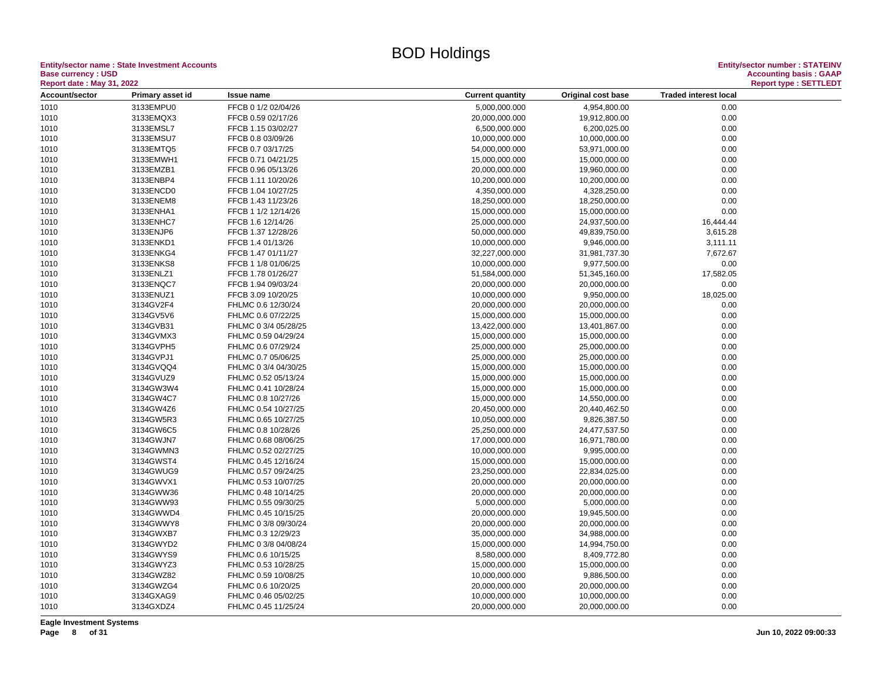# BOD Holdings

**Entity/sector name : State Investment Accounts**
**Base currency : USD**
**Report date : May 31, 2022**

**Entity/sector number : STATEINV**
**Accounting basis : GAAP**
**Report type : SETTLEDT**

| Account/sector | Primary asset id | Issue name | Current quantity | Original cost base | Traded interest local |
|---|---|---|---|---|---|
| 1010 | 3133EMPU0 | FFCB 0 1/2 02/04/26 | 5,000,000.000 | 4,954,800.00 | 0.00 |
| 1010 | 3133EMQX3 | FFCB 0.59 02/17/26 | 20,000,000.000 | 19,912,800.00 | 0.00 |
| 1010 | 3133EMSL7 | FFCB 1.15 03/02/27 | 6,500,000.000 | 6,200,025.00 | 0.00 |
| 1010 | 3133EMSU7 | FFCB 0.8 03/09/26 | 10,000,000.000 | 10,000,000.00 | 0.00 |
| 1010 | 3133EMTQ5 | FFCB 0.7 03/17/25 | 54,000,000.000 | 53,971,000.00 | 0.00 |
| 1010 | 3133EMWH1 | FFCB 0.71 04/21/25 | 15,000,000.000 | 15,000,000.00 | 0.00 |
| 1010 | 3133EMZB1 | FFCB 0.96 05/13/26 | 20,000,000.000 | 19,960,000.00 | 0.00 |
| 1010 | 3133ENBP4 | FFCB 1.11 10/20/26 | 10,200,000.000 | 10,200,000.00 | 0.00 |
| 1010 | 3133ENCD0 | FFCB 1.04 10/27/25 | 4,350,000.000 | 4,328,250.00 | 0.00 |
| 1010 | 3133ENEM8 | FFCB 1.43 11/23/26 | 18,250,000.000 | 18,250,000.00 | 0.00 |
| 1010 | 3133ENHA1 | FFCB 1 1/2 12/14/26 | 15,000,000.000 | 15,000,000.00 | 0.00 |
| 1010 | 3133ENHC7 | FFCB 1.6 12/14/26 | 25,000,000.000 | 24,937,500.00 | 16,444.44 |
| 1010 | 3133ENJP6 | FFCB 1.37 12/28/26 | 50,000,000.000 | 49,839,750.00 | 3,615.28 |
| 1010 | 3133ENKD1 | FFCB 1.4 01/13/26 | 10,000,000.000 | 9,946,000.00 | 3,111.11 |
| 1010 | 3133ENKG4 | FFCB 1.47 01/11/27 | 32,227,000.000 | 31,981,737.30 | 7,672.67 |
| 1010 | 3133ENKS8 | FFCB 1 1/8 01/06/25 | 10,000,000.000 | 9,977,500.00 | 0.00 |
| 1010 | 3133ENLZ1 | FFCB 1.78 01/26/27 | 51,584,000.000 | 51,345,160.00 | 17,582.05 |
| 1010 | 3133ENQC7 | FFCB 1.94 09/03/24 | 20,000,000.000 | 20,000,000.00 | 0.00 |
| 1010 | 3133ENUZ1 | FFCB 3.09 10/20/25 | 10,000,000.000 | 9,950,000.00 | 18,025.00 |
| 1010 | 3134GV2F4 | FHLMC 0.6 12/30/24 | 20,000,000.000 | 20,000,000.00 | 0.00 |
| 1010 | 3134GV5V6 | FHLMC 0.6 07/22/25 | 15,000,000.000 | 15,000,000.00 | 0.00 |
| 1010 | 3134GVB31 | FHLMC 0 3/4 05/28/25 | 13,422,000.000 | 13,401,867.00 | 0.00 |
| 1010 | 3134GVMX3 | FHLMC 0.59 04/29/24 | 15,000,000.000 | 15,000,000.00 | 0.00 |
| 1010 | 3134GVPH5 | FHLMC 0.6 07/29/24 | 25,000,000.000 | 25,000,000.00 | 0.00 |
| 1010 | 3134GVPJ1 | FHLMC 0.7 05/06/25 | 25,000,000.000 | 25,000,000.00 | 0.00 |
| 1010 | 3134GVQQ4 | FHLMC 0 3/4 04/30/25 | 15,000,000.000 | 15,000,000.00 | 0.00 |
| 1010 | 3134GVUZ9 | FHLMC 0.52 05/13/24 | 15,000,000.000 | 15,000,000.00 | 0.00 |
| 1010 | 3134GW3W4 | FHLMC 0.41 10/28/24 | 15,000,000.000 | 15,000,000.00 | 0.00 |
| 1010 | 3134GW4C7 | FHLMC 0.8 10/27/26 | 15,000,000.000 | 14,550,000.00 | 0.00 |
| 1010 | 3134GW4Z6 | FHLMC 0.54 10/27/25 | 20,450,000.000 | 20,440,462.50 | 0.00 |
| 1010 | 3134GW5R3 | FHLMC 0.65 10/27/25 | 10,050,000.000 | 9,826,387.50 | 0.00 |
| 1010 | 3134GW6C5 | FHLMC 0.8 10/28/26 | 25,250,000.000 | 24,477,537.50 | 0.00 |
| 1010 | 3134GWJN7 | FHLMC 0.68 08/06/25 | 17,000,000.000 | 16,971,780.00 | 0.00 |
| 1010 | 3134GWMN3 | FHLMC 0.52 02/27/25 | 10,000,000.000 | 9,995,000.00 | 0.00 |
| 1010 | 3134GWST4 | FHLMC 0.45 12/16/24 | 15,000,000.000 | 15,000,000.00 | 0.00 |
| 1010 | 3134GWUG9 | FHLMC 0.57 09/24/25 | 23,250,000.000 | 22,834,025.00 | 0.00 |
| 1010 | 3134GWVX1 | FHLMC 0.53 10/07/25 | 20,000,000.000 | 20,000,000.00 | 0.00 |
| 1010 | 3134GWW36 | FHLMC 0.48 10/14/25 | 20,000,000.000 | 20,000,000.00 | 0.00 |
| 1010 | 3134GWW93 | FHLMC 0.55 09/30/25 | 5,000,000.000 | 5,000,000.00 | 0.00 |
| 1010 | 3134GWWD4 | FHLMC 0.45 10/15/25 | 20,000,000.000 | 19,945,500.00 | 0.00 |
| 1010 | 3134GWWY8 | FHLMC 0 3/8 09/30/24 | 20,000,000.000 | 20,000,000.00 | 0.00 |
| 1010 | 3134GWXB7 | FHLMC 0.3 12/29/23 | 35,000,000.000 | 34,988,000.00 | 0.00 |
| 1010 | 3134GWYD2 | FHLMC 0 3/8 04/08/24 | 15,000,000.000 | 14,994,750.00 | 0.00 |
| 1010 | 3134GWYS9 | FHLMC 0.6 10/15/25 | 8,580,000.000 | 8,409,772.80 | 0.00 |
| 1010 | 3134GWYZ3 | FHLMC 0.53 10/28/25 | 15,000,000.000 | 15,000,000.00 | 0.00 |
| 1010 | 3134GWZ82 | FHLMC 0.59 10/08/25 | 10,000,000.000 | 9,886,500.00 | 0.00 |
| 1010 | 3134GWZG4 | FHLMC 0.6 10/20/25 | 20,000,000.000 | 20,000,000.00 | 0.00 |
| 1010 | 3134GXAG9 | FHLMC 0.46 05/02/25 | 10,000,000.000 | 10,000,000.00 | 0.00 |
| 1010 | 3134GXDZ4 | FHLMC 0.45 11/25/24 | 20,000,000.000 | 20,000,000.00 | 0.00 |

**Eagle Investment Systems**

Jun 10, 2022 09:00:33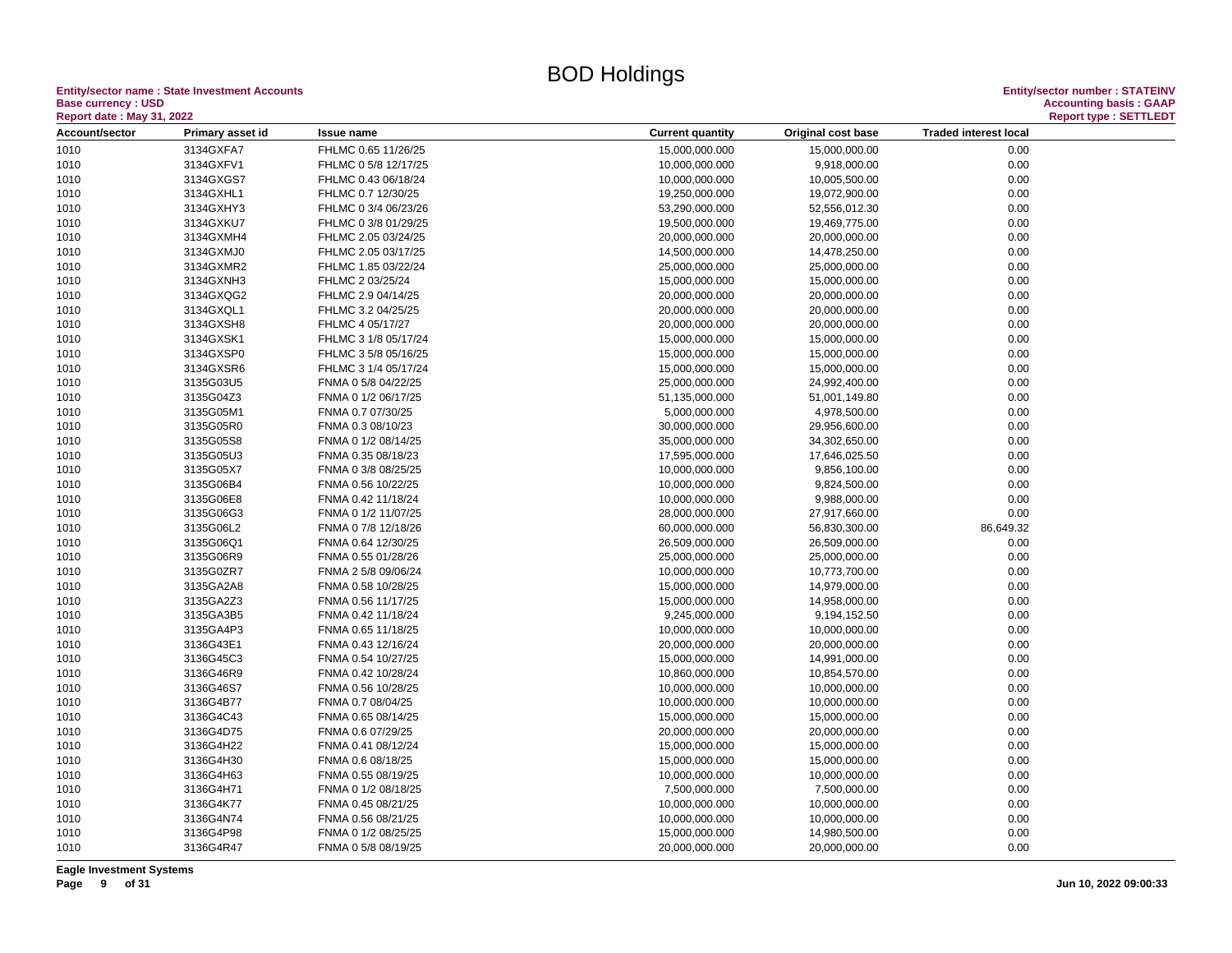# BOD Holdings

**Entity/sector name : State Investment Accounts**
**Base currency : USD**
**Report date : May 31, 2022**

**Entity/sector number : STATEINV**
**Accounting basis : GAAP**
**Report type : SETTLEDT**

| Account/sector | Primary asset id | Issue name | Current quantity | Original cost base | Traded interest local |
|---|---|---|---|---|---|
| 1010 | 3134GXFA7 | FHLMC 0.65 11/26/25 | 15,000,000.000 | 15,000,000.00 | 0.00 |
| 1010 | 3134GXFV1 | FHLMC 0 5/8 12/17/25 | 10,000,000.000 | 9,918,000.00 | 0.00 |
| 1010 | 3134GXGS7 | FHLMC 0.43 06/18/24 | 10,000,000.000 | 10,005,500.00 | 0.00 |
| 1010 | 3134GXHL1 | FHLMC 0.7 12/30/25 | 19,250,000.000 | 19,072,900.00 | 0.00 |
| 1010 | 3134GXHY3 | FHLMC 0 3/4 06/23/26 | 53,290,000.000 | 52,556,012.30 | 0.00 |
| 1010 | 3134GXKU7 | FHLMC 0 3/8 01/29/25 | 19,500,000.000 | 19,469,775.00 | 0.00 |
| 1010 | 3134GXMH4 | FHLMC 2.05 03/24/25 | 20,000,000.000 | 20,000,000.00 | 0.00 |
| 1010 | 3134GXMJ0 | FHLMC 2.05 03/17/25 | 14,500,000.000 | 14,478,250.00 | 0.00 |
| 1010 | 3134GXMR2 | FHLMC 1.85 03/22/24 | 25,000,000.000 | 25,000,000.00 | 0.00 |
| 1010 | 3134GXNH3 | FHLMC 2 03/25/24 | 15,000,000.000 | 15,000,000.00 | 0.00 |
| 1010 | 3134GXQG2 | FHLMC 2.9 04/14/25 | 20,000,000.000 | 20,000,000.00 | 0.00 |
| 1010 | 3134GXQL1 | FHLMC 3.2 04/25/25 | 20,000,000.000 | 20,000,000.00 | 0.00 |
| 1010 | 3134GXSH8 | FHLMC 4 05/17/27 | 20,000,000.000 | 20,000,000.00 | 0.00 |
| 1010 | 3134GXSK1 | FHLMC 3 1/8 05/17/24 | 15,000,000.000 | 15,000,000.00 | 0.00 |
| 1010 | 3134GXSP0 | FHLMC 3 5/8 05/16/25 | 15,000,000.000 | 15,000,000.00 | 0.00 |
| 1010 | 3134GXSR6 | FHLMC 3 1/4 05/17/24 | 15,000,000.000 | 15,000,000.00 | 0.00 |
| 1010 | 3135G03U5 | FNMA 0 5/8 04/22/25 | 25,000,000.000 | 24,992,400.00 | 0.00 |
| 1010 | 3135G04Z3 | FNMA 0 1/2 06/17/25 | 51,135,000.000 | 51,001,149.80 | 0.00 |
| 1010 | 3135G05M1 | FNMA 0.7 07/30/25 | 5,000,000.000 | 4,978,500.00 | 0.00 |
| 1010 | 3135G05R0 | FNMA 0.3 08/10/23 | 30,000,000.000 | 29,956,600.00 | 0.00 |
| 1010 | 3135G05S8 | FNMA 0 1/2 08/14/25 | 35,000,000.000 | 34,302,650.00 | 0.00 |
| 1010 | 3135G05U3 | FNMA 0.35 08/18/23 | 17,595,000.000 | 17,646,025.50 | 0.00 |
| 1010 | 3135G05X7 | FNMA 0 3/8 08/25/25 | 10,000,000.000 | 9,856,100.00 | 0.00 |
| 1010 | 3135G06B4 | FNMA 0.56 10/22/25 | 10,000,000.000 | 9,824,500.00 | 0.00 |
| 1010 | 3135G06E8 | FNMA 0.42 11/18/24 | 10,000,000.000 | 9,988,000.00 | 0.00 |
| 1010 | 3135G06G3 | FNMA 0 1/2 11/07/25 | 28,000,000.000 | 27,917,660.00 | 0.00 |
| 1010 | 3135G06L2 | FNMA 0 7/8 12/18/26 | 60,000,000.000 | 56,830,300.00 | 86,649.32 |
| 1010 | 3135G06Q1 | FNMA 0.64 12/30/25 | 26,509,000.000 | 26,509,000.00 | 0.00 |
| 1010 | 3135G06R9 | FNMA 0.55 01/28/26 | 25,000,000.000 | 25,000,000.00 | 0.00 |
| 1010 | 3135G0ZR7 | FNMA 2 5/8 09/06/24 | 10,000,000.000 | 10,773,700.00 | 0.00 |
| 1010 | 3135GA2A8 | FNMA 0.58 10/28/25 | 15,000,000.000 | 14,979,000.00 | 0.00 |
| 1010 | 3135GA2Z3 | FNMA 0.56 11/17/25 | 15,000,000.000 | 14,958,000.00 | 0.00 |
| 1010 | 3135GA3B5 | FNMA 0.42 11/18/24 | 9,245,000.000 | 9,194,152.50 | 0.00 |
| 1010 | 3135GA4P3 | FNMA 0.65 11/18/25 | 10,000,000.000 | 10,000,000.00 | 0.00 |
| 1010 | 3136G43E1 | FNMA 0.43 12/16/24 | 20,000,000.000 | 20,000,000.00 | 0.00 |
| 1010 | 3136G45C3 | FNMA 0.54 10/27/25 | 15,000,000.000 | 14,991,000.00 | 0.00 |
| 1010 | 3136G46R9 | FNMA 0.42 10/28/24 | 10,860,000.000 | 10,854,570.00 | 0.00 |
| 1010 | 3136G46S7 | FNMA 0.56 10/28/25 | 10,000,000.000 | 10,000,000.00 | 0.00 |
| 1010 | 3136G4B77 | FNMA 0.7 08/04/25 | 10,000,000.000 | 10,000,000.00 | 0.00 |
| 1010 | 3136G4C43 | FNMA 0.65 08/14/25 | 15,000,000.000 | 15,000,000.00 | 0.00 |
| 1010 | 3136G4D75 | FNMA 0.6 07/29/25 | 20,000,000.000 | 20,000,000.00 | 0.00 |
| 1010 | 3136G4H22 | FNMA 0.41 08/12/24 | 15,000,000.000 | 15,000,000.00 | 0.00 |
| 1010 | 3136G4H30 | FNMA 0.6 08/18/25 | 15,000,000.000 | 15,000,000.00 | 0.00 |
| 1010 | 3136G4H63 | FNMA 0.55 08/19/25 | 10,000,000.000 | 10,000,000.00 | 0.00 |
| 1010 | 3136G4H71 | FNMA 0 1/2 08/18/25 | 7,500,000.000 | 7,500,000.00 | 0.00 |
| 1010 | 3136G4K77 | FNMA 0.45 08/21/25 | 10,000,000.000 | 10,000,000.00 | 0.00 |
| 1010 | 3136G4N74 | FNMA 0.56 08/21/25 | 10,000,000.000 | 10,000,000.00 | 0.00 |
| 1010 | 3136G4P98 | FNMA 0 1/2 08/25/25 | 15,000,000.000 | 14,980,500.00 | 0.00 |
| 1010 | 3136G4R47 | FNMA 0 5/8 08/19/25 | 20,000,000.000 | 20,000,000.00 | 0.00 |

**Eagle Investment Systems**

**Jun 10, 2022 09:00:33**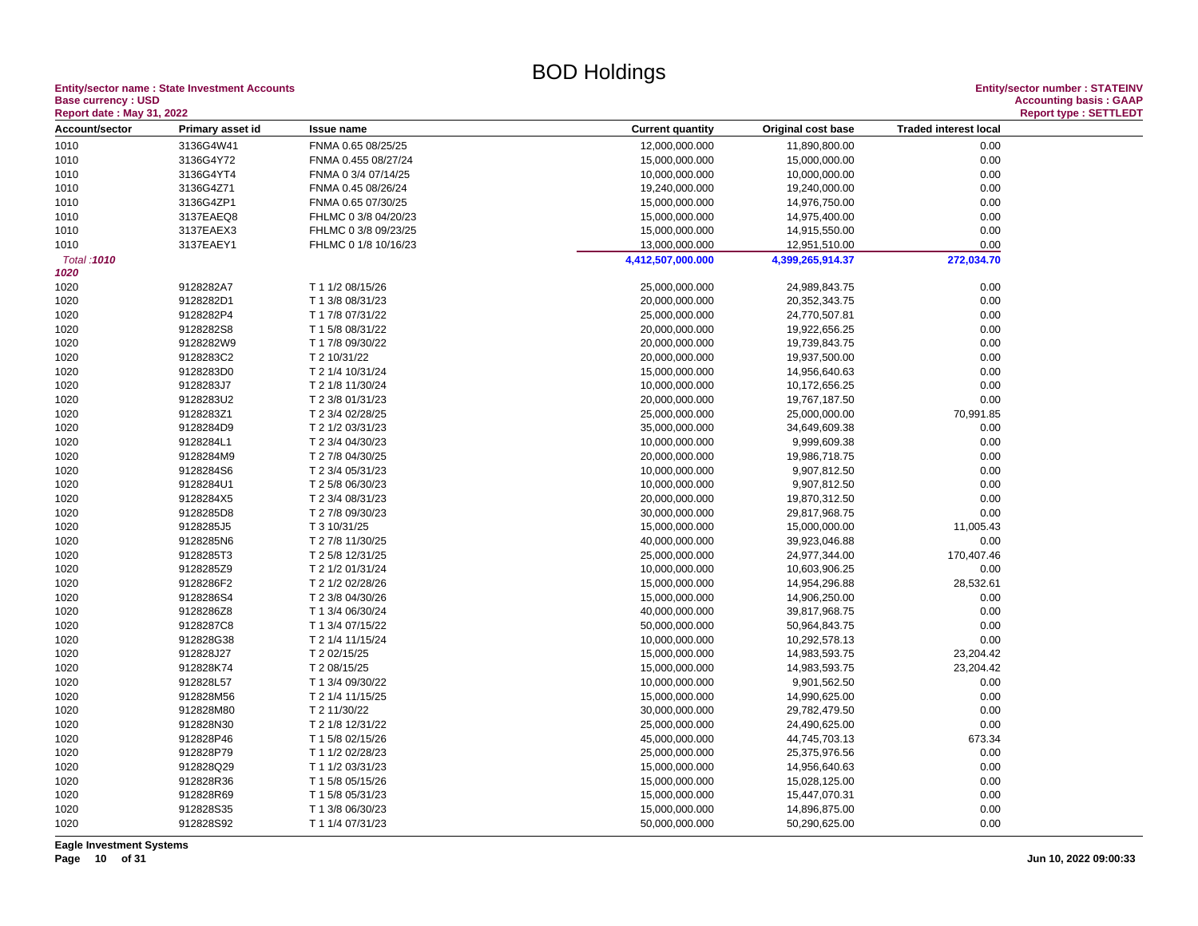# BOD Holdings

**Entity/sector name : State Investment Accounts**
**Base currency : USD**
**Report date : May 31, 2022**

**Entity/sector number : STATEINV**
**Accounting basis : GAAP**
**Report type : SETTLEDT**

| Account/sector | Primary asset id | Issue name | Current quantity | Original cost base | Traded interest local |
|---|---|---|---|---|---|
| 1010 | 3136G4W41 | FNMA 0.65 08/25/25 | 12,000,000.000 | 11,890,800.00 | 0.00 |
| 1010 | 3136G4Y72 | FNMA 0.455 08/27/24 | 15,000,000.000 | 15,000,000.00 | 0.00 |
| 1010 | 3136G4YT4 | FNMA 0 3/4 07/14/25 | 10,000,000.000 | 10,000,000.00 | 0.00 |
| 1010 | 3136G4Z71 | FNMA 0.45 08/26/24 | 19,240,000.000 | 19,240,000.00 | 0.00 |
| 1010 | 3136G4ZP1 | FNMA 0.65 07/30/25 | 15,000,000.000 | 14,976,750.00 | 0.00 |
| 1010 | 3137EAEQ8 | FHLMC 0 3/8 04/20/23 | 15,000,000.000 | 14,975,400.00 | 0.00 |
| 1010 | 3137EAEX3 | FHLMC 0 3/8 09/23/25 | 15,000,000.000 | 14,915,550.00 | 0.00 |
| 1010 | 3137EAEY1 | FHLMC 0 1/8 10/16/23 | 13,000,000.000 | 12,951,510.00 | 0.00 |
| *Total :**1010*** | | | **4,412,507,000.000** | **4,399,265,914.37** | **272,034.70** |
| ***1020*** | | | | | |
| 1020 | 9128282A7 | T 1 1/2 08/15/26 | 25,000,000.000 | 24,989,843.75 | 0.00 |
| 1020 | 9128282D1 | T 1 3/8 08/31/23 | 20,000,000.000 | 20,352,343.75 | 0.00 |
| 1020 | 9128282P4 | T 1 7/8 07/31/22 | 25,000,000.000 | 24,770,507.81 | 0.00 |
| 1020 | 9128282S8 | T 1 5/8 08/31/22 | 20,000,000.000 | 19,922,656.25 | 0.00 |
| 1020 | 9128282W9 | T 1 7/8 09/30/22 | 20,000,000.000 | 19,739,843.75 | 0.00 |
| 1020 | 9128283C2 | T 2 10/31/22 | 20,000,000.000 | 19,937,500.00 | 0.00 |
| 1020 | 9128283D0 | T 2 1/4 10/31/24 | 15,000,000.000 | 14,956,640.63 | 0.00 |
| 1020 | 9128283J7 | T 2 1/8 11/30/24 | 10,000,000.000 | 10,172,656.25 | 0.00 |
| 1020 | 9128283U2 | T 2 3/8 01/31/23 | 20,000,000.000 | 19,767,187.50 | 0.00 |
| 1020 | 9128283Z1 | T 2 3/4 02/28/25 | 25,000,000.000 | 25,000,000.00 | 70,991.85 |
| 1020 | 9128284D9 | T 2 1/2 03/31/23 | 35,000,000.000 | 34,649,609.38 | 0.00 |
| 1020 | 9128284L1 | T 2 3/4 04/30/23 | 10,000,000.000 | 9,999,609.38 | 0.00 |
| 1020 | 9128284M9 | T 2 7/8 04/30/25 | 20,000,000.000 | 19,986,718.75 | 0.00 |
| 1020 | 9128284S6 | T 2 3/4 05/31/23 | 10,000,000.000 | 9,907,812.50 | 0.00 |
| 1020 | 9128284U1 | T 2 5/8 06/30/23 | 10,000,000.000 | 9,907,812.50 | 0.00 |
| 1020 | 9128284X5 | T 2 3/4 08/31/23 | 20,000,000.000 | 19,870,312.50 | 0.00 |
| 1020 | 9128285D8 | T 2 7/8 09/30/23 | 30,000,000.000 | 29,817,968.75 | 0.00 |
| 1020 | 9128285J5 | T 3 10/31/25 | 15,000,000.000 | 15,000,000.00 | 11,005.43 |
| 1020 | 9128285N6 | T 2 7/8 11/30/25 | 40,000,000.000 | 39,923,046.88 | 0.00 |
| 1020 | 9128285T3 | T 2 5/8 12/31/25 | 25,000,000.000 | 24,977,344.00 | 170,407.46 |
| 1020 | 9128285Z9 | T 2 1/2 01/31/24 | 10,000,000.000 | 10,603,906.25 | 0.00 |
| 1020 | 9128286F2 | T 2 1/2 02/28/26 | 15,000,000.000 | 14,954,296.88 | 28,532.61 |
| 1020 | 9128286S4 | T 2 3/8 04/30/26 | 15,000,000.000 | 14,906,250.00 | 0.00 |
| 1020 | 9128286Z8 | T 1 3/4 06/30/24 | 40,000,000.000 | 39,817,968.75 | 0.00 |
| 1020 | 9128287C8 | T 1 3/4 07/15/22 | 50,000,000.000 | 50,964,843.75 | 0.00 |
| 1020 | 912828G38 | T 2 1/4 11/15/24 | 10,000,000.000 | 10,292,578.13 | 0.00 |
| 1020 | 912828J27 | T 2 02/15/25 | 15,000,000.000 | 14,983,593.75 | 23,204.42 |
| 1020 | 912828K74 | T 2 08/15/25 | 15,000,000.000 | 14,983,593.75 | 23,204.42 |
| 1020 | 912828L57 | T 1 3/4 09/30/22 | 10,000,000.000 | 9,901,562.50 | 0.00 |
| 1020 | 912828M56 | T 2 1/4 11/15/25 | 15,000,000.000 | 14,990,625.00 | 0.00 |
| 1020 | 912828M80 | T 2 11/30/22 | 30,000,000.000 | 29,782,479.50 | 0.00 |
| 1020 | 912828N30 | T 2 1/8 12/31/22 | 25,000,000.000 | 24,490,625.00 | 0.00 |
| 1020 | 912828P46 | T 1 5/8 02/15/26 | 45,000,000.000 | 44,745,703.13 | 673.34 |
| 1020 | 912828P79 | T 1 1/2 02/28/23 | 25,000,000.000 | 25,375,976.56 | 0.00 |
| 1020 | 912828Q29 | T 1 1/2 03/31/23 | 15,000,000.000 | 14,956,640.63 | 0.00 |
| 1020 | 912828R36 | T 1 5/8 05/15/26 | 15,000,000.000 | 15,028,125.00 | 0.00 |
| 1020 | 912828R69 | T 1 5/8 05/31/23 | 15,000,000.000 | 15,447,070.31 | 0.00 |
| 1020 | 912828S35 | T 1 3/8 06/30/23 | 15,000,000.000 | 14,896,875.00 | 0.00 |
| 1020 | 912828S92 | T 1 1/4 07/31/23 | 50,000,000.000 | 50,290,625.00 | 0.00 |

**Eagle Investment Systems**

**Jun 10, 2022 09:00:33**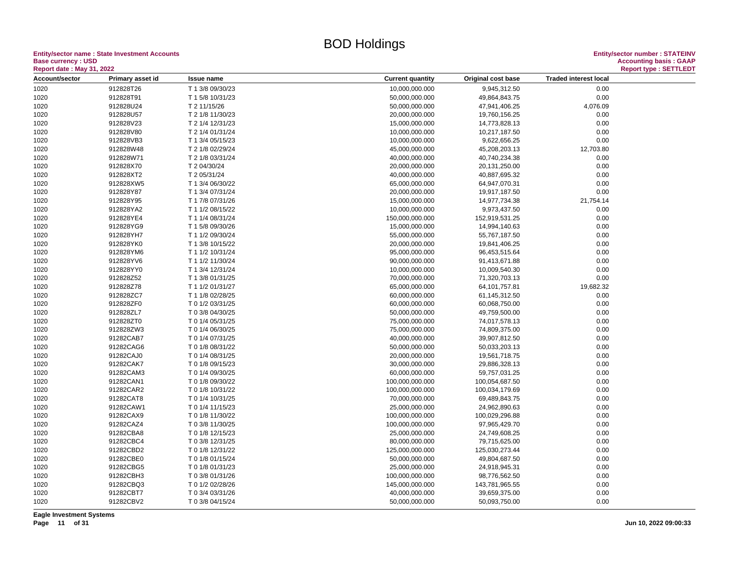# BOD Holdings

**Entity/sector name : State Investment Accounts**
**Base currency : USD**
**Report date : May 31, 2022**

**Entity/sector number : STATEINV**
**Accounting basis : GAAP**
**Report type : SETTLEDT**

| Account/sector | Primary asset id | Issue name | Current quantity | Original cost base | Traded interest local |
|---|---|---|---|---|---|
| 1020 | 912828T26 | T 1 3/8 09/30/23 | 10,000,000.000 | 9,945,312.50 | 0.00 |
| 1020 | 912828T91 | T 1 5/8 10/31/23 | 50,000,000.000 | 49,864,843.75 | 0.00 |
| 1020 | 912828U24 | T 2 11/15/26 | 50,000,000.000 | 47,941,406.25 | 4,076.09 |
| 1020 | 912828U57 | T 2 1/8 11/30/23 | 20,000,000.000 | 19,760,156.25 | 0.00 |
| 1020 | 912828V23 | T 2 1/4 12/31/23 | 15,000,000.000 | 14,773,828.13 | 0.00 |
| 1020 | 912828V80 | T 2 1/4 01/31/24 | 10,000,000.000 | 10,217,187.50 | 0.00 |
| 1020 | 912828VB3 | T 1 3/4 05/15/23 | 10,000,000.000 | 9,622,656.25 | 0.00 |
| 1020 | 912828W48 | T 2 1/8 02/29/24 | 45,000,000.000 | 45,208,203.13 | 12,703.80 |
| 1020 | 912828W71 | T 2 1/8 03/31/24 | 40,000,000.000 | 40,740,234.38 | 0.00 |
| 1020 | 912828X70 | T 2 04/30/24 | 20,000,000.000 | 20,131,250.00 | 0.00 |
| 1020 | 912828XT2 | T 2 05/31/24 | 40,000,000.000 | 40,887,695.32 | 0.00 |
| 1020 | 912828XW5 | T 1 3/4 06/30/22 | 65,000,000.000 | 64,947,070.31 | 0.00 |
| 1020 | 912828Y87 | T 1 3/4 07/31/24 | 20,000,000.000 | 19,917,187.50 | 0.00 |
| 1020 | 912828Y95 | T 1 7/8 07/31/26 | 15,000,000.000 | 14,977,734.38 | 21,754.14 |
| 1020 | 912828YA2 | T 1 1/2 08/15/22 | 10,000,000.000 | 9,973,437.50 | 0.00 |
| 1020 | 912828YE4 | T 1 1/4 08/31/24 | 150,000,000.000 | 152,919,531.25 | 0.00 |
| 1020 | 912828YG9 | T 1 5/8 09/30/26 | 15,000,000.000 | 14,994,140.63 | 0.00 |
| 1020 | 912828YH7 | T 1 1/2 09/30/24 | 55,000,000.000 | 55,767,187.50 | 0.00 |
| 1020 | 912828YK0 | T 1 3/8 10/15/22 | 20,000,000.000 | 19,841,406.25 | 0.00 |
| 1020 | 912828YM6 | T 1 1/2 10/31/24 | 95,000,000.000 | 96,453,515.64 | 0.00 |
| 1020 | 912828YV6 | T 1 1/2 11/30/24 | 90,000,000.000 | 91,413,671.88 | 0.00 |
| 1020 | 912828YY0 | T 1 3/4 12/31/24 | 10,000,000.000 | 10,009,540.30 | 0.00 |
| 1020 | 912828Z52 | T 1 3/8 01/31/25 | 70,000,000.000 | 71,320,703.13 | 0.00 |
| 1020 | 912828Z78 | T 1 1/2 01/31/27 | 65,000,000.000 | 64,101,757.81 | 19,682.32 |
| 1020 | 912828ZC7 | T 1 1/8 02/28/25 | 60,000,000.000 | 61,145,312.50 | 0.00 |
| 1020 | 912828ZF0 | T 0 1/2 03/31/25 | 60,000,000.000 | 60,068,750.00 | 0.00 |
| 1020 | 912828ZL7 | T 0 3/8 04/30/25 | 50,000,000.000 | 49,759,500.00 | 0.00 |
| 1020 | 912828ZT0 | T 0 1/4 05/31/25 | 75,000,000.000 | 74,017,578.13 | 0.00 |
| 1020 | 912828ZW3 | T 0 1/4 06/30/25 | 75,000,000.000 | 74,809,375.00 | 0.00 |
| 1020 | 91282CAB7 | T 0 1/4 07/31/25 | 40,000,000.000 | 39,907,812.50 | 0.00 |
| 1020 | 91282CAG6 | T 0 1/8 08/31/22 | 50,000,000.000 | 50,033,203.13 | 0.00 |
| 1020 | 91282CAJ0 | T 0 1/4 08/31/25 | 20,000,000.000 | 19,561,718.75 | 0.00 |
| 1020 | 91282CAK7 | T 0 1/8 09/15/23 | 30,000,000.000 | 29,886,328.13 | 0.00 |
| 1020 | 91282CAM3 | T 0 1/4 09/30/25 | 60,000,000.000 | 59,757,031.25 | 0.00 |
| 1020 | 91282CAN1 | T 0 1/8 09/30/22 | 100,000,000.000 | 100,054,687.50 | 0.00 |
| 1020 | 91282CAR2 | T 0 1/8 10/31/22 | 100,000,000.000 | 100,034,179.69 | 0.00 |
| 1020 | 91282CAT8 | T 0 1/4 10/31/25 | 70,000,000.000 | 69,489,843.75 | 0.00 |
| 1020 | 91282CAW1 | T 0 1/4 11/15/23 | 25,000,000.000 | 24,962,890.63 | 0.00 |
| 1020 | 91282CAX9 | T 0 1/8 11/30/22 | 100,000,000.000 | 100,029,296.88 | 0.00 |
| 1020 | 91282CAZ4 | T 0 3/8 11/30/25 | 100,000,000.000 | 97,965,429.70 | 0.00 |
| 1020 | 91282CBA8 | T 0 1/8 12/15/23 | 25,000,000.000 | 24,749,608.25 | 0.00 |
| 1020 | 91282CBC4 | T 0 3/8 12/31/25 | 80,000,000.000 | 79,715,625.00 | 0.00 |
| 1020 | 91282CBD2 | T 0 1/8 12/31/22 | 125,000,000.000 | 125,030,273.44 | 0.00 |
| 1020 | 91282CBE0 | T 0 1/8 01/15/24 | 50,000,000.000 | 49,804,687.50 | 0.00 |
| 1020 | 91282CBG5 | T 0 1/8 01/31/23 | 25,000,000.000 | 24,918,945.31 | 0.00 |
| 1020 | 91282CBH3 | T 0 3/8 01/31/26 | 100,000,000.000 | 98,776,562.50 | 0.00 |
| 1020 | 91282CBQ3 | T 0 1/2 02/28/26 | 145,000,000.000 | 143,781,965.55 | 0.00 |
| 1020 | 91282CBT7 | T 0 3/4 03/31/26 | 40,000,000.000 | 39,659,375.00 | 0.00 |
| 1020 | 91282CBV2 | T 0 3/8 04/15/24 | 50,000,000.000 | 50,093,750.00 | 0.00 |

**Eagle Investment Systems**

**Jun 10, 2022 09:00:33**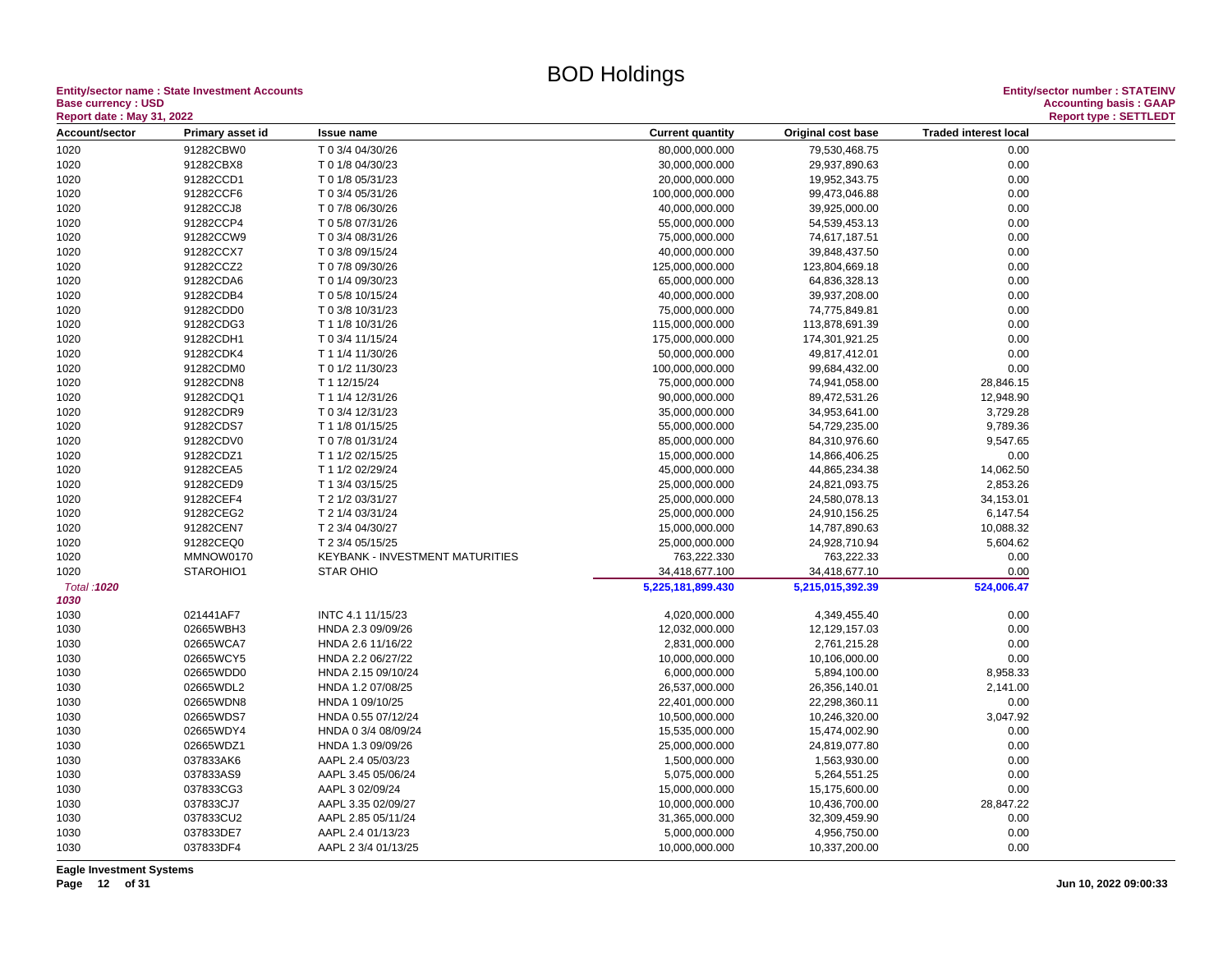# BOD Holdings

**Entity/sector name : State Investment Accounts**
**Base currency : USD**
**Report date : May 31, 2022**

**Entity/sector number : STATEINV**
**Accounting basis : GAAP**
**Report type : SETTLEDT**

| Account/sector | Primary asset id | Issue name | Current quantity | Original cost base | Traded interest local |
|---|---|---|---|---|---|
| 1020 | 91282CBW0 | T 0 3/4 04/30/26 | 80,000,000.000 | 79,530,468.75 | 0.00 |
| 1020 | 91282CBX8 | T 0 1/8 04/30/23 | 30,000,000.000 | 29,937,890.63 | 0.00 |
| 1020 | 91282CCD1 | T 0 1/8 05/31/23 | 20,000,000.000 | 19,952,343.75 | 0.00 |
| 1020 | 91282CCF6 | T 0 3/4 05/31/26 | 100,000,000.000 | 99,473,046.88 | 0.00 |
| 1020 | 91282CCJ8 | T 0 7/8 06/30/26 | 40,000,000.000 | 39,925,000.00 | 0.00 |
| 1020 | 91282CCP4 | T 0 5/8 07/31/26 | 55,000,000.000 | 54,539,453.13 | 0.00 |
| 1020 | 91282CCW9 | T 0 3/4 08/31/26 | 75,000,000.000 | 74,617,187.51 | 0.00 |
| 1020 | 91282CCX7 | T 0 3/8 09/15/24 | 40,000,000.000 | 39,848,437.50 | 0.00 |
| 1020 | 91282CCZ2 | T 0 7/8 09/30/26 | 125,000,000.000 | 123,804,669.18 | 0.00 |
| 1020 | 91282CDA6 | T 0 1/4 09/30/23 | 65,000,000.000 | 64,836,328.13 | 0.00 |
| 1020 | 91282CDB4 | T 0 5/8 10/15/24 | 40,000,000.000 | 39,937,208.00 | 0.00 |
| 1020 | 91282CDD0 | T 0 3/8 10/31/23 | 75,000,000.000 | 74,775,849.81 | 0.00 |
| 1020 | 91282CDG3 | T 1 1/8 10/31/26 | 115,000,000.000 | 113,878,691.39 | 0.00 |
| 1020 | 91282CDH1 | T 0 3/4 11/15/24 | 175,000,000.000 | 174,301,921.25 | 0.00 |
| 1020 | 91282CDK4 | T 1 1/4 11/30/26 | 50,000,000.000 | 49,817,412.01 | 0.00 |
| 1020 | 91282CDM0 | T 0 1/2 11/30/23 | 100,000,000.000 | 99,684,432.00 | 0.00 |
| 1020 | 91282CDN8 | T 1 12/15/24 | 75,000,000.000 | 74,941,058.00 | 28,846.15 |
| 1020 | 91282CDQ1 | T 1 1/4 12/31/26 | 90,000,000.000 | 89,472,531.26 | 12,948.90 |
| 1020 | 91282CDR9 | T 0 3/4 12/31/23 | 35,000,000.000 | 34,953,641.00 | 3,729.28 |
| 1020 | 91282CDS7 | T 1 1/8 01/15/25 | 55,000,000.000 | 54,729,235.00 | 9,789.36 |
| 1020 | 91282CDV0 | T 0 7/8 01/31/24 | 85,000,000.000 | 84,310,976.60 | 9,547.65 |
| 1020 | 91282CDZ1 | T 1 1/2 02/15/25 | 15,000,000.000 | 14,866,406.25 | 0.00 |
| 1020 | 91282CEA5 | T 1 1/2 02/29/24 | 45,000,000.000 | 44,865,234.38 | 14,062.50 |
| 1020 | 91282CED9 | T 1 3/4 03/15/25 | 25,000,000.000 | 24,821,093.75 | 2,853.26 |
| 1020 | 91282CEF4 | T 2 1/2 03/31/27 | 25,000,000.000 | 24,580,078.13 | 34,153.01 |
| 1020 | 91282CEG2 | T 2 1/4 03/31/24 | 25,000,000.000 | 24,910,156.25 | 6,147.54 |
| 1020 | 91282CEN7 | T 2 3/4 04/30/27 | 15,000,000.000 | 14,787,890.63 | 10,088.32 |
| 1020 | 91282CEQ0 | T 2 3/4 05/15/25 | 25,000,000.000 | 24,928,710.94 | 5,604.62 |
| 1020 | MMNOW0170 | KEYBANK - INVESTMENT MATURITIES | 763,222.330 | 763,222.33 | 0.00 |
| 1020 | STAROHIO1 | STAR OHIO | 34,418,677.100 | 34,418,677.10 | 0.00 |
| *Total :**1020*** | | | **5,225,181,899.430** | **5,215,015,392.39** | **524,006.47** |
| ***1030*** | | | | | |
| 1030 | 021441AF7 | INTC 4.1 11/15/23 | 4,020,000.000 | 4,349,455.40 | 0.00 |
| 1030 | 02665WBH3 | HNDA 2.3 09/09/26 | 12,032,000.000 | 12,129,157.03 | 0.00 |
| 1030 | 02665WCA7 | HNDA 2.6 11/16/22 | 2,831,000.000 | 2,761,215.28 | 0.00 |
| 1030 | 02665WCY5 | HNDA 2.2 06/27/22 | 10,000,000.000 | 10,106,000.00 | 0.00 |
| 1030 | 02665WDD0 | HNDA 2.15 09/10/24 | 6,000,000.000 | 5,894,100.00 | 8,958.33 |
| 1030 | 02665WDL2 | HNDA 1.2 07/08/25 | 26,537,000.000 | 26,356,140.01 | 2,141.00 |
| 1030 | 02665WDN8 | HNDA 1 09/10/25 | 22,401,000.000 | 22,298,360.11 | 0.00 |
| 1030 | 02665WDS7 | HNDA 0.55 07/12/24 | 10,500,000.000 | 10,246,320.00 | 3,047.92 |
| 1030 | 02665WDY4 | HNDA 0 3/4 08/09/24 | 15,535,000.000 | 15,474,002.90 | 0.00 |
| 1030 | 02665WDZ1 | HNDA 1.3 09/09/26 | 25,000,000.000 | 24,819,077.80 | 0.00 |
| 1030 | 037833AK6 | AAPL 2.4 05/03/23 | 1,500,000.000 | 1,563,930.00 | 0.00 |
| 1030 | 037833AS9 | AAPL 3.45 05/06/24 | 5,075,000.000 | 5,264,551.25 | 0.00 |
| 1030 | 037833CG3 | AAPL 3 02/09/24 | 15,000,000.000 | 15,175,600.00 | 0.00 |
| 1030 | 037833CJ7 | AAPL 3.35 02/09/27 | 10,000,000.000 | 10,436,700.00 | 28,847.22 |
| 1030 | 037833CU2 | AAPL 2.85 05/11/24 | 31,365,000.000 | 32,309,459.90 | 0.00 |
| 1030 | 037833DE7 | AAPL 2.4 01/13/23 | 5,000,000.000 | 4,956,750.00 | 0.00 |
| 1030 | 037833DF4 | AAPL 2 3/4 01/13/25 | 10,000,000.000 | 10,337,200.00 | 0.00 |

**Eagle Investment Systems**

**Jun 10, 2022 09:00:33**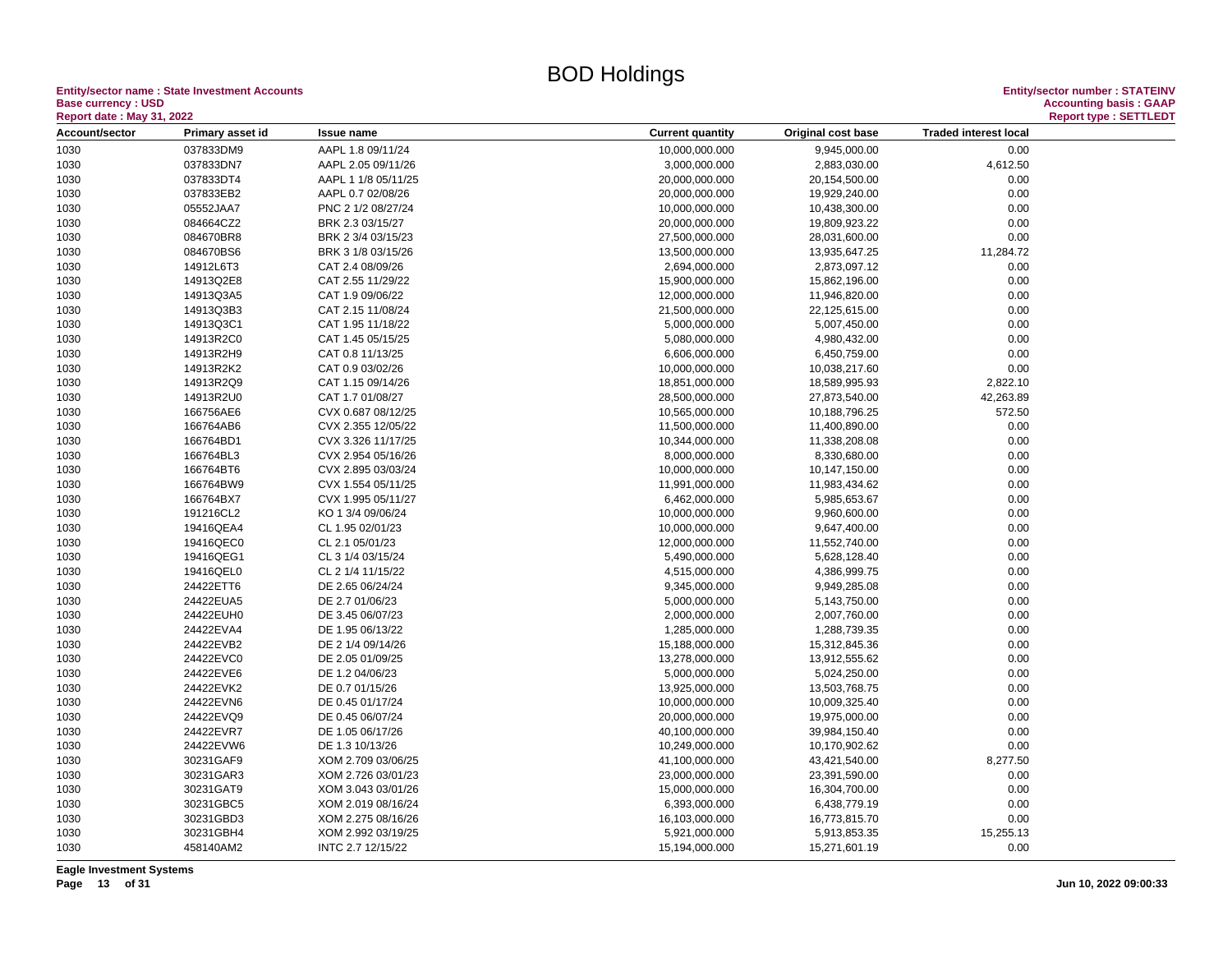# BOD Holdings

**Entity/sector name : State Investment Accounts**
**Base currency : USD**
**Report date : May 31, 2022**

**Entity/sector number : STATEINV**
**Accounting basis : GAAP**
**Report type : SETTLEDT**

| Account/sector | Primary asset id | Issue name | Current quantity | Original cost base | Traded interest local |
|---|---|---|---|---|---|
| 1030 | 037833DM9 | AAPL 1.8 09/11/24 | 10,000,000.000 | 9,945,000.00 | 0.00 |
| 1030 | 037833DN7 | AAPL 2.05 09/11/26 | 3,000,000.000 | 2,883,030.00 | 4,612.50 |
| 1030 | 037833DT4 | AAPL 1 1/8 05/11/25 | 20,000,000.000 | 20,154,500.00 | 0.00 |
| 1030 | 037833EB2 | AAPL 0.7 02/08/26 | 20,000,000.000 | 19,929,240.00 | 0.00 |
| 1030 | 05552JAA7 | PNC 2 1/2 08/27/24 | 10,000,000.000 | 10,438,300.00 | 0.00 |
| 1030 | 084664CZ2 | BRK 2.3 03/15/27 | 20,000,000.000 | 19,809,923.22 | 0.00 |
| 1030 | 084670BR8 | BRK 2 3/4 03/15/23 | 27,500,000.000 | 28,031,600.00 | 0.00 |
| 1030 | 084670BS6 | BRK 3 1/8 03/15/26 | 13,500,000.000 | 13,935,647.25 | 11,284.72 |
| 1030 | 14912L6T3 | CAT 2.4 08/09/26 | 2,694,000.000 | 2,873,097.12 | 0.00 |
| 1030 | 14913Q2E8 | CAT 2.55 11/29/22 | 15,900,000.000 | 15,862,196.00 | 0.00 |
| 1030 | 14913Q3A5 | CAT 1.9 09/06/22 | 12,000,000.000 | 11,946,820.00 | 0.00 |
| 1030 | 14913Q3B3 | CAT 2.15 11/08/24 | 21,500,000.000 | 22,125,615.00 | 0.00 |
| 1030 | 14913Q3C1 | CAT 1.95 11/18/22 | 5,000,000.000 | 5,007,450.00 | 0.00 |
| 1030 | 14913R2C0 | CAT 1.45 05/15/25 | 5,080,000.000 | 4,980,432.00 | 0.00 |
| 1030 | 14913R2H9 | CAT 0.8 11/13/25 | 6,606,000.000 | 6,450,759.00 | 0.00 |
| 1030 | 14913R2K2 | CAT 0.9 03/02/26 | 10,000,000.000 | 10,038,217.60 | 0.00 |
| 1030 | 14913R2Q9 | CAT 1.15 09/14/26 | 18,851,000.000 | 18,589,995.93 | 2,822.10 |
| 1030 | 14913R2U0 | CAT 1.7 01/08/27 | 28,500,000.000 | 27,873,540.00 | 42,263.89 |
| 1030 | 166756AE6 | CVX 0.687 08/12/25 | 10,565,000.000 | 10,188,796.25 | 572.50 |
| 1030 | 166764AB6 | CVX 2.355 12/05/22 | 11,500,000.000 | 11,400,890.00 | 0.00 |
| 1030 | 166764BD1 | CVX 3.326 11/17/25 | 10,344,000.000 | 11,338,208.08 | 0.00 |
| 1030 | 166764BL3 | CVX 2.954 05/16/26 | 8,000,000.000 | 8,330,680.00 | 0.00 |
| 1030 | 166764BT6 | CVX 2.895 03/03/24 | 10,000,000.000 | 10,147,150.00 | 0.00 |
| 1030 | 166764BW9 | CVX 1.554 05/11/25 | 11,991,000.000 | 11,983,434.62 | 0.00 |
| 1030 | 166764BX7 | CVX 1.995 05/11/27 | 6,462,000.000 | 5,985,653.67 | 0.00 |
| 1030 | 191216CL2 | KO 1 3/4 09/06/24 | 10,000,000.000 | 9,960,600.00 | 0.00 |
| 1030 | 19416QEA4 | CL 1.95 02/01/23 | 10,000,000.000 | 9,647,400.00 | 0.00 |
| 1030 | 19416QEC0 | CL 2.1 05/01/23 | 12,000,000.000 | 11,552,740.00 | 0.00 |
| 1030 | 19416QEG1 | CL 3 1/4 03/15/24 | 5,490,000.000 | 5,628,128.40 | 0.00 |
| 1030 | 19416QEL0 | CL 2 1/4 11/15/22 | 4,515,000.000 | 4,386,999.75 | 0.00 |
| 1030 | 24422ETT6 | DE 2.65 06/24/24 | 9,345,000.000 | 9,949,285.08 | 0.00 |
| 1030 | 24422EUA5 | DE 2.7 01/06/23 | 5,000,000.000 | 5,143,750.00 | 0.00 |
| 1030 | 24422EUH0 | DE 3.45 06/07/23 | 2,000,000.000 | 2,007,760.00 | 0.00 |
| 1030 | 24422EVA4 | DE 1.95 06/13/22 | 1,285,000.000 | 1,288,739.35 | 0.00 |
| 1030 | 24422EVB2 | DE 2 1/4 09/14/26 | 15,188,000.000 | 15,312,845.36 | 0.00 |
| 1030 | 24422EVC0 | DE 2.05 01/09/25 | 13,278,000.000 | 13,912,555.62 | 0.00 |
| 1030 | 24422EVE6 | DE 1.2 04/06/23 | 5,000,000.000 | 5,024,250.00 | 0.00 |
| 1030 | 24422EVK2 | DE 0.7 01/15/26 | 13,925,000.000 | 13,503,768.75 | 0.00 |
| 1030 | 24422EVN6 | DE 0.45 01/17/24 | 10,000,000.000 | 10,009,325.40 | 0.00 |
| 1030 | 24422EVQ9 | DE 0.45 06/07/24 | 20,000,000.000 | 19,975,000.00 | 0.00 |
| 1030 | 24422EVR7 | DE 1.05 06/17/26 | 40,100,000.000 | 39,984,150.40 | 0.00 |
| 1030 | 24422EVW6 | DE 1.3 10/13/26 | 10,249,000.000 | 10,170,902.62 | 0.00 |
| 1030 | 30231GAF9 | XOM 2.709 03/06/25 | 41,100,000.000 | 43,421,540.00 | 8,277.50 |
| 1030 | 30231GAR3 | XOM 2.726 03/01/23 | 23,000,000.000 | 23,391,590.00 | 0.00 |
| 1030 | 30231GAT9 | XOM 3.043 03/01/26 | 15,000,000.000 | 16,304,700.00 | 0.00 |
| 1030 | 30231GBC5 | XOM 2.019 08/16/24 | 6,393,000.000 | 6,438,779.19 | 0.00 |
| 1030 | 30231GBD3 | XOM 2.275 08/16/26 | 16,103,000.000 | 16,773,815.70 | 0.00 |
| 1030 | 30231GBH4 | XOM 2.992 03/19/25 | 5,921,000.000 | 5,913,853.35 | 15,255.13 |
| 1030 | 458140AM2 | INTC 2.7 12/15/22 | 15,194,000.000 | 15,271,601.19 | 0.00 |

**Eagle Investment Systems**

**Jun 10, 2022 09:00:33**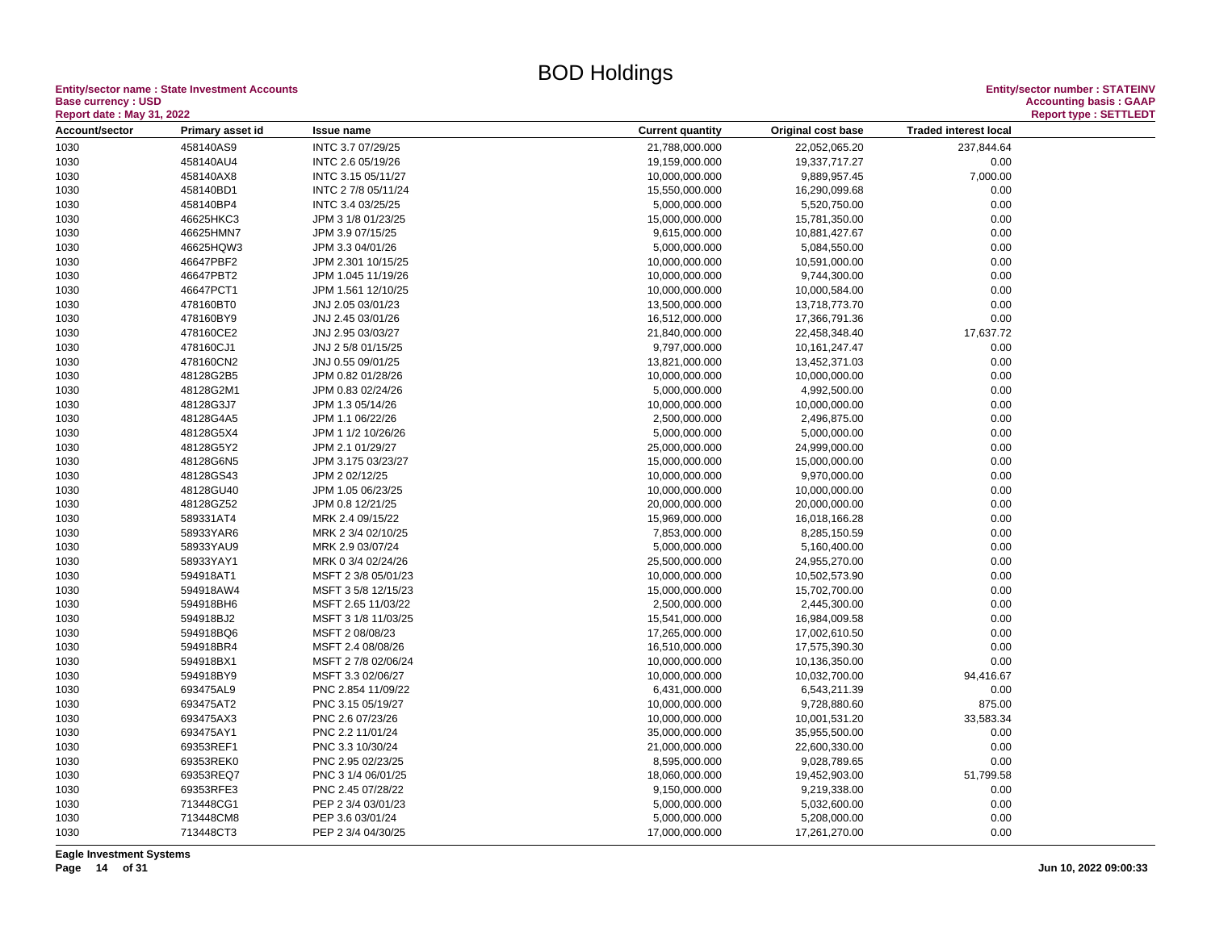# BOD Holdings

**Entity/sector name : State Investment Accounts**
**Base currency : USD**
**Report date : May 31, 2022**

**Entity/sector number : STATEINV**
**Accounting basis : GAAP**
**Report type : SETTLEDT**

| Account/sector | Primary asset id | Issue name | Current quantity | Original cost base | Traded interest local |
|---|---|---|---|---|---|
| 1030 | 458140AS9 | INTC 3.7 07/29/25 | 21,788,000.000 | 22,052,065.20 | 237,844.64 |
| 1030 | 458140AU4 | INTC 2.6 05/19/26 | 19,159,000.000 | 19,337,717.27 | 0.00 |
| 1030 | 458140AX8 | INTC 3.15 05/11/27 | 10,000,000.000 | 9,889,957.45 | 7,000.00 |
| 1030 | 458140BD1 | INTC 2 7/8 05/11/24 | 15,550,000.000 | 16,290,099.68 | 0.00 |
| 1030 | 458140BP4 | INTC 3.4 03/25/25 | 5,000,000.000 | 5,520,750.00 | 0.00 |
| 1030 | 46625HKC3 | JPM 3 1/8 01/23/25 | 15,000,000.000 | 15,781,350.00 | 0.00 |
| 1030 | 46625HMN7 | JPM 3.9 07/15/25 | 9,615,000.000 | 10,881,427.67 | 0.00 |
| 1030 | 46625HQW3 | JPM 3.3 04/01/26 | 5,000,000.000 | 5,084,550.00 | 0.00 |
| 1030 | 46647PBF2 | JPM 2.301 10/15/25 | 10,000,000.000 | 10,591,000.00 | 0.00 |
| 1030 | 46647PBT2 | JPM 1.045 11/19/26 | 10,000,000.000 | 9,744,300.00 | 0.00 |
| 1030 | 46647PCT1 | JPM 1.561 12/10/25 | 10,000,000.000 | 10,000,584.00 | 0.00 |
| 1030 | 478160BT0 | JNJ 2.05 03/01/23 | 13,500,000.000 | 13,718,773.70 | 0.00 |
| 1030 | 478160BY9 | JNJ 2.45 03/01/26 | 16,512,000.000 | 17,366,791.36 | 0.00 |
| 1030 | 478160CE2 | JNJ 2.95 03/03/27 | 21,840,000.000 | 22,458,348.40 | 17,637.72 |
| 1030 | 478160CJ1 | JNJ 2 5/8 01/15/25 | 9,797,000.000 | 10,161,247.47 | 0.00 |
| 1030 | 478160CN2 | JNJ 0.55 09/01/25 | 13,821,000.000 | 13,452,371.03 | 0.00 |
| 1030 | 48128G2B5 | JPM 0.82 01/28/26 | 10,000,000.000 | 10,000,000.00 | 0.00 |
| 1030 | 48128G2M1 | JPM 0.83 02/24/26 | 5,000,000.000 | 4,992,500.00 | 0.00 |
| 1030 | 48128G3J7 | JPM 1.3 05/14/26 | 10,000,000.000 | 10,000,000.00 | 0.00 |
| 1030 | 48128G4A5 | JPM 1.1 06/22/26 | 2,500,000.000 | 2,496,875.00 | 0.00 |
| 1030 | 48128G5X4 | JPM 1 1/2 10/26/26 | 5,000,000.000 | 5,000,000.00 | 0.00 |
| 1030 | 48128G5Y2 | JPM 2.1 01/29/27 | 25,000,000.000 | 24,999,000.00 | 0.00 |
| 1030 | 48128G6N5 | JPM 3.175 03/23/27 | 15,000,000.000 | 15,000,000.00 | 0.00 |
| 1030 | 48128GS43 | JPM 2 02/12/25 | 10,000,000.000 | 9,970,000.00 | 0.00 |
| 1030 | 48128GU40 | JPM 1.05 06/23/25 | 10,000,000.000 | 10,000,000.00 | 0.00 |
| 1030 | 48128GZ52 | JPM 0.8 12/21/25 | 20,000,000.000 | 20,000,000.00 | 0.00 |
| 1030 | 589331AT4 | MRK 2.4 09/15/22 | 15,969,000.000 | 16,018,166.28 | 0.00 |
| 1030 | 58933YAR6 | MRK 2 3/4 02/10/25 | 7,853,000.000 | 8,285,150.59 | 0.00 |
| 1030 | 58933YAU9 | MRK 2.9 03/07/24 | 5,000,000.000 | 5,160,400.00 | 0.00 |
| 1030 | 58933YAY1 | MRK 0 3/4 02/24/26 | 25,500,000.000 | 24,955,270.00 | 0.00 |
| 1030 | 594918AT1 | MSFT 2 3/8 05/01/23 | 10,000,000.000 | 10,502,573.90 | 0.00 |
| 1030 | 594918AW4 | MSFT 3 5/8 12/15/23 | 15,000,000.000 | 15,702,700.00 | 0.00 |
| 1030 | 594918BH6 | MSFT 2.65 11/03/22 | 2,500,000.000 | 2,445,300.00 | 0.00 |
| 1030 | 594918BJ2 | MSFT 3 1/8 11/03/25 | 15,541,000.000 | 16,984,009.58 | 0.00 |
| 1030 | 594918BQ6 | MSFT 2 08/08/23 | 17,265,000.000 | 17,002,610.50 | 0.00 |
| 1030 | 594918BR4 | MSFT 2.4 08/08/26 | 16,510,000.000 | 17,575,390.30 | 0.00 |
| 1030 | 594918BX1 | MSFT 2 7/8 02/06/24 | 10,000,000.000 | 10,136,350.00 | 0.00 |
| 1030 | 594918BY9 | MSFT 3.3 02/06/27 | 10,000,000.000 | 10,032,700.00 | 94,416.67 |
| 1030 | 693475AL9 | PNC 2.854 11/09/22 | 6,431,000.000 | 6,543,211.39 | 0.00 |
| 1030 | 693475AT2 | PNC 3.15 05/19/27 | 10,000,000.000 | 9,728,880.60 | 875.00 |
| 1030 | 693475AX3 | PNC 2.6 07/23/26 | 10,000,000.000 | 10,001,531.20 | 33,583.34 |
| 1030 | 693475AY1 | PNC 2.2 11/01/24 | 35,000,000.000 | 35,955,500.00 | 0.00 |
| 1030 | 69353REF1 | PNC 3.3 10/30/24 | 21,000,000.000 | 22,600,330.00 | 0.00 |
| 1030 | 69353REK0 | PNC 2.95 02/23/25 | 8,595,000.000 | 9,028,789.65 | 0.00 |
| 1030 | 69353REQ7 | PNC 3 1/4 06/01/25 | 18,060,000.000 | 19,452,903.00 | 51,799.58 |
| 1030 | 69353RFE3 | PNC 2.45 07/28/22 | 9,150,000.000 | 9,219,338.00 | 0.00 |
| 1030 | 713448CG1 | PEP 2 3/4 03/01/23 | 5,000,000.000 | 5,032,600.00 | 0.00 |
| 1030 | 713448CM8 | PEP 3.6 03/01/24 | 5,000,000.000 | 5,208,000.00 | 0.00 |
| 1030 | 713448CT3 | PEP 2 3/4 04/30/25 | 17,000,000.000 | 17,261,270.00 | 0.00 |

**Eagle Investment Systems**

**Jun 10, 2022 09:00:33**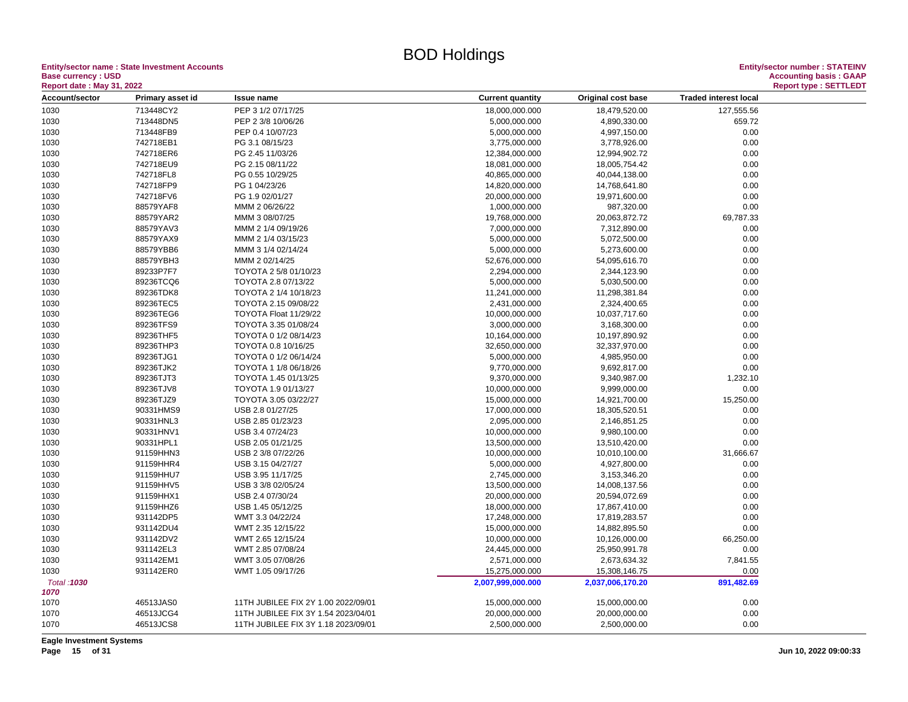# BOD Holdings

**Entity/sector name : State Investment Accounts**
**Base currency : USD**
**Report date : May 31, 2022**

**Entity/sector number : STATEINV**
**Accounting basis : GAAP**
**Report type : SETTLEDT**

| Account/sector | Primary asset id | Issue name | Current quantity | Original cost base | Traded interest local |
|---|---|---|---|---|---|
| 1030 | 713448CY2 | PEP 3 1/2 07/17/25 | 18,000,000.000 | 18,479,520.00 | 127,555.56 |
| 1030 | 713448DN5 | PEP 2 3/8 10/06/26 | 5,000,000.000 | 4,890,330.00 | 659.72 |
| 1030 | 713448FB9 | PEP 0.4 10/07/23 | 5,000,000.000 | 4,997,150.00 | 0.00 |
| 1030 | 742718EB1 | PG 3.1 08/15/23 | 3,775,000.000 | 3,778,926.00 | 0.00 |
| 1030 | 742718ER6 | PG 2.45 11/03/26 | 12,384,000.000 | 12,994,902.72 | 0.00 |
| 1030 | 742718EU9 | PG 2.15 08/11/22 | 18,081,000.000 | 18,005,754.42 | 0.00 |
| 1030 | 742718FL8 | PG 0.55 10/29/25 | 40,865,000.000 | 40,044,138.00 | 0.00 |
| 1030 | 742718FP9 | PG 1 04/23/26 | 14,820,000.000 | 14,768,641.80 | 0.00 |
| 1030 | 742718FV6 | PG 1.9 02/01/27 | 20,000,000.000 | 19,971,600.00 | 0.00 |
| 1030 | 88579YAF8 | MMM 2 06/26/22 | 1,000,000.000 | 987,320.00 | 0.00 |
| 1030 | 88579YAR2 | MMM 3 08/07/25 | 19,768,000.000 | 20,063,872.72 | 69,787.33 |
| 1030 | 88579YAV3 | MMM 2 1/4 09/19/26 | 7,000,000.000 | 7,312,890.00 | 0.00 |
| 1030 | 88579YAX9 | MMM 2 1/4 03/15/23 | 5,000,000.000 | 5,072,500.00 | 0.00 |
| 1030 | 88579YBB6 | MMM 3 1/4 02/14/24 | 5,000,000.000 | 5,273,600.00 | 0.00 |
| 1030 | 88579YBH3 | MMM 2 02/14/25 | 52,676,000.000 | 54,095,616.70 | 0.00 |
| 1030 | 89233P7F7 | TOYOTA 2 5/8 01/10/23 | 2,294,000.000 | 2,344,123.90 | 0.00 |
| 1030 | 89236TCQ6 | TOYOTA 2.8 07/13/22 | 5,000,000.000 | 5,030,500.00 | 0.00 |
| 1030 | 89236TDK8 | TOYOTA 2 1/4 10/18/23 | 11,241,000.000 | 11,298,381.84 | 0.00 |
| 1030 | 89236TEC5 | TOYOTA 2.15 09/08/22 | 2,431,000.000 | 2,324,400.65 | 0.00 |
| 1030 | 89236TEG6 | TOYOTA Float 11/29/22 | 10,000,000.000 | 10,037,717.60 | 0.00 |
| 1030 | 89236TFS9 | TOYOTA 3.35 01/08/24 | 3,000,000.000 | 3,168,300.00 | 0.00 |
| 1030 | 89236THF5 | TOYOTA 0 1/2 08/14/23 | 10,164,000.000 | 10,197,890.92 | 0.00 |
| 1030 | 89236THP3 | TOYOTA 0.8 10/16/25 | 32,650,000.000 | 32,337,970.00 | 0.00 |
| 1030 | 89236TJG1 | TOYOTA 0 1/2 06/14/24 | 5,000,000.000 | 4,985,950.00 | 0.00 |
| 1030 | 89236TJK2 | TOYOTA 1 1/8 06/18/26 | 9,770,000.000 | 9,692,817.00 | 0.00 |
| 1030 | 89236TJT3 | TOYOTA 1.45 01/13/25 | 9,370,000.000 | 9,340,987.00 | 1,232.10 |
| 1030 | 89236TJV8 | TOYOTA 1.9 01/13/27 | 10,000,000.000 | 9,999,000.00 | 0.00 |
| 1030 | 89236TJZ9 | TOYOTA 3.05 03/22/27 | 15,000,000.000 | 14,921,700.00 | 15,250.00 |
| 1030 | 90331HMS9 | USB 2.8 01/27/25 | 17,000,000.000 | 18,305,520.51 | 0.00 |
| 1030 | 90331HNL3 | USB 2.85 01/23/23 | 2,095,000.000 | 2,146,851.25 | 0.00 |
| 1030 | 90331HNV1 | USB 3.4 07/24/23 | 10,000,000.000 | 9,980,100.00 | 0.00 |
| 1030 | 90331HPL1 | USB 2.05 01/21/25 | 13,500,000.000 | 13,510,420.00 | 0.00 |
| 1030 | 91159HHN3 | USB 2 3/8 07/22/26 | 10,000,000.000 | 10,010,100.00 | 31,666.67 |
| 1030 | 91159HHR4 | USB 3.15 04/27/27 | 5,000,000.000 | 4,927,800.00 | 0.00 |
| 1030 | 91159HHU7 | USB 3.95 11/17/25 | 2,745,000.000 | 3,153,346.20 | 0.00 |
| 1030 | 91159HHV5 | USB 3 3/8 02/05/24 | 13,500,000.000 | 14,008,137.56 | 0.00 |
| 1030 | 91159HHX1 | USB 2.4 07/30/24 | 20,000,000.000 | 20,594,072.69 | 0.00 |
| 1030 | 91159HHZ6 | USB 1.45 05/12/25 | 18,000,000.000 | 17,867,410.00 | 0.00 |
| 1030 | 931142DP5 | WMT 3.3 04/22/24 | 17,248,000.000 | 17,819,283.57 | 0.00 |
| 1030 | 931142DU4 | WMT 2.35 12/15/22 | 15,000,000.000 | 14,882,895.50 | 0.00 |
| 1030 | 931142DV2 | WMT 2.65 12/15/24 | 10,000,000.000 | 10,126,000.00 | 66,250.00 |
| 1030 | 931142EL3 | WMT 2.85 07/08/24 | 24,445,000.000 | 25,950,991.78 | 0.00 |
| 1030 | 931142EM1 | WMT 3.05 07/08/26 | 2,571,000.000 | 2,673,634.32 | 7,841.55 |
| 1030 | 931142ER0 | WMT 1.05 09/17/26 | 15,275,000.000 | 15,308,146.75 | 0.00 |
| *Total :1030* | | | **2,007,999,000.000** | **2,037,006,170.20** | **891,482.69** |
| ***1070*** | | | | | |
| 1070 | 46513JAS0 | 11TH JUBILEE FIX 2Y 1.00 2022/09/01 | 15,000,000.000 | 15,000,000.00 | 0.00 |
| 1070 | 46513JCG4 | 11TH JUBILEE FIX 3Y 1.54 2023/04/01 | 20,000,000.000 | 20,000,000.00 | 0.00 |
| 1070 | 46513JCS8 | 11TH JUBILEE FIX 3Y 1.18 2023/09/01 | 2,500,000.000 | 2,500,000.00 | 0.00 |

**Eagle Investment Systems**

**Jun 10, 2022 09:00:33**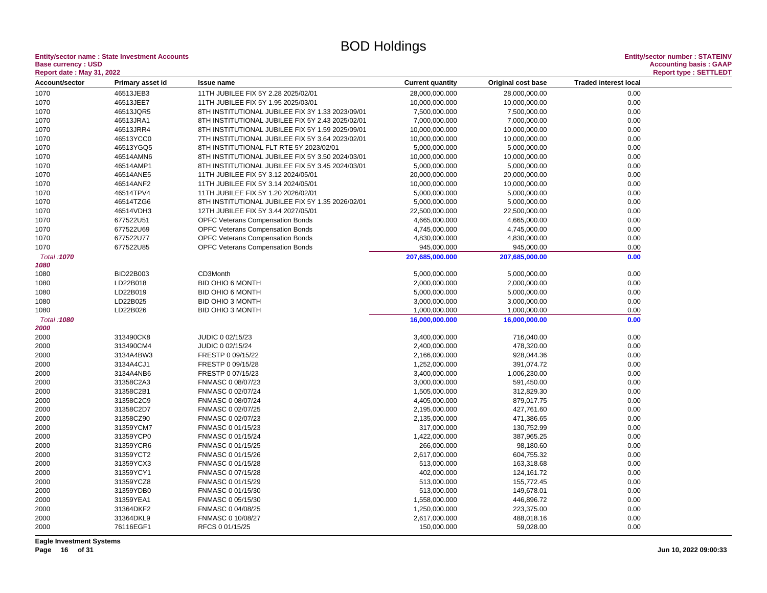# BOD Holdings

**Entity/sector name : State Investment Accounts**
**Base currency : USD**
**Report date : May 31, 2022**

**Entity/sector number : STATEINV**
**Accounting basis : GAAP**
**Report type : SETTLEDT**

| Account/sector | Primary asset id | Issue name | Current quantity | Original cost base | Traded interest local |
|---|---|---|---|---|---|
| 1070 | 46513JEB3 | 11TH JUBILEE FIX 5Y 2.28 2025/02/01 | 28,000,000.000 | 28,000,000.00 | 0.00 |
| 1070 | 46513JEE7 | 11TH JUBILEE FIX 5Y 1.95 2025/03/01 | 10,000,000.000 | 10,000,000.00 | 0.00 |
| 1070 | 46513JQR5 | 8TH INSTITUTIONAL JUBILEE FIX 3Y 1.33 2023/09/01 | 7,500,000.000 | 7,500,000.00 | 0.00 |
| 1070 | 46513JRA1 | 8TH INSTITUTIONAL JUBILEE FIX 5Y 2.43 2025/02/01 | 7,000,000.000 | 7,000,000.00 | 0.00 |
| 1070 | 46513JRR4 | 8TH INSTITUTIONAL JUBILEE FIX 5Y 1.59 2025/09/01 | 10,000,000.000 | 10,000,000.00 | 0.00 |
| 1070 | 46513YCC0 | 7TH INSTITUTIONAL JUBILEE FIX 5Y 3.64 2023/02/01 | 10,000,000.000 | 10,000,000.00 | 0.00 |
| 1070 | 46513YGQ5 | 8TH INSTITUTIONAL FLT RTE 5Y 2023/02/01 | 5,000,000.000 | 5,000,000.00 | 0.00 |
| 1070 | 46514AMN6 | 8TH INSTITUTIONAL JUBILEE FIX 5Y 3.50 2024/03/01 | 10,000,000.000 | 10,000,000.00 | 0.00 |
| 1070 | 46514AMP1 | 8TH INSTITUTIONAL JUBILEE FIX 5Y 3.45 2024/03/01 | 5,000,000.000 | 5,000,000.00 | 0.00 |
| 1070 | 46514ANE5 | 11TH JUBILEE FIX 5Y 3.12 2024/05/01 | 20,000,000.000 | 20,000,000.00 | 0.00 |
| 1070 | 46514ANF2 | 11TH JUBILEE FIX 5Y 3.14 2024/05/01 | 10,000,000.000 | 10,000,000.00 | 0.00 |
| 1070 | 46514TPV4 | 11TH JUBILEE FIX 5Y 1.20 2026/02/01 | 5,000,000.000 | 5,000,000.00 | 0.00 |
| 1070 | 46514TZG6 | 8TH INSTITUTIONAL JUBILEE FIX 5Y 1.35 2026/02/01 | 5,000,000.000 | 5,000,000.00 | 0.00 |
| 1070 | 46514VDH3 | 12TH JUBILEE FIX 5Y 3.44 2027/05/01 | 22,500,000.000 | 22,500,000.00 | 0.00 |
| 1070 | 677522U51 | OPFC Veterans Compensation Bonds | 4,665,000.000 | 4,665,000.00 | 0.00 |
| 1070 | 677522U69 | OPFC Veterans Compensation Bonds | 4,745,000.000 | 4,745,000.00 | 0.00 |
| 1070 | 677522U77 | OPFC Veterans Compensation Bonds | 4,830,000.000 | 4,830,000.00 | 0.00 |
| 1070 | 677522U85 | OPFC Veterans Compensation Bonds | 945,000.000 | 945,000.00 | 0.00 |
| *Total :**1070*** | | | **207,685,000.000** | **207,685,000.00** | **0.00** |
| ***1080*** | | | | | |
| 1080 | BID22B003 | CD3Month | 5,000,000.000 | 5,000,000.00 | 0.00 |
| 1080 | LD22B018 | BID OHIO 6 MONTH | 2,000,000.000 | 2,000,000.00 | 0.00 |
| 1080 | LD22B019 | BID OHIO 6 MONTH | 5,000,000.000 | 5,000,000.00 | 0.00 |
| 1080 | LD22B025 | BID OHIO 3 MONTH | 3,000,000.000 | 3,000,000.00 | 0.00 |
| 1080 | LD22B026 | BID OHIO 3 MONTH | 1,000,000.000 | 1,000,000.00 | 0.00 |
| *Total :**1080*** | | | **16,000,000.000** | **16,000,000.00** | **0.00** |
| ***2000*** | | | | | |
| 2000 | 313490CK8 | JUDIC 0 02/15/23 | 3,400,000.000 | 716,040.00 | 0.00 |
| 2000 | 313490CM4 | JUDIC 0 02/15/24 | 2,400,000.000 | 478,320.00 | 0.00 |
| 2000 | 3134A4BW3 | FRESTP 0 09/15/22 | 2,166,000.000 | 928,044.36 | 0.00 |
| 2000 | 3134A4CJ1 | FRESTP 0 09/15/28 | 1,252,000.000 | 391,074.72 | 0.00 |
| 2000 | 3134A4NB6 | FRESTP 0 07/15/23 | 3,400,000.000 | 1,006,230.00 | 0.00 |
| 2000 | 31358C2A3 | FNMASC 0 08/07/23 | 3,000,000.000 | 591,450.00 | 0.00 |
| 2000 | 31358C2B1 | FNMASC 0 02/07/24 | 1,505,000.000 | 312,829.30 | 0.00 |
| 2000 | 31358C2C9 | FNMASC 0 08/07/24 | 4,405,000.000 | 879,017.75 | 0.00 |
| 2000 | 31358C2D7 | FNMASC 0 02/07/25 | 2,195,000.000 | 427,761.60 | 0.00 |
| 2000 | 31358CZ90 | FNMASC 0 02/07/23 | 2,135,000.000 | 471,386.65 | 0.00 |
| 2000 | 31359YCM7 | FNMASC 0 01/15/23 | 317,000.000 | 130,752.99 | 0.00 |
| 2000 | 31359YCP0 | FNMASC 0 01/15/24 | 1,422,000.000 | 387,965.25 | 0.00 |
| 2000 | 31359YCR6 | FNMASC 0 01/15/25 | 266,000.000 | 98,180.60 | 0.00 |
| 2000 | 31359YCT2 | FNMASC 0 01/15/26 | 2,617,000.000 | 604,755.32 | 0.00 |
| 2000 | 31359YCX3 | FNMASC 0 01/15/28 | 513,000.000 | 163,318.68 | 0.00 |
| 2000 | 31359YCY1 | FNMASC 0 07/15/28 | 402,000.000 | 124,161.72 | 0.00 |
| 2000 | 31359YCZ8 | FNMASC 0 01/15/29 | 513,000.000 | 155,772.45 | 0.00 |
| 2000 | 31359YDB0 | FNMASC 0 01/15/30 | 513,000.000 | 149,678.01 | 0.00 |
| 2000 | 31359YEA1 | FNMASC 0 05/15/30 | 1,558,000.000 | 446,896.72 | 0.00 |
| 2000 | 31364DKF2 | FNMASC 0 04/08/25 | 1,250,000.000 | 223,375.00 | 0.00 |
| 2000 | 31364DKL9 | FNMASC 0 10/08/27 | 2,617,000.000 | 488,018.16 | 0.00 |
| 2000 | 76116EGF1 | RFCS 0 01/15/25 | 150,000.000 | 59,028.00 | 0.00 |

**Eagle Investment Systems**

Jun 10, 2022 09:00:33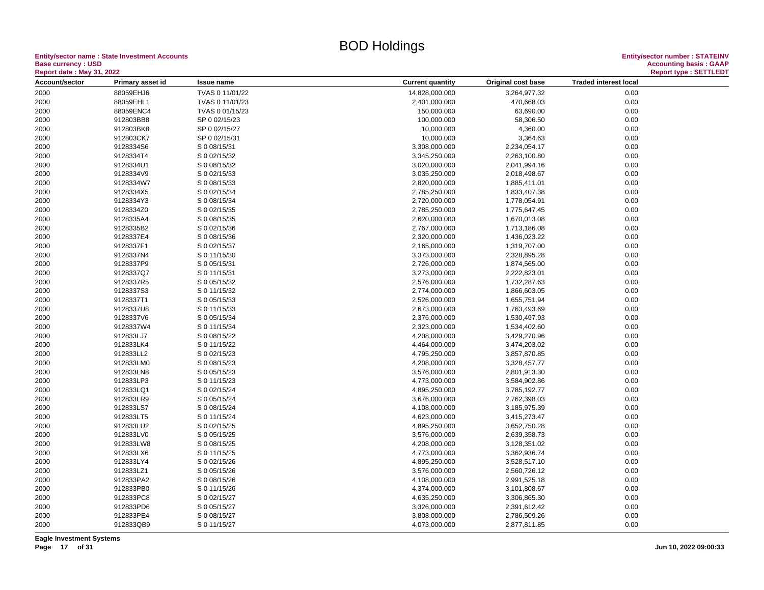# BOD Holdings

**Entity/sector name : State Investment Accounts**
**Base currency : USD**
**Report date : May 31, 2022**

**Entity/sector number : STATEINV**
**Accounting basis : GAAP**
**Report type : SETTLEDT**

| Account/sector | Primary asset id | Issue name | Current quantity | Original cost base | Traded interest local |
|---|---|---|---|---|---|
| 2000 | 88059EHJ6 | TVAS 0 11/01/22 | 14,828,000.000 | 3,264,977.32 | 0.00 |
| 2000 | 88059EHL1 | TVAS 0 11/01/23 | 2,401,000.000 | 470,668.03 | 0.00 |
| 2000 | 88059ENC4 | TVAS 0 01/15/23 | 150,000.000 | 63,690.00 | 0.00 |
| 2000 | 912803BB8 | SP 0 02/15/23 | 100,000.000 | 58,306.50 | 0.00 |
| 2000 | 912803BK8 | SP 0 02/15/27 | 10,000.000 | 4,360.00 | 0.00 |
| 2000 | 912803CK7 | SP 0 02/15/31 | 10,000.000 | 3,364.63 | 0.00 |
| 2000 | 9128334S6 | S 0 08/15/31 | 3,308,000.000 | 2,234,054.17 | 0.00 |
| 2000 | 9128334T4 | S 0 02/15/32 | 3,345,250.000 | 2,263,100.80 | 0.00 |
| 2000 | 9128334U1 | S 0 08/15/32 | 3,020,000.000 | 2,041,994.16 | 0.00 |
| 2000 | 9128334V9 | S 0 02/15/33 | 3,035,250.000 | 2,018,498.67 | 0.00 |
| 2000 | 9128334W7 | S 0 08/15/33 | 2,820,000.000 | 1,885,411.01 | 0.00 |
| 2000 | 9128334X5 | S 0 02/15/34 | 2,785,250.000 | 1,833,407.38 | 0.00 |
| 2000 | 9128334Y3 | S 0 08/15/34 | 2,720,000.000 | 1,778,054.91 | 0.00 |
| 2000 | 9128334Z0 | S 0 02/15/35 | 2,785,250.000 | 1,775,647.45 | 0.00 |
| 2000 | 9128335A4 | S 0 08/15/35 | 2,620,000.000 | 1,670,013.08 | 0.00 |
| 2000 | 9128335B2 | S 0 02/15/36 | 2,767,000.000 | 1,713,186.08 | 0.00 |
| 2000 | 9128337E4 | S 0 08/15/36 | 2,320,000.000 | 1,436,023.22 | 0.00 |
| 2000 | 9128337F1 | S 0 02/15/37 | 2,165,000.000 | 1,319,707.00 | 0.00 |
| 2000 | 9128337N4 | S 0 11/15/30 | 3,373,000.000 | 2,328,895.28 | 0.00 |
| 2000 | 9128337P9 | S 0 05/15/31 | 2,726,000.000 | 1,874,565.00 | 0.00 |
| 2000 | 9128337Q7 | S 0 11/15/31 | 3,273,000.000 | 2,222,823.01 | 0.00 |
| 2000 | 9128337R5 | S 0 05/15/32 | 2,576,000.000 | 1,732,287.63 | 0.00 |
| 2000 | 9128337S3 | S 0 11/15/32 | 2,774,000.000 | 1,866,603.05 | 0.00 |
| 2000 | 9128337T1 | S 0 05/15/33 | 2,526,000.000 | 1,655,751.94 | 0.00 |
| 2000 | 9128337U8 | S 0 11/15/33 | 2,673,000.000 | 1,763,493.69 | 0.00 |
| 2000 | 9128337V6 | S 0 05/15/34 | 2,376,000.000 | 1,530,497.93 | 0.00 |
| 2000 | 9128337W4 | S 0 11/15/34 | 2,323,000.000 | 1,534,402.60 | 0.00 |
| 2000 | 912833LJ7 | S 0 08/15/22 | 4,208,000.000 | 3,429,270.96 | 0.00 |
| 2000 | 912833LK4 | S 0 11/15/22 | 4,464,000.000 | 3,474,203.02 | 0.00 |
| 2000 | 912833LL2 | S 0 02/15/23 | 4,795,250.000 | 3,857,870.85 | 0.00 |
| 2000 | 912833LM0 | S 0 08/15/23 | 4,208,000.000 | 3,328,457.77 | 0.00 |
| 2000 | 912833LN8 | S 0 05/15/23 | 3,576,000.000 | 2,801,913.30 | 0.00 |
| 2000 | 912833LP3 | S 0 11/15/23 | 4,773,000.000 | 3,584,902.86 | 0.00 |
| 2000 | 912833LQ1 | S 0 02/15/24 | 4,895,250.000 | 3,785,192.77 | 0.00 |
| 2000 | 912833LR9 | S 0 05/15/24 | 3,676,000.000 | 2,762,398.03 | 0.00 |
| 2000 | 912833LS7 | S 0 08/15/24 | 4,108,000.000 | 3,185,975.39 | 0.00 |
| 2000 | 912833LT5 | S 0 11/15/24 | 4,623,000.000 | 3,415,273.47 | 0.00 |
| 2000 | 912833LU2 | S 0 02/15/25 | 4,895,250.000 | 3,652,750.28 | 0.00 |
| 2000 | 912833LV0 | S 0 05/15/25 | 3,576,000.000 | 2,639,358.73 | 0.00 |
| 2000 | 912833LW8 | S 0 08/15/25 | 4,208,000.000 | 3,128,351.02 | 0.00 |
| 2000 | 912833LX6 | S 0 11/15/25 | 4,773,000.000 | 3,362,936.74 | 0.00 |
| 2000 | 912833LY4 | S 0 02/15/26 | 4,895,250.000 | 3,528,517.10 | 0.00 |
| 2000 | 912833LZ1 | S 0 05/15/26 | 3,576,000.000 | 2,560,726.12 | 0.00 |
| 2000 | 912833PA2 | S 0 08/15/26 | 4,108,000.000 | 2,991,525.18 | 0.00 |
| 2000 | 912833PB0 | S 0 11/15/26 | 4,374,000.000 | 3,101,808.67 | 0.00 |
| 2000 | 912833PC8 | S 0 02/15/27 | 4,635,250.000 | 3,306,865.30 | 0.00 |
| 2000 | 912833PD6 | S 0 05/15/27 | 3,326,000.000 | 2,391,612.42 | 0.00 |
| 2000 | 912833PE4 | S 0 08/15/27 | 3,808,000.000 | 2,786,509.26 | 0.00 |
| 2000 | 912833QB9 | S 0 11/15/27 | 4,073,000.000 | 2,877,811.85 | 0.00 |

**Eagle Investment Systems**

Jun 10, 2022 09:00:33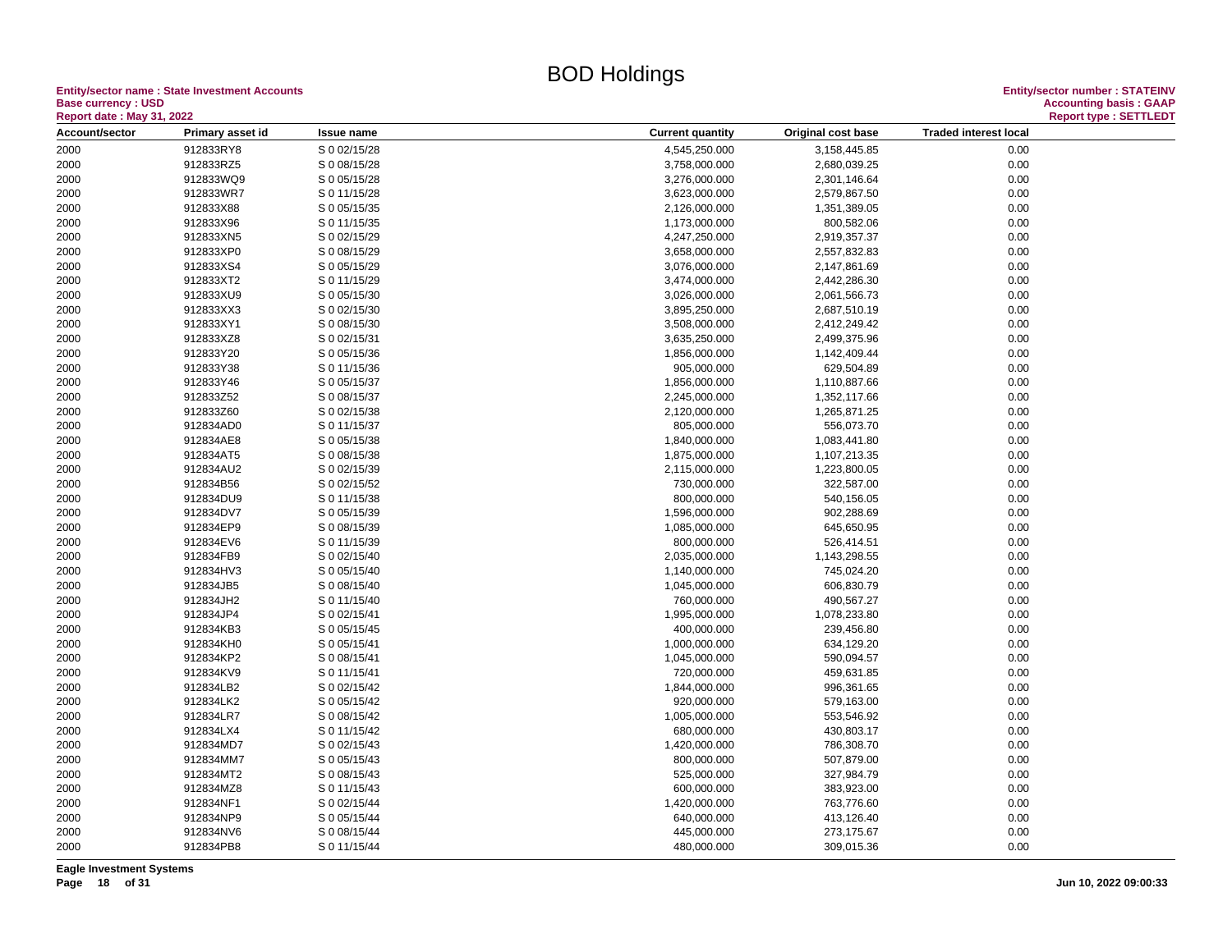# BOD Holdings

**Entity/sector name : State Investment Accounts**
**Base currency : USD**
**Report date : May 31, 2022**

**Entity/sector number : STATEINV**
**Accounting basis : GAAP**
**Report type : SETTLEDT**

| Account/sector | Primary asset id | Issue name | Current quantity | Original cost base | Traded interest local |
|---|---|---|---|---|---|
| 2000 | 912833RY8 | S 0 02/15/28 | 4,545,250.000 | 3,158,445.85 | 0.00 |
| 2000 | 912833RZ5 | S 0 08/15/28 | 3,758,000.000 | 2,680,039.25 | 0.00 |
| 2000 | 912833WQ9 | S 0 05/15/28 | 3,276,000.000 | 2,301,146.64 | 0.00 |
| 2000 | 912833WR7 | S 0 11/15/28 | 3,623,000.000 | 2,579,867.50 | 0.00 |
| 2000 | 912833X88 | S 0 05/15/35 | 2,126,000.000 | 1,351,389.05 | 0.00 |
| 2000 | 912833X96 | S 0 11/15/35 | 1,173,000.000 | 800,582.06 | 0.00 |
| 2000 | 912833XN5 | S 0 02/15/29 | 4,247,250.000 | 2,919,357.37 | 0.00 |
| 2000 | 912833XP0 | S 0 08/15/29 | 3,658,000.000 | 2,557,832.83 | 0.00 |
| 2000 | 912833XS4 | S 0 05/15/29 | 3,076,000.000 | 2,147,861.69 | 0.00 |
| 2000 | 912833XT2 | S 0 11/15/29 | 3,474,000.000 | 2,442,286.30 | 0.00 |
| 2000 | 912833XU9 | S 0 05/15/30 | 3,026,000.000 | 2,061,566.73 | 0.00 |
| 2000 | 912833XX3 | S 0 02/15/30 | 3,895,250.000 | 2,687,510.19 | 0.00 |
| 2000 | 912833XY1 | S 0 08/15/30 | 3,508,000.000 | 2,412,249.42 | 0.00 |
| 2000 | 912833XZ8 | S 0 02/15/31 | 3,635,250.000 | 2,499,375.96 | 0.00 |
| 2000 | 912833Y20 | S 0 05/15/36 | 1,856,000.000 | 1,142,409.44 | 0.00 |
| 2000 | 912833Y38 | S 0 11/15/36 | 905,000.000 | 629,504.89 | 0.00 |
| 2000 | 912833Y46 | S 0 05/15/37 | 1,856,000.000 | 1,110,887.66 | 0.00 |
| 2000 | 912833Z52 | S 0 08/15/37 | 2,245,000.000 | 1,352,117.66 | 0.00 |
| 2000 | 912833Z60 | S 0 02/15/38 | 2,120,000.000 | 1,265,871.25 | 0.00 |
| 2000 | 912834AD0 | S 0 11/15/37 | 805,000.000 | 556,073.70 | 0.00 |
| 2000 | 912834AE8 | S 0 05/15/38 | 1,840,000.000 | 1,083,441.80 | 0.00 |
| 2000 | 912834AT5 | S 0 08/15/38 | 1,875,000.000 | 1,107,213.35 | 0.00 |
| 2000 | 912834AU2 | S 0 02/15/39 | 2,115,000.000 | 1,223,800.05 | 0.00 |
| 2000 | 912834B56 | S 0 02/15/52 | 730,000.000 | 322,587.00 | 0.00 |
| 2000 | 912834DU9 | S 0 11/15/38 | 800,000.000 | 540,156.05 | 0.00 |
| 2000 | 912834DV7 | S 0 05/15/39 | 1,596,000.000 | 902,288.69 | 0.00 |
| 2000 | 912834EP9 | S 0 08/15/39 | 1,085,000.000 | 645,650.95 | 0.00 |
| 2000 | 912834EV6 | S 0 11/15/39 | 800,000.000 | 526,414.51 | 0.00 |
| 2000 | 912834FB9 | S 0 02/15/40 | 2,035,000.000 | 1,143,298.55 | 0.00 |
| 2000 | 912834HV3 | S 0 05/15/40 | 1,140,000.000 | 745,024.20 | 0.00 |
| 2000 | 912834JB5 | S 0 08/15/40 | 1,045,000.000 | 606,830.79 | 0.00 |
| 2000 | 912834JH2 | S 0 11/15/40 | 760,000.000 | 490,567.27 | 0.00 |
| 2000 | 912834JP4 | S 0 02/15/41 | 1,995,000.000 | 1,078,233.80 | 0.00 |
| 2000 | 912834KB3 | S 0 05/15/45 | 400,000.000 | 239,456.80 | 0.00 |
| 2000 | 912834KH0 | S 0 05/15/41 | 1,000,000.000 | 634,129.20 | 0.00 |
| 2000 | 912834KP2 | S 0 08/15/41 | 1,045,000.000 | 590,094.57 | 0.00 |
| 2000 | 912834KV9 | S 0 11/15/41 | 720,000.000 | 459,631.85 | 0.00 |
| 2000 | 912834LB2 | S 0 02/15/42 | 1,844,000.000 | 996,361.65 | 0.00 |
| 2000 | 912834LK2 | S 0 05/15/42 | 920,000.000 | 579,163.00 | 0.00 |
| 2000 | 912834LR7 | S 0 08/15/42 | 1,005,000.000 | 553,546.92 | 0.00 |
| 2000 | 912834LX4 | S 0 11/15/42 | 680,000.000 | 430,803.17 | 0.00 |
| 2000 | 912834MD7 | S 0 02/15/43 | 1,420,000.000 | 786,308.70 | 0.00 |
| 2000 | 912834MM7 | S 0 05/15/43 | 800,000.000 | 507,879.00 | 0.00 |
| 2000 | 912834MT2 | S 0 08/15/43 | 525,000.000 | 327,984.79 | 0.00 |
| 2000 | 912834MZ8 | S 0 11/15/43 | 600,000.000 | 383,923.00 | 0.00 |
| 2000 | 912834NF1 | S 0 02/15/44 | 1,420,000.000 | 763,776.60 | 0.00 |
| 2000 | 912834NP9 | S 0 05/15/44 | 640,000.000 | 413,126.40 | 0.00 |
| 2000 | 912834NV6 | S 0 08/15/44 | 445,000.000 | 273,175.67 | 0.00 |
| 2000 | 912834PB8 | S 0 11/15/44 | 480,000.000 | 309,015.36 | 0.00 |

**Eagle Investment Systems**

Jun 10, 2022 09:00:33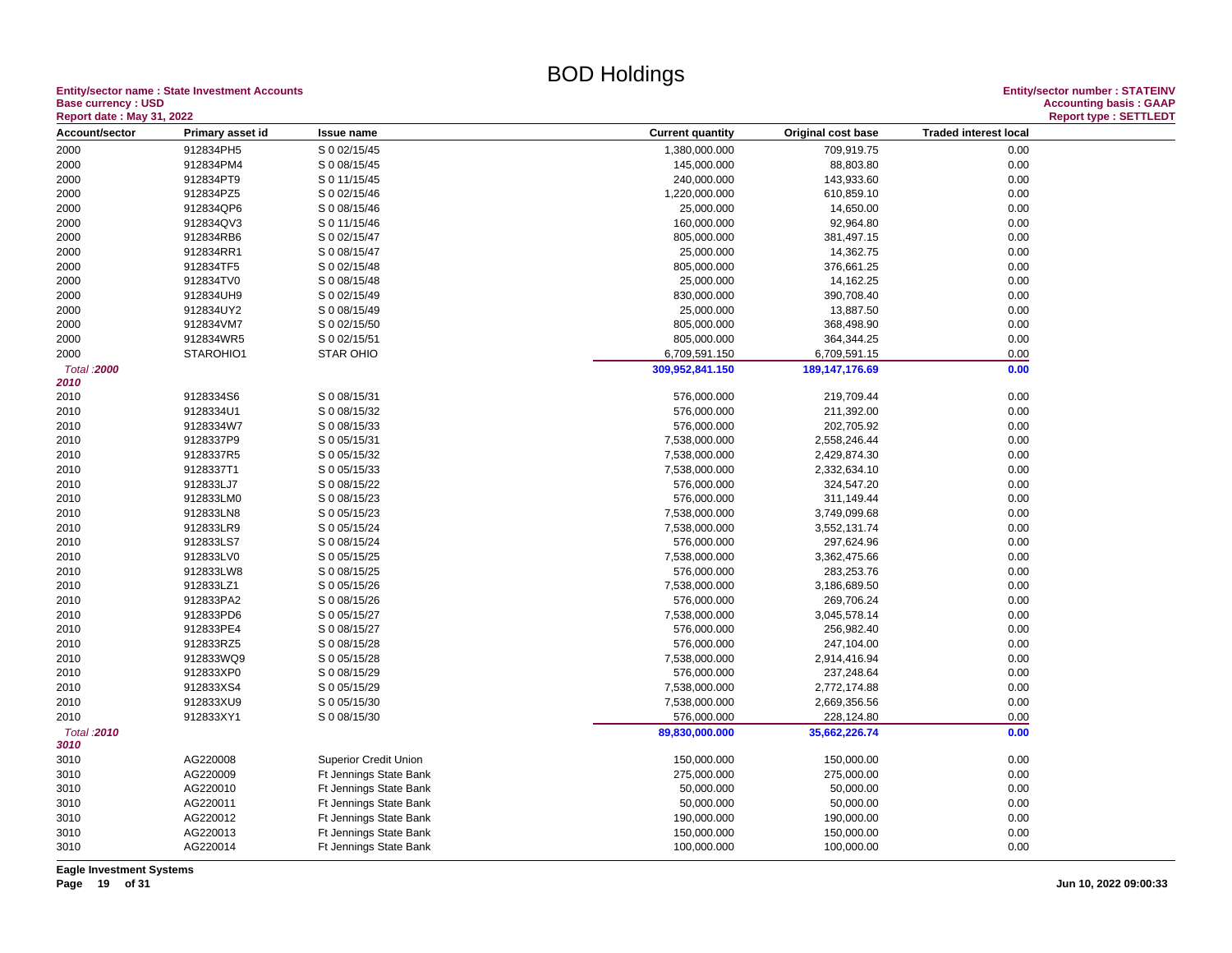# BOD Holdings

**Entity/sector name : State Investment Accounts**
**Base currency : USD**
**Report date : May 31, 2022**

**Entity/sector number : STATEINV**
**Accounting basis : GAAP**
**Report type : SETTLEDT**

| Account/sector | Primary asset id | Issue name | Current quantity | Original cost base | Traded interest local |
|---|---|---|---|---|---|
| 2000 | 912834PH5 | S 0 02/15/45 | 1,380,000.000 | 709,919.75 | 0.00 |
| 2000 | 912834PM4 | S 0 08/15/45 | 145,000.000 | 88,803.80 | 0.00 |
| 2000 | 912834PT9 | S 0 11/15/45 | 240,000.000 | 143,933.60 | 0.00 |
| 2000 | 912834PZ5 | S 0 02/15/46 | 1,220,000.000 | 610,859.10 | 0.00 |
| 2000 | 912834QP6 | S 0 08/15/46 | 25,000.000 | 14,650.00 | 0.00 |
| 2000 | 912834QV3 | S 0 11/15/46 | 160,000.000 | 92,964.80 | 0.00 |
| 2000 | 912834RB6 | S 0 02/15/47 | 805,000.000 | 381,497.15 | 0.00 |
| 2000 | 912834RR1 | S 0 08/15/47 | 25,000.000 | 14,362.75 | 0.00 |
| 2000 | 912834TF5 | S 0 02/15/48 | 805,000.000 | 376,661.25 | 0.00 |
| 2000 | 912834TV0 | S 0 08/15/48 | 25,000.000 | 14,162.25 | 0.00 |
| 2000 | 912834UH9 | S 0 02/15/49 | 830,000.000 | 390,708.40 | 0.00 |
| 2000 | 912834UY2 | S 0 08/15/49 | 25,000.000 | 13,887.50 | 0.00 |
| 2000 | 912834VM7 | S 0 02/15/50 | 805,000.000 | 368,498.90 | 0.00 |
| 2000 | 912834WR5 | S 0 02/15/51 | 805,000.000 | 364,344.25 | 0.00 |
| 2000 | STAROHIO1 | STAR OHIO | 6,709,591.150 | 6,709,591.15 | 0.00 |
| *Total :**2000*** | | | **309,952,841.150** | **189,147,176.69** | **0.00** |
| ***2010*** | | | | | |
| 2010 | 9128334S6 | S 0 08/15/31 | 576,000.000 | 219,709.44 | 0.00 |
| 2010 | 9128334U1 | S 0 08/15/32 | 576,000.000 | 211,392.00 | 0.00 |
| 2010 | 9128334W7 | S 0 08/15/33 | 576,000.000 | 202,705.92 | 0.00 |
| 2010 | 9128337P9 | S 0 05/15/31 | 7,538,000.000 | 2,558,246.44 | 0.00 |
| 2010 | 9128337R5 | S 0 05/15/32 | 7,538,000.000 | 2,429,874.30 | 0.00 |
| 2010 | 9128337T1 | S 0 05/15/33 | 7,538,000.000 | 2,332,634.10 | 0.00 |
| 2010 | 912833LJ7 | S 0 08/15/22 | 576,000.000 | 324,547.20 | 0.00 |
| 2010 | 912833LM0 | S 0 08/15/23 | 576,000.000 | 311,149.44 | 0.00 |
| 2010 | 912833LN8 | S 0 05/15/23 | 7,538,000.000 | 3,749,099.68 | 0.00 |
| 2010 | 912833LR9 | S 0 05/15/24 | 7,538,000.000 | 3,552,131.74 | 0.00 |
| 2010 | 912833LS7 | S 0 08/15/24 | 576,000.000 | 297,624.96 | 0.00 |
| 2010 | 912833LV0 | S 0 05/15/25 | 7,538,000.000 | 3,362,475.66 | 0.00 |
| 2010 | 912833LW8 | S 0 08/15/25 | 576,000.000 | 283,253.76 | 0.00 |
| 2010 | 912833LZ1 | S 0 05/15/26 | 7,538,000.000 | 3,186,689.50 | 0.00 |
| 2010 | 912833PA2 | S 0 08/15/26 | 576,000.000 | 269,706.24 | 0.00 |
| 2010 | 912833PD6 | S 0 05/15/27 | 7,538,000.000 | 3,045,578.14 | 0.00 |
| 2010 | 912833PE4 | S 0 08/15/27 | 576,000.000 | 256,982.40 | 0.00 |
| 2010 | 912833RZ5 | S 0 08/15/28 | 576,000.000 | 247,104.00 | 0.00 |
| 2010 | 912833WQ9 | S 0 05/15/28 | 7,538,000.000 | 2,914,416.94 | 0.00 |
| 2010 | 912833XP0 | S 0 08/15/29 | 576,000.000 | 237,248.64 | 0.00 |
| 2010 | 912833XS4 | S 0 05/15/29 | 7,538,000.000 | 2,772,174.88 | 0.00 |
| 2010 | 912833XU9 | S 0 05/15/30 | 7,538,000.000 | 2,669,356.56 | 0.00 |
| 2010 | 912833XY1 | S 0 08/15/30 | 576,000.000 | 228,124.80 | 0.00 |
| *Total :**2010*** | | | **89,830,000.000** | **35,662,226.74** | **0.00** |
| ***3010*** | | | | | |
| 3010 | AG220008 | Superior Credit Union | 150,000.000 | 150,000.00 | 0.00 |
| 3010 | AG220009 | Ft Jennings State Bank | 275,000.000 | 275,000.00 | 0.00 |
| 3010 | AG220010 | Ft Jennings State Bank | 50,000.000 | 50,000.00 | 0.00 |
| 3010 | AG220011 | Ft Jennings State Bank | 50,000.000 | 50,000.00 | 0.00 |
| 3010 | AG220012 | Ft Jennings State Bank | 190,000.000 | 190,000.00 | 0.00 |
| 3010 | AG220013 | Ft Jennings State Bank | 150,000.000 | 150,000.00 | 0.00 |
| 3010 | AG220014 | Ft Jennings State Bank | 100,000.000 | 100,000.00 | 0.00 |

**Eagle Investment Systems**

**Jun 10, 2022 09:00:33**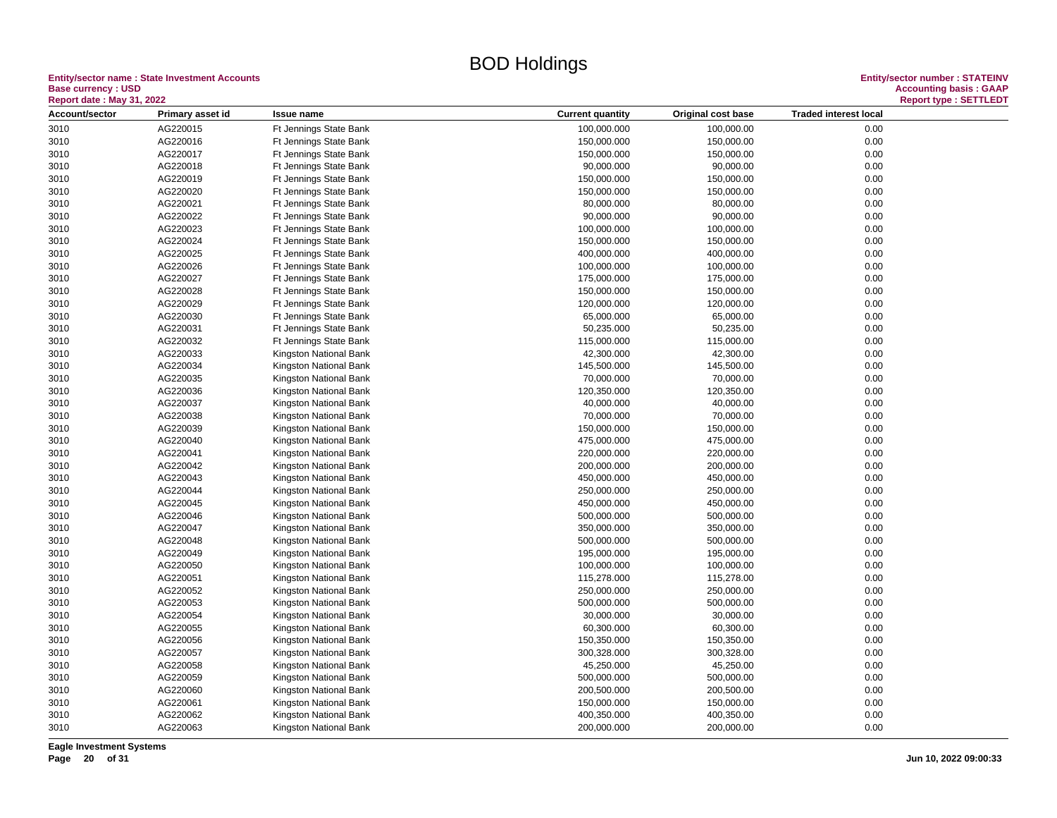# BOD Holdings

**Entity/sector name : State Investment Accounts**
**Base currency : USD**
**Report date : May 31, 2022**

**Entity/sector number : STATEINV**
**Accounting basis : GAAP**
**Report type : SETTLEDT**

| Account/sector | Primary asset id | Issue name | Current quantity | Original cost base | Traded interest local |
|---|---|---|---|---|---|
| 3010 | AG220015 | Ft Jennings State Bank | 100,000.000 | 100,000.00 | 0.00 |
| 3010 | AG220016 | Ft Jennings State Bank | 150,000.000 | 150,000.00 | 0.00 |
| 3010 | AG220017 | Ft Jennings State Bank | 150,000.000 | 150,000.00 | 0.00 |
| 3010 | AG220018 | Ft Jennings State Bank | 90,000.000 | 90,000.00 | 0.00 |
| 3010 | AG220019 | Ft Jennings State Bank | 150,000.000 | 150,000.00 | 0.00 |
| 3010 | AG220020 | Ft Jennings State Bank | 150,000.000 | 150,000.00 | 0.00 |
| 3010 | AG220021 | Ft Jennings State Bank | 80,000.000 | 80,000.00 | 0.00 |
| 3010 | AG220022 | Ft Jennings State Bank | 90,000.000 | 90,000.00 | 0.00 |
| 3010 | AG220023 | Ft Jennings State Bank | 100,000.000 | 100,000.00 | 0.00 |
| 3010 | AG220024 | Ft Jennings State Bank | 150,000.000 | 150,000.00 | 0.00 |
| 3010 | AG220025 | Ft Jennings State Bank | 400,000.000 | 400,000.00 | 0.00 |
| 3010 | AG220026 | Ft Jennings State Bank | 100,000.000 | 100,000.00 | 0.00 |
| 3010 | AG220027 | Ft Jennings State Bank | 175,000.000 | 175,000.00 | 0.00 |
| 3010 | AG220028 | Ft Jennings State Bank | 150,000.000 | 150,000.00 | 0.00 |
| 3010 | AG220029 | Ft Jennings State Bank | 120,000.000 | 120,000.00 | 0.00 |
| 3010 | AG220030 | Ft Jennings State Bank | 65,000.000 | 65,000.00 | 0.00 |
| 3010 | AG220031 | Ft Jennings State Bank | 50,235.000 | 50,235.00 | 0.00 |
| 3010 | AG220032 | Ft Jennings State Bank | 115,000.000 | 115,000.00 | 0.00 |
| 3010 | AG220033 | Kingston National Bank | 42,300.000 | 42,300.00 | 0.00 |
| 3010 | AG220034 | Kingston National Bank | 145,500.000 | 145,500.00 | 0.00 |
| 3010 | AG220035 | Kingston National Bank | 70,000.000 | 70,000.00 | 0.00 |
| 3010 | AG220036 | Kingston National Bank | 120,350.000 | 120,350.00 | 0.00 |
| 3010 | AG220037 | Kingston National Bank | 40,000.000 | 40,000.00 | 0.00 |
| 3010 | AG220038 | Kingston National Bank | 70,000.000 | 70,000.00 | 0.00 |
| 3010 | AG220039 | Kingston National Bank | 150,000.000 | 150,000.00 | 0.00 |
| 3010 | AG220040 | Kingston National Bank | 475,000.000 | 475,000.00 | 0.00 |
| 3010 | AG220041 | Kingston National Bank | 220,000.000 | 220,000.00 | 0.00 |
| 3010 | AG220042 | Kingston National Bank | 200,000.000 | 200,000.00 | 0.00 |
| 3010 | AG220043 | Kingston National Bank | 450,000.000 | 450,000.00 | 0.00 |
| 3010 | AG220044 | Kingston National Bank | 250,000.000 | 250,000.00 | 0.00 |
| 3010 | AG220045 | Kingston National Bank | 450,000.000 | 450,000.00 | 0.00 |
| 3010 | AG220046 | Kingston National Bank | 500,000.000 | 500,000.00 | 0.00 |
| 3010 | AG220047 | Kingston National Bank | 350,000.000 | 350,000.00 | 0.00 |
| 3010 | AG220048 | Kingston National Bank | 500,000.000 | 500,000.00 | 0.00 |
| 3010 | AG220049 | Kingston National Bank | 195,000.000 | 195,000.00 | 0.00 |
| 3010 | AG220050 | Kingston National Bank | 100,000.000 | 100,000.00 | 0.00 |
| 3010 | AG220051 | Kingston National Bank | 115,278.000 | 115,278.00 | 0.00 |
| 3010 | AG220052 | Kingston National Bank | 250,000.000 | 250,000.00 | 0.00 |
| 3010 | AG220053 | Kingston National Bank | 500,000.000 | 500,000.00 | 0.00 |
| 3010 | AG220054 | Kingston National Bank | 30,000.000 | 30,000.00 | 0.00 |
| 3010 | AG220055 | Kingston National Bank | 60,300.000 | 60,300.00 | 0.00 |
| 3010 | AG220056 | Kingston National Bank | 150,350.000 | 150,350.00 | 0.00 |
| 3010 | AG220057 | Kingston National Bank | 300,328.000 | 300,328.00 | 0.00 |
| 3010 | AG220058 | Kingston National Bank | 45,250.000 | 45,250.00 | 0.00 |
| 3010 | AG220059 | Kingston National Bank | 500,000.000 | 500,000.00 | 0.00 |
| 3010 | AG220060 | Kingston National Bank | 200,500.000 | 200,500.00 | 0.00 |
| 3010 | AG220061 | Kingston National Bank | 150,000.000 | 150,000.00 | 0.00 |
| 3010 | AG220062 | Kingston National Bank | 400,350.000 | 400,350.00 | 0.00 |
| 3010 | AG220063 | Kingston National Bank | 200,000.000 | 200,000.00 | 0.00 |

**Eagle Investment Systems**

**Jun 10, 2022 09:00:33**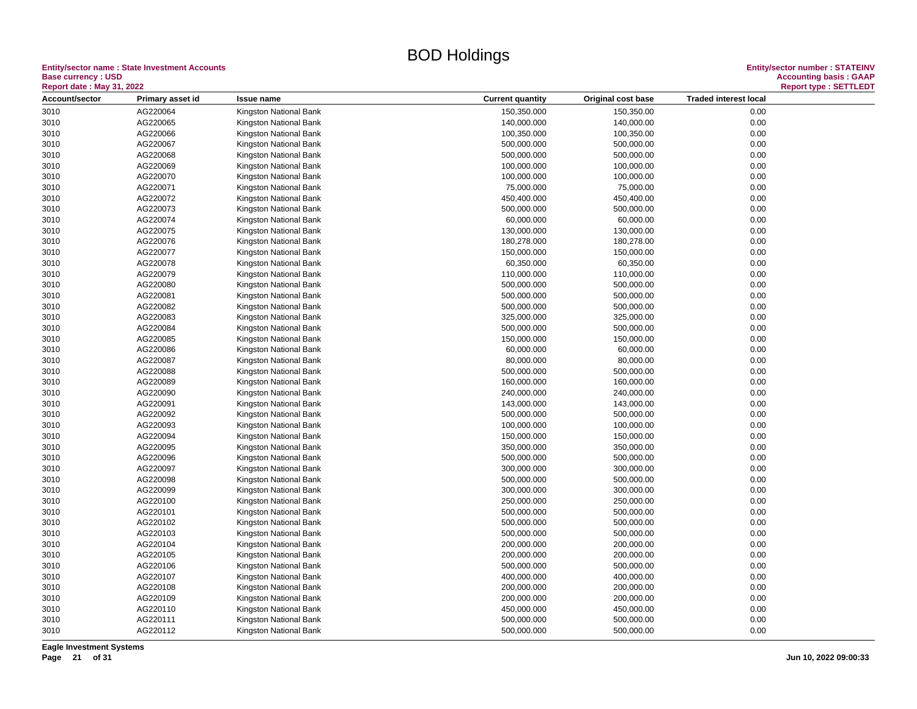# BOD Holdings

**Entity/sector name : State Investment Accounts**
**Base currency : USD**
**Report date : May 31, 2022**

**Entity/sector number : STATEINV**
**Accounting basis : GAAP**
**Report type : SETTLEDT**

| Account/sector | Primary asset id | Issue name | Current quantity | Original cost base | Traded interest local |
|---|---|---|---|---|---|
| 3010 | AG220064 | Kingston National Bank | 150,350.000 | 150,350.00 | 0.00 |
| 3010 | AG220065 | Kingston National Bank | 140,000.000 | 140,000.00 | 0.00 |
| 3010 | AG220066 | Kingston National Bank | 100,350.000 | 100,350.00 | 0.00 |
| 3010 | AG220067 | Kingston National Bank | 500,000.000 | 500,000.00 | 0.00 |
| 3010 | AG220068 | Kingston National Bank | 500,000.000 | 500,000.00 | 0.00 |
| 3010 | AG220069 | Kingston National Bank | 100,000.000 | 100,000.00 | 0.00 |
| 3010 | AG220070 | Kingston National Bank | 100,000.000 | 100,000.00 | 0.00 |
| 3010 | AG220071 | Kingston National Bank | 75,000.000 | 75,000.00 | 0.00 |
| 3010 | AG220072 | Kingston National Bank | 450,400.000 | 450,400.00 | 0.00 |
| 3010 | AG220073 | Kingston National Bank | 500,000.000 | 500,000.00 | 0.00 |
| 3010 | AG220074 | Kingston National Bank | 60,000.000 | 60,000.00 | 0.00 |
| 3010 | AG220075 | Kingston National Bank | 130,000.000 | 130,000.00 | 0.00 |
| 3010 | AG220076 | Kingston National Bank | 180,278.000 | 180,278.00 | 0.00 |
| 3010 | AG220077 | Kingston National Bank | 150,000.000 | 150,000.00 | 0.00 |
| 3010 | AG220078 | Kingston National Bank | 60,350.000 | 60,350.00 | 0.00 |
| 3010 | AG220079 | Kingston National Bank | 110,000.000 | 110,000.00 | 0.00 |
| 3010 | AG220080 | Kingston National Bank | 500,000.000 | 500,000.00 | 0.00 |
| 3010 | AG220081 | Kingston National Bank | 500,000.000 | 500,000.00 | 0.00 |
| 3010 | AG220082 | Kingston National Bank | 500,000.000 | 500,000.00 | 0.00 |
| 3010 | AG220083 | Kingston National Bank | 325,000.000 | 325,000.00 | 0.00 |
| 3010 | AG220084 | Kingston National Bank | 500,000.000 | 500,000.00 | 0.00 |
| 3010 | AG220085 | Kingston National Bank | 150,000.000 | 150,000.00 | 0.00 |
| 3010 | AG220086 | Kingston National Bank | 60,000.000 | 60,000.00 | 0.00 |
| 3010 | AG220087 | Kingston National Bank | 80,000.000 | 80,000.00 | 0.00 |
| 3010 | AG220088 | Kingston National Bank | 500,000.000 | 500,000.00 | 0.00 |
| 3010 | AG220089 | Kingston National Bank | 160,000.000 | 160,000.00 | 0.00 |
| 3010 | AG220090 | Kingston National Bank | 240,000.000 | 240,000.00 | 0.00 |
| 3010 | AG220091 | Kingston National Bank | 143,000.000 | 143,000.00 | 0.00 |
| 3010 | AG220092 | Kingston National Bank | 500,000.000 | 500,000.00 | 0.00 |
| 3010 | AG220093 | Kingston National Bank | 100,000.000 | 100,000.00 | 0.00 |
| 3010 | AG220094 | Kingston National Bank | 150,000.000 | 150,000.00 | 0.00 |
| 3010 | AG220095 | Kingston National Bank | 350,000.000 | 350,000.00 | 0.00 |
| 3010 | AG220096 | Kingston National Bank | 500,000.000 | 500,000.00 | 0.00 |
| 3010 | AG220097 | Kingston National Bank | 300,000.000 | 300,000.00 | 0.00 |
| 3010 | AG220098 | Kingston National Bank | 500,000.000 | 500,000.00 | 0.00 |
| 3010 | AG220099 | Kingston National Bank | 300,000.000 | 300,000.00 | 0.00 |
| 3010 | AG220100 | Kingston National Bank | 250,000.000 | 250,000.00 | 0.00 |
| 3010 | AG220101 | Kingston National Bank | 500,000.000 | 500,000.00 | 0.00 |
| 3010 | AG220102 | Kingston National Bank | 500,000.000 | 500,000.00 | 0.00 |
| 3010 | AG220103 | Kingston National Bank | 500,000.000 | 500,000.00 | 0.00 |
| 3010 | AG220104 | Kingston National Bank | 200,000.000 | 200,000.00 | 0.00 |
| 3010 | AG220105 | Kingston National Bank | 200,000.000 | 200,000.00 | 0.00 |
| 3010 | AG220106 | Kingston National Bank | 500,000.000 | 500,000.00 | 0.00 |
| 3010 | AG220107 | Kingston National Bank | 400,000.000 | 400,000.00 | 0.00 |
| 3010 | AG220108 | Kingston National Bank | 200,000.000 | 200,000.00 | 0.00 |
| 3010 | AG220109 | Kingston National Bank | 200,000.000 | 200,000.00 | 0.00 |
| 3010 | AG220110 | Kingston National Bank | 450,000.000 | 450,000.00 | 0.00 |
| 3010 | AG220111 | Kingston National Bank | 500,000.000 | 500,000.00 | 0.00 |
| 3010 | AG220112 | Kingston National Bank | 500,000.000 | 500,000.00 | 0.00 |

**Eagle Investment Systems**

Jun 10, 2022 09:00:33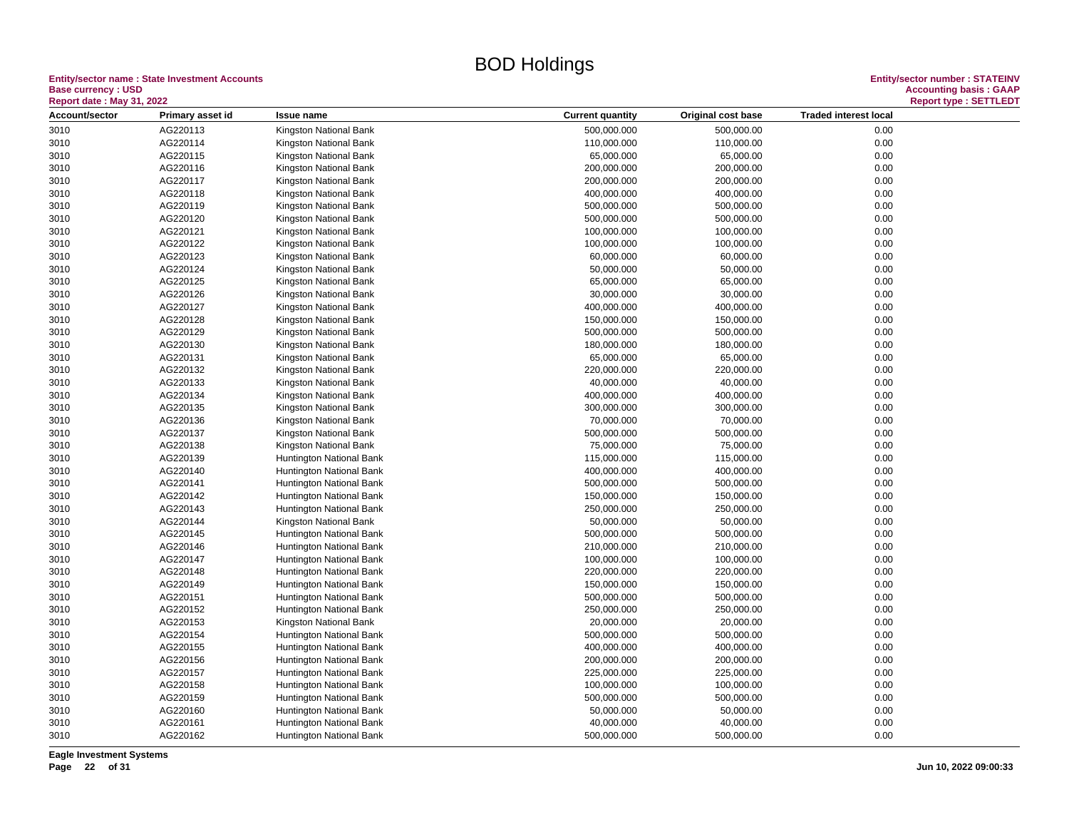# BOD Holdings

**Entity/sector name : State Investment Accounts**
**Base currency : USD**
**Report date : May 31, 2022**

**Entity/sector number : STATEINV**
**Accounting basis : GAAP**
**Report type : SETTLEDT**

| Account/sector | Primary asset id | Issue name | Current quantity | Original cost base | Traded interest local |
|---|---|---|---|---|---|
| 3010 | AG220113 | Kingston National Bank | 500,000.000 | 500,000.00 | 0.00 |
| 3010 | AG220114 | Kingston National Bank | 110,000.000 | 110,000.00 | 0.00 |
| 3010 | AG220115 | Kingston National Bank | 65,000.000 | 65,000.00 | 0.00 |
| 3010 | AG220116 | Kingston National Bank | 200,000.000 | 200,000.00 | 0.00 |
| 3010 | AG220117 | Kingston National Bank | 200,000.000 | 200,000.00 | 0.00 |
| 3010 | AG220118 | Kingston National Bank | 400,000.000 | 400,000.00 | 0.00 |
| 3010 | AG220119 | Kingston National Bank | 500,000.000 | 500,000.00 | 0.00 |
| 3010 | AG220120 | Kingston National Bank | 500,000.000 | 500,000.00 | 0.00 |
| 3010 | AG220121 | Kingston National Bank | 100,000.000 | 100,000.00 | 0.00 |
| 3010 | AG220122 | Kingston National Bank | 100,000.000 | 100,000.00 | 0.00 |
| 3010 | AG220123 | Kingston National Bank | 60,000.000 | 60,000.00 | 0.00 |
| 3010 | AG220124 | Kingston National Bank | 50,000.000 | 50,000.00 | 0.00 |
| 3010 | AG220125 | Kingston National Bank | 65,000.000 | 65,000.00 | 0.00 |
| 3010 | AG220126 | Kingston National Bank | 30,000.000 | 30,000.00 | 0.00 |
| 3010 | AG220127 | Kingston National Bank | 400,000.000 | 400,000.00 | 0.00 |
| 3010 | AG220128 | Kingston National Bank | 150,000.000 | 150,000.00 | 0.00 |
| 3010 | AG220129 | Kingston National Bank | 500,000.000 | 500,000.00 | 0.00 |
| 3010 | AG220130 | Kingston National Bank | 180,000.000 | 180,000.00 | 0.00 |
| 3010 | AG220131 | Kingston National Bank | 65,000.000 | 65,000.00 | 0.00 |
| 3010 | AG220132 | Kingston National Bank | 220,000.000 | 220,000.00 | 0.00 |
| 3010 | AG220133 | Kingston National Bank | 40,000.000 | 40,000.00 | 0.00 |
| 3010 | AG220134 | Kingston National Bank | 400,000.000 | 400,000.00 | 0.00 |
| 3010 | AG220135 | Kingston National Bank | 300,000.000 | 300,000.00 | 0.00 |
| 3010 | AG220136 | Kingston National Bank | 70,000.000 | 70,000.00 | 0.00 |
| 3010 | AG220137 | Kingston National Bank | 500,000.000 | 500,000.00 | 0.00 |
| 3010 | AG220138 | Kingston National Bank | 75,000.000 | 75,000.00 | 0.00 |
| 3010 | AG220139 | Huntington National Bank | 115,000.000 | 115,000.00 | 0.00 |
| 3010 | AG220140 | Huntington National Bank | 400,000.000 | 400,000.00 | 0.00 |
| 3010 | AG220141 | Huntington National Bank | 500,000.000 | 500,000.00 | 0.00 |
| 3010 | AG220142 | Huntington National Bank | 150,000.000 | 150,000.00 | 0.00 |
| 3010 | AG220143 | Huntington National Bank | 250,000.000 | 250,000.00 | 0.00 |
| 3010 | AG220144 | Kingston National Bank | 50,000.000 | 50,000.00 | 0.00 |
| 3010 | AG220145 | Huntington National Bank | 500,000.000 | 500,000.00 | 0.00 |
| 3010 | AG220146 | Huntington National Bank | 210,000.000 | 210,000.00 | 0.00 |
| 3010 | AG220147 | Huntington National Bank | 100,000.000 | 100,000.00 | 0.00 |
| 3010 | AG220148 | Huntington National Bank | 220,000.000 | 220,000.00 | 0.00 |
| 3010 | AG220149 | Huntington National Bank | 150,000.000 | 150,000.00 | 0.00 |
| 3010 | AG220151 | Huntington National Bank | 500,000.000 | 500,000.00 | 0.00 |
| 3010 | AG220152 | Huntington National Bank | 250,000.000 | 250,000.00 | 0.00 |
| 3010 | AG220153 | Kingston National Bank | 20,000.000 | 20,000.00 | 0.00 |
| 3010 | AG220154 | Huntington National Bank | 500,000.000 | 500,000.00 | 0.00 |
| 3010 | AG220155 | Huntington National Bank | 400,000.000 | 400,000.00 | 0.00 |
| 3010 | AG220156 | Huntington National Bank | 200,000.000 | 200,000.00 | 0.00 |
| 3010 | AG220157 | Huntington National Bank | 225,000.000 | 225,000.00 | 0.00 |
| 3010 | AG220158 | Huntington National Bank | 100,000.000 | 100,000.00 | 0.00 |
| 3010 | AG220159 | Huntington National Bank | 500,000.000 | 500,000.00 | 0.00 |
| 3010 | AG220160 | Huntington National Bank | 50,000.000 | 50,000.00 | 0.00 |
| 3010 | AG220161 | Huntington National Bank | 40,000.000 | 40,000.00 | 0.00 |
| 3010 | AG220162 | Huntington National Bank | 500,000.000 | 500,000.00 | 0.00 |

**Eagle Investment Systems**

**Jun 10, 2022 09:00:33**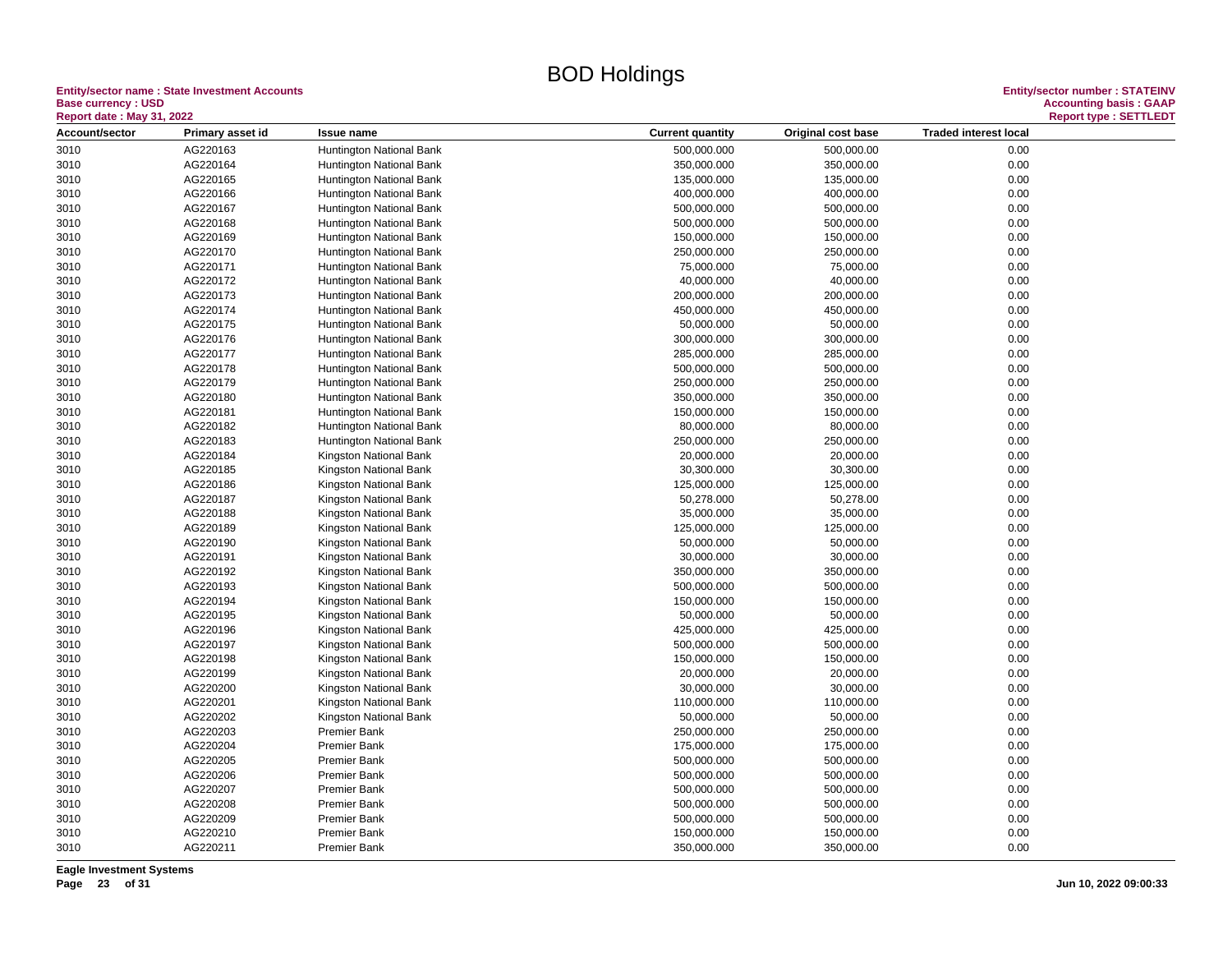# BOD Holdings

**Entity/sector name : State Investment Accounts**
**Base currency : USD**
**Report date : May 31, 2022**

**Entity/sector number : STATEINV**
**Accounting basis : GAAP**
**Report type : SETTLEDT**

| Account/sector | Primary asset id | Issue name | Current quantity | Original cost base | Traded interest local |
|---|---|---|---|---|---|
| 3010 | AG220163 | Huntington National Bank | 500,000.000 | 500,000.00 | 0.00 |
| 3010 | AG220164 | Huntington National Bank | 350,000.000 | 350,000.00 | 0.00 |
| 3010 | AG220165 | Huntington National Bank | 135,000.000 | 135,000.00 | 0.00 |
| 3010 | AG220166 | Huntington National Bank | 400,000.000 | 400,000.00 | 0.00 |
| 3010 | AG220167 | Huntington National Bank | 500,000.000 | 500,000.00 | 0.00 |
| 3010 | AG220168 | Huntington National Bank | 500,000.000 | 500,000.00 | 0.00 |
| 3010 | AG220169 | Huntington National Bank | 150,000.000 | 150,000.00 | 0.00 |
| 3010 | AG220170 | Huntington National Bank | 250,000.000 | 250,000.00 | 0.00 |
| 3010 | AG220171 | Huntington National Bank | 75,000.000 | 75,000.00 | 0.00 |
| 3010 | AG220172 | Huntington National Bank | 40,000.000 | 40,000.00 | 0.00 |
| 3010 | AG220173 | Huntington National Bank | 200,000.000 | 200,000.00 | 0.00 |
| 3010 | AG220174 | Huntington National Bank | 450,000.000 | 450,000.00 | 0.00 |
| 3010 | AG220175 | Huntington National Bank | 50,000.000 | 50,000.00 | 0.00 |
| 3010 | AG220176 | Huntington National Bank | 300,000.000 | 300,000.00 | 0.00 |
| 3010 | AG220177 | Huntington National Bank | 285,000.000 | 285,000.00 | 0.00 |
| 3010 | AG220178 | Huntington National Bank | 500,000.000 | 500,000.00 | 0.00 |
| 3010 | AG220179 | Huntington National Bank | 250,000.000 | 250,000.00 | 0.00 |
| 3010 | AG220180 | Huntington National Bank | 350,000.000 | 350,000.00 | 0.00 |
| 3010 | AG220181 | Huntington National Bank | 150,000.000 | 150,000.00 | 0.00 |
| 3010 | AG220182 | Huntington National Bank | 80,000.000 | 80,000.00 | 0.00 |
| 3010 | AG220183 | Huntington National Bank | 250,000.000 | 250,000.00 | 0.00 |
| 3010 | AG220184 | Kingston National Bank | 20,000.000 | 20,000.00 | 0.00 |
| 3010 | AG220185 | Kingston National Bank | 30,300.000 | 30,300.00 | 0.00 |
| 3010 | AG220186 | Kingston National Bank | 125,000.000 | 125,000.00 | 0.00 |
| 3010 | AG220187 | Kingston National Bank | 50,278.000 | 50,278.00 | 0.00 |
| 3010 | AG220188 | Kingston National Bank | 35,000.000 | 35,000.00 | 0.00 |
| 3010 | AG220189 | Kingston National Bank | 125,000.000 | 125,000.00 | 0.00 |
| 3010 | AG220190 | Kingston National Bank | 50,000.000 | 50,000.00 | 0.00 |
| 3010 | AG220191 | Kingston National Bank | 30,000.000 | 30,000.00 | 0.00 |
| 3010 | AG220192 | Kingston National Bank | 350,000.000 | 350,000.00 | 0.00 |
| 3010 | AG220193 | Kingston National Bank | 500,000.000 | 500,000.00 | 0.00 |
| 3010 | AG220194 | Kingston National Bank | 150,000.000 | 150,000.00 | 0.00 |
| 3010 | AG220195 | Kingston National Bank | 50,000.000 | 50,000.00 | 0.00 |
| 3010 | AG220196 | Kingston National Bank | 425,000.000 | 425,000.00 | 0.00 |
| 3010 | AG220197 | Kingston National Bank | 500,000.000 | 500,000.00 | 0.00 |
| 3010 | AG220198 | Kingston National Bank | 150,000.000 | 150,000.00 | 0.00 |
| 3010 | AG220199 | Kingston National Bank | 20,000.000 | 20,000.00 | 0.00 |
| 3010 | AG220200 | Kingston National Bank | 30,000.000 | 30,000.00 | 0.00 |
| 3010 | AG220201 | Kingston National Bank | 110,000.000 | 110,000.00 | 0.00 |
| 3010 | AG220202 | Kingston National Bank | 50,000.000 | 50,000.00 | 0.00 |
| 3010 | AG220203 | Premier Bank | 250,000.000 | 250,000.00 | 0.00 |
| 3010 | AG220204 | Premier Bank | 175,000.000 | 175,000.00 | 0.00 |
| 3010 | AG220205 | Premier Bank | 500,000.000 | 500,000.00 | 0.00 |
| 3010 | AG220206 | Premier Bank | 500,000.000 | 500,000.00 | 0.00 |
| 3010 | AG220207 | Premier Bank | 500,000.000 | 500,000.00 | 0.00 |
| 3010 | AG220208 | Premier Bank | 500,000.000 | 500,000.00 | 0.00 |
| 3010 | AG220209 | Premier Bank | 500,000.000 | 500,000.00 | 0.00 |
| 3010 | AG220210 | Premier Bank | 150,000.000 | 150,000.00 | 0.00 |
| 3010 | AG220211 | Premier Bank | 350,000.000 | 350,000.00 | 0.00 |

**Eagle Investment Systems**

**Jun 10, 2022 09:00:33**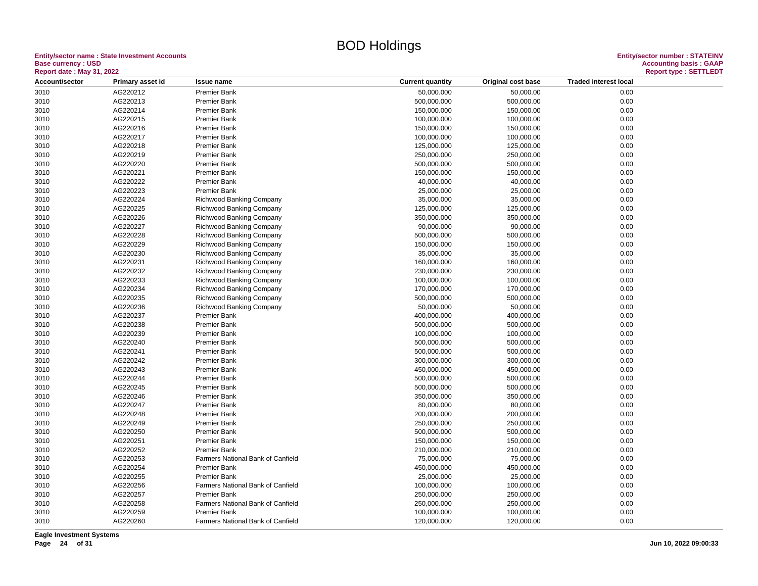# BOD Holdings

**Entity/sector name : State Investment Accounts**
**Base currency : USD**
**Report date : May 31, 2022**

**Entity/sector number : STATEINV**
**Accounting basis : GAAP**
**Report type : SETTLEDT**

| Account/sector | Primary asset id | Issue name | Current quantity | Original cost base | Traded interest local |
|---|---|---|---|---|---|
| 3010 | AG220212 | Premier Bank | 50,000.000 | 50,000.00 | 0.00 |
| 3010 | AG220213 | Premier Bank | 500,000.000 | 500,000.00 | 0.00 |
| 3010 | AG220214 | Premier Bank | 150,000.000 | 150,000.00 | 0.00 |
| 3010 | AG220215 | Premier Bank | 100,000.000 | 100,000.00 | 0.00 |
| 3010 | AG220216 | Premier Bank | 150,000.000 | 150,000.00 | 0.00 |
| 3010 | AG220217 | Premier Bank | 100,000.000 | 100,000.00 | 0.00 |
| 3010 | AG220218 | Premier Bank | 125,000.000 | 125,000.00 | 0.00 |
| 3010 | AG220219 | Premier Bank | 250,000.000 | 250,000.00 | 0.00 |
| 3010 | AG220220 | Premier Bank | 500,000.000 | 500,000.00 | 0.00 |
| 3010 | AG220221 | Premier Bank | 150,000.000 | 150,000.00 | 0.00 |
| 3010 | AG220222 | Premier Bank | 40,000.000 | 40,000.00 | 0.00 |
| 3010 | AG220223 | Premier Bank | 25,000.000 | 25,000.00 | 0.00 |
| 3010 | AG220224 | Richwood Banking Company | 35,000.000 | 35,000.00 | 0.00 |
| 3010 | AG220225 | Richwood Banking Company | 125,000.000 | 125,000.00 | 0.00 |
| 3010 | AG220226 | Richwood Banking Company | 350,000.000 | 350,000.00 | 0.00 |
| 3010 | AG220227 | Richwood Banking Company | 90,000.000 | 90,000.00 | 0.00 |
| 3010 | AG220228 | Richwood Banking Company | 500,000.000 | 500,000.00 | 0.00 |
| 3010 | AG220229 | Richwood Banking Company | 150,000.000 | 150,000.00 | 0.00 |
| 3010 | AG220230 | Richwood Banking Company | 35,000.000 | 35,000.00 | 0.00 |
| 3010 | AG220231 | Richwood Banking Company | 160,000.000 | 160,000.00 | 0.00 |
| 3010 | AG220232 | Richwood Banking Company | 230,000.000 | 230,000.00 | 0.00 |
| 3010 | AG220233 | Richwood Banking Company | 100,000.000 | 100,000.00 | 0.00 |
| 3010 | AG220234 | Richwood Banking Company | 170,000.000 | 170,000.00 | 0.00 |
| 3010 | AG220235 | Richwood Banking Company | 500,000.000 | 500,000.00 | 0.00 |
| 3010 | AG220236 | Richwood Banking Company | 50,000.000 | 50,000.00 | 0.00 |
| 3010 | AG220237 | Premier Bank | 400,000.000 | 400,000.00 | 0.00 |
| 3010 | AG220238 | Premier Bank | 500,000.000 | 500,000.00 | 0.00 |
| 3010 | AG220239 | Premier Bank | 100,000.000 | 100,000.00 | 0.00 |
| 3010 | AG220240 | Premier Bank | 500,000.000 | 500,000.00 | 0.00 |
| 3010 | AG220241 | Premier Bank | 500,000.000 | 500,000.00 | 0.00 |
| 3010 | AG220242 | Premier Bank | 300,000.000 | 300,000.00 | 0.00 |
| 3010 | AG220243 | Premier Bank | 450,000.000 | 450,000.00 | 0.00 |
| 3010 | AG220244 | Premier Bank | 500,000.000 | 500,000.00 | 0.00 |
| 3010 | AG220245 | Premier Bank | 500,000.000 | 500,000.00 | 0.00 |
| 3010 | AG220246 | Premier Bank | 350,000.000 | 350,000.00 | 0.00 |
| 3010 | AG220247 | Premier Bank | 80,000.000 | 80,000.00 | 0.00 |
| 3010 | AG220248 | Premier Bank | 200,000.000 | 200,000.00 | 0.00 |
| 3010 | AG220249 | Premier Bank | 250,000.000 | 250,000.00 | 0.00 |
| 3010 | AG220250 | Premier Bank | 500,000.000 | 500,000.00 | 0.00 |
| 3010 | AG220251 | Premier Bank | 150,000.000 | 150,000.00 | 0.00 |
| 3010 | AG220252 | Premier Bank | 210,000.000 | 210,000.00 | 0.00 |
| 3010 | AG220253 | Farmers National Bank of Canfield | 75,000.000 | 75,000.00 | 0.00 |
| 3010 | AG220254 | Premier Bank | 450,000.000 | 450,000.00 | 0.00 |
| 3010 | AG220255 | Premier Bank | 25,000.000 | 25,000.00 | 0.00 |
| 3010 | AG220256 | Farmers National Bank of Canfield | 100,000.000 | 100,000.00 | 0.00 |
| 3010 | AG220257 | Premier Bank | 250,000.000 | 250,000.00 | 0.00 |
| 3010 | AG220258 | Farmers National Bank of Canfield | 250,000.000 | 250,000.00 | 0.00 |
| 3010 | AG220259 | Premier Bank | 100,000.000 | 100,000.00 | 0.00 |
| 3010 | AG220260 | Farmers National Bank of Canfield | 120,000.000 | 120,000.00 | 0.00 |

**Eagle Investment Systems**

Jun 10, 2022 09:00:33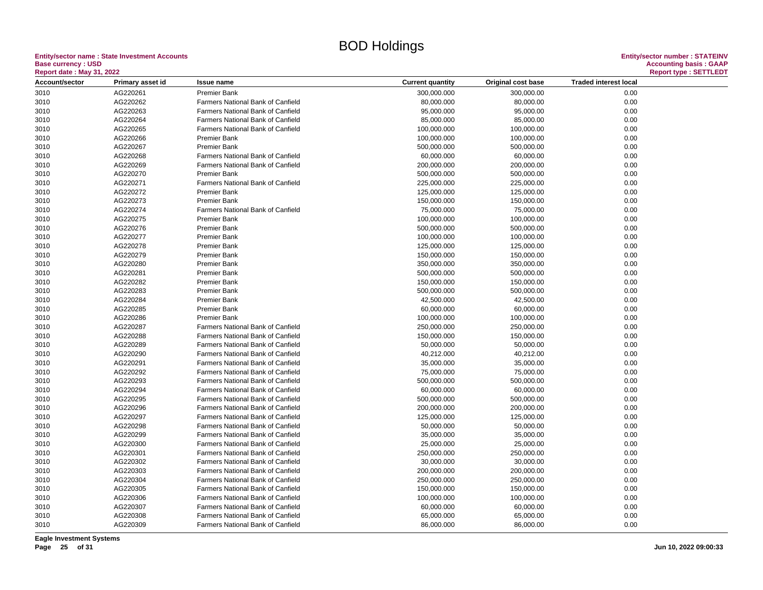# BOD Holdings

**Entity/sector name : State Investment Accounts**
**Base currency : USD**
**Report date : May 31, 2022**

**Entity/sector number : STATEINV**
**Accounting basis : GAAP**
**Report type : SETTLEDT**

| Account/sector | Primary asset id | Issue name | Current quantity | Original cost base | Traded interest local |
|---|---|---|---|---|---|
| 3010 | AG220261 | Premier Bank | 300,000.000 | 300,000.00 | 0.00 |
| 3010 | AG220262 | Farmers National Bank of Canfield | 80,000.000 | 80,000.00 | 0.00 |
| 3010 | AG220263 | Farmers National Bank of Canfield | 95,000.000 | 95,000.00 | 0.00 |
| 3010 | AG220264 | Farmers National Bank of Canfield | 85,000.000 | 85,000.00 | 0.00 |
| 3010 | AG220265 | Farmers National Bank of Canfield | 100,000.000 | 100,000.00 | 0.00 |
| 3010 | AG220266 | Premier Bank | 100,000.000 | 100,000.00 | 0.00 |
| 3010 | AG220267 | Premier Bank | 500,000.000 | 500,000.00 | 0.00 |
| 3010 | AG220268 | Farmers National Bank of Canfield | 60,000.000 | 60,000.00 | 0.00 |
| 3010 | AG220269 | Farmers National Bank of Canfield | 200,000.000 | 200,000.00 | 0.00 |
| 3010 | AG220270 | Premier Bank | 500,000.000 | 500,000.00 | 0.00 |
| 3010 | AG220271 | Farmers National Bank of Canfield | 225,000.000 | 225,000.00 | 0.00 |
| 3010 | AG220272 | Premier Bank | 125,000.000 | 125,000.00 | 0.00 |
| 3010 | AG220273 | Premier Bank | 150,000.000 | 150,000.00 | 0.00 |
| 3010 | AG220274 | Farmers National Bank of Canfield | 75,000.000 | 75,000.00 | 0.00 |
| 3010 | AG220275 | Premier Bank | 100,000.000 | 100,000.00 | 0.00 |
| 3010 | AG220276 | Premier Bank | 500,000.000 | 500,000.00 | 0.00 |
| 3010 | AG220277 | Premier Bank | 100,000.000 | 100,000.00 | 0.00 |
| 3010 | AG220278 | Premier Bank | 125,000.000 | 125,000.00 | 0.00 |
| 3010 | AG220279 | Premier Bank | 150,000.000 | 150,000.00 | 0.00 |
| 3010 | AG220280 | Premier Bank | 350,000.000 | 350,000.00 | 0.00 |
| 3010 | AG220281 | Premier Bank | 500,000.000 | 500,000.00 | 0.00 |
| 3010 | AG220282 | Premier Bank | 150,000.000 | 150,000.00 | 0.00 |
| 3010 | AG220283 | Premier Bank | 500,000.000 | 500,000.00 | 0.00 |
| 3010 | AG220284 | Premier Bank | 42,500.000 | 42,500.00 | 0.00 |
| 3010 | AG220285 | Premier Bank | 60,000.000 | 60,000.00 | 0.00 |
| 3010 | AG220286 | Premier Bank | 100,000.000 | 100,000.00 | 0.00 |
| 3010 | AG220287 | Farmers National Bank of Canfield | 250,000.000 | 250,000.00 | 0.00 |
| 3010 | AG220288 | Farmers National Bank of Canfield | 150,000.000 | 150,000.00 | 0.00 |
| 3010 | AG220289 | Farmers National Bank of Canfield | 50,000.000 | 50,000.00 | 0.00 |
| 3010 | AG220290 | Farmers National Bank of Canfield | 40,212.000 | 40,212.00 | 0.00 |
| 3010 | AG220291 | Farmers National Bank of Canfield | 35,000.000 | 35,000.00 | 0.00 |
| 3010 | AG220292 | Farmers National Bank of Canfield | 75,000.000 | 75,000.00 | 0.00 |
| 3010 | AG220293 | Farmers National Bank of Canfield | 500,000.000 | 500,000.00 | 0.00 |
| 3010 | AG220294 | Farmers National Bank of Canfield | 60,000.000 | 60,000.00 | 0.00 |
| 3010 | AG220295 | Farmers National Bank of Canfield | 500,000.000 | 500,000.00 | 0.00 |
| 3010 | AG220296 | Farmers National Bank of Canfield | 200,000.000 | 200,000.00 | 0.00 |
| 3010 | AG220297 | Farmers National Bank of Canfield | 125,000.000 | 125,000.00 | 0.00 |
| 3010 | AG220298 | Farmers National Bank of Canfield | 50,000.000 | 50,000.00 | 0.00 |
| 3010 | AG220299 | Farmers National Bank of Canfield | 35,000.000 | 35,000.00 | 0.00 |
| 3010 | AG220300 | Farmers National Bank of Canfield | 25,000.000 | 25,000.00 | 0.00 |
| 3010 | AG220301 | Farmers National Bank of Canfield | 250,000.000 | 250,000.00 | 0.00 |
| 3010 | AG220302 | Farmers National Bank of Canfield | 30,000.000 | 30,000.00 | 0.00 |
| 3010 | AG220303 | Farmers National Bank of Canfield | 200,000.000 | 200,000.00 | 0.00 |
| 3010 | AG220304 | Farmers National Bank of Canfield | 250,000.000 | 250,000.00 | 0.00 |
| 3010 | AG220305 | Farmers National Bank of Canfield | 150,000.000 | 150,000.00 | 0.00 |
| 3010 | AG220306 | Farmers National Bank of Canfield | 100,000.000 | 100,000.00 | 0.00 |
| 3010 | AG220307 | Farmers National Bank of Canfield | 60,000.000 | 60,000.00 | 0.00 |
| 3010 | AG220308 | Farmers National Bank of Canfield | 65,000.000 | 65,000.00 | 0.00 |
| 3010 | AG220309 | Farmers National Bank of Canfield | 86,000.000 | 86,000.00 | 0.00 |

**Eagle Investment Systems**

**Jun 10, 2022 09:00:33**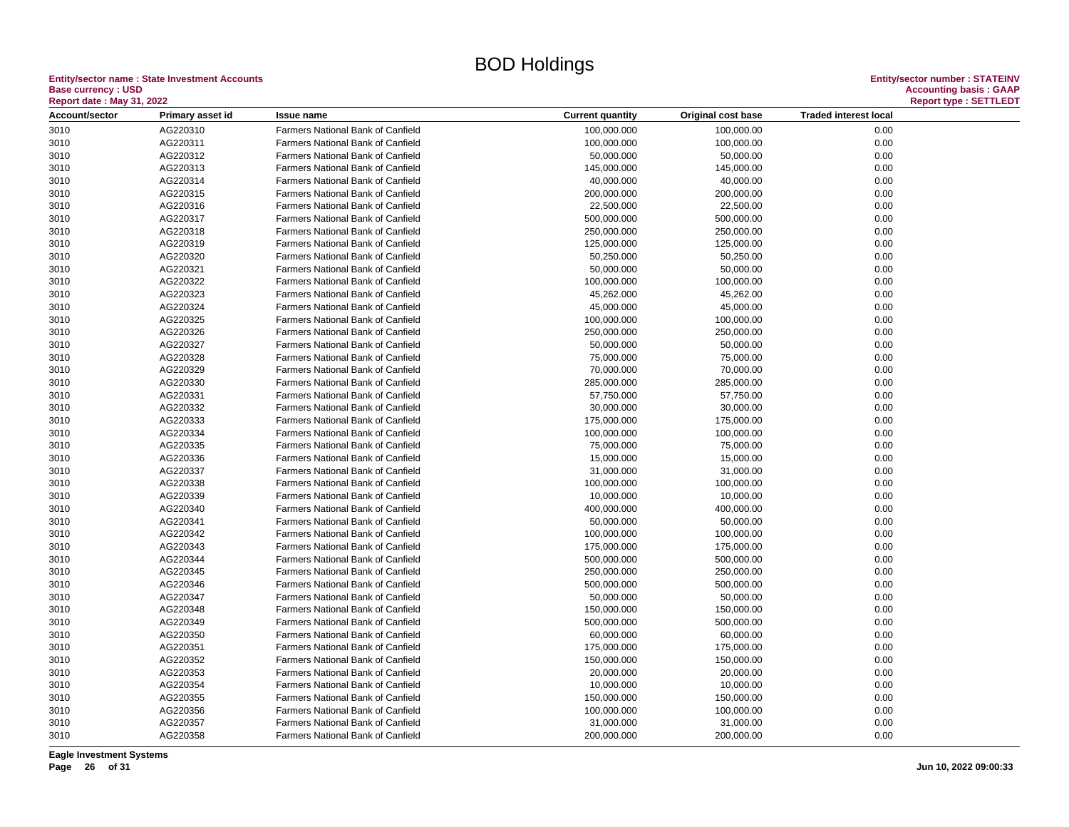# BOD Holdings

**Entity/sector name : State Investment Accounts**
**Base currency : USD**
**Report date : May 31, 2022**

**Entity/sector number : STATEINV**
**Accounting basis : GAAP**
**Report type : SETTLEDT**

| Account/sector | Primary asset id | Issue name | Current quantity | Original cost base | Traded interest local |
|---|---|---|---|---|---|
| 3010 | AG220310 | Farmers National Bank of Canfield | 100,000.000 | 100,000.00 | 0.00 |
| 3010 | AG220311 | Farmers National Bank of Canfield | 100,000.000 | 100,000.00 | 0.00 |
| 3010 | AG220312 | Farmers National Bank of Canfield | 50,000.000 | 50,000.00 | 0.00 |
| 3010 | AG220313 | Farmers National Bank of Canfield | 145,000.000 | 145,000.00 | 0.00 |
| 3010 | AG220314 | Farmers National Bank of Canfield | 40,000.000 | 40,000.00 | 0.00 |
| 3010 | AG220315 | Farmers National Bank of Canfield | 200,000.000 | 200,000.00 | 0.00 |
| 3010 | AG220316 | Farmers National Bank of Canfield | 22,500.000 | 22,500.00 | 0.00 |
| 3010 | AG220317 | Farmers National Bank of Canfield | 500,000.000 | 500,000.00 | 0.00 |
| 3010 | AG220318 | Farmers National Bank of Canfield | 250,000.000 | 250,000.00 | 0.00 |
| 3010 | AG220319 | Farmers National Bank of Canfield | 125,000.000 | 125,000.00 | 0.00 |
| 3010 | AG220320 | Farmers National Bank of Canfield | 50,250.000 | 50,250.00 | 0.00 |
| 3010 | AG220321 | Farmers National Bank of Canfield | 50,000.000 | 50,000.00 | 0.00 |
| 3010 | AG220322 | Farmers National Bank of Canfield | 100,000.000 | 100,000.00 | 0.00 |
| 3010 | AG220323 | Farmers National Bank of Canfield | 45,262.000 | 45,262.00 | 0.00 |
| 3010 | AG220324 | Farmers National Bank of Canfield | 45,000.000 | 45,000.00 | 0.00 |
| 3010 | AG220325 | Farmers National Bank of Canfield | 100,000.000 | 100,000.00 | 0.00 |
| 3010 | AG220326 | Farmers National Bank of Canfield | 250,000.000 | 250,000.00 | 0.00 |
| 3010 | AG220327 | Farmers National Bank of Canfield | 50,000.000 | 50,000.00 | 0.00 |
| 3010 | AG220328 | Farmers National Bank of Canfield | 75,000.000 | 75,000.00 | 0.00 |
| 3010 | AG220329 | Farmers National Bank of Canfield | 70,000.000 | 70,000.00 | 0.00 |
| 3010 | AG220330 | Farmers National Bank of Canfield | 285,000.000 | 285,000.00 | 0.00 |
| 3010 | AG220331 | Farmers National Bank of Canfield | 57,750.000 | 57,750.00 | 0.00 |
| 3010 | AG220332 | Farmers National Bank of Canfield | 30,000.000 | 30,000.00 | 0.00 |
| 3010 | AG220333 | Farmers National Bank of Canfield | 175,000.000 | 175,000.00 | 0.00 |
| 3010 | AG220334 | Farmers National Bank of Canfield | 100,000.000 | 100,000.00 | 0.00 |
| 3010 | AG220335 | Farmers National Bank of Canfield | 75,000.000 | 75,000.00 | 0.00 |
| 3010 | AG220336 | Farmers National Bank of Canfield | 15,000.000 | 15,000.00 | 0.00 |
| 3010 | AG220337 | Farmers National Bank of Canfield | 31,000.000 | 31,000.00 | 0.00 |
| 3010 | AG220338 | Farmers National Bank of Canfield | 100,000.000 | 100,000.00 | 0.00 |
| 3010 | AG220339 | Farmers National Bank of Canfield | 10,000.000 | 10,000.00 | 0.00 |
| 3010 | AG220340 | Farmers National Bank of Canfield | 400,000.000 | 400,000.00 | 0.00 |
| 3010 | AG220341 | Farmers National Bank of Canfield | 50,000.000 | 50,000.00 | 0.00 |
| 3010 | AG220342 | Farmers National Bank of Canfield | 100,000.000 | 100,000.00 | 0.00 |
| 3010 | AG220343 | Farmers National Bank of Canfield | 175,000.000 | 175,000.00 | 0.00 |
| 3010 | AG220344 | Farmers National Bank of Canfield | 500,000.000 | 500,000.00 | 0.00 |
| 3010 | AG220345 | Farmers National Bank of Canfield | 250,000.000 | 250,000.00 | 0.00 |
| 3010 | AG220346 | Farmers National Bank of Canfield | 500,000.000 | 500,000.00 | 0.00 |
| 3010 | AG220347 | Farmers National Bank of Canfield | 50,000.000 | 50,000.00 | 0.00 |
| 3010 | AG220348 | Farmers National Bank of Canfield | 150,000.000 | 150,000.00 | 0.00 |
| 3010 | AG220349 | Farmers National Bank of Canfield | 500,000.000 | 500,000.00 | 0.00 |
| 3010 | AG220350 | Farmers National Bank of Canfield | 60,000.000 | 60,000.00 | 0.00 |
| 3010 | AG220351 | Farmers National Bank of Canfield | 175,000.000 | 175,000.00 | 0.00 |
| 3010 | AG220352 | Farmers National Bank of Canfield | 150,000.000 | 150,000.00 | 0.00 |
| 3010 | AG220353 | Farmers National Bank of Canfield | 20,000.000 | 20,000.00 | 0.00 |
| 3010 | AG220354 | Farmers National Bank of Canfield | 10,000.000 | 10,000.00 | 0.00 |
| 3010 | AG220355 | Farmers National Bank of Canfield | 150,000.000 | 150,000.00 | 0.00 |
| 3010 | AG220356 | Farmers National Bank of Canfield | 100,000.000 | 100,000.00 | 0.00 |
| 3010 | AG220357 | Farmers National Bank of Canfield | 31,000.000 | 31,000.00 | 0.00 |
| 3010 | AG220358 | Farmers National Bank of Canfield | 200,000.000 | 200,000.00 | 0.00 |

**Eagle Investment Systems**

Jun 10, 2022 09:00:33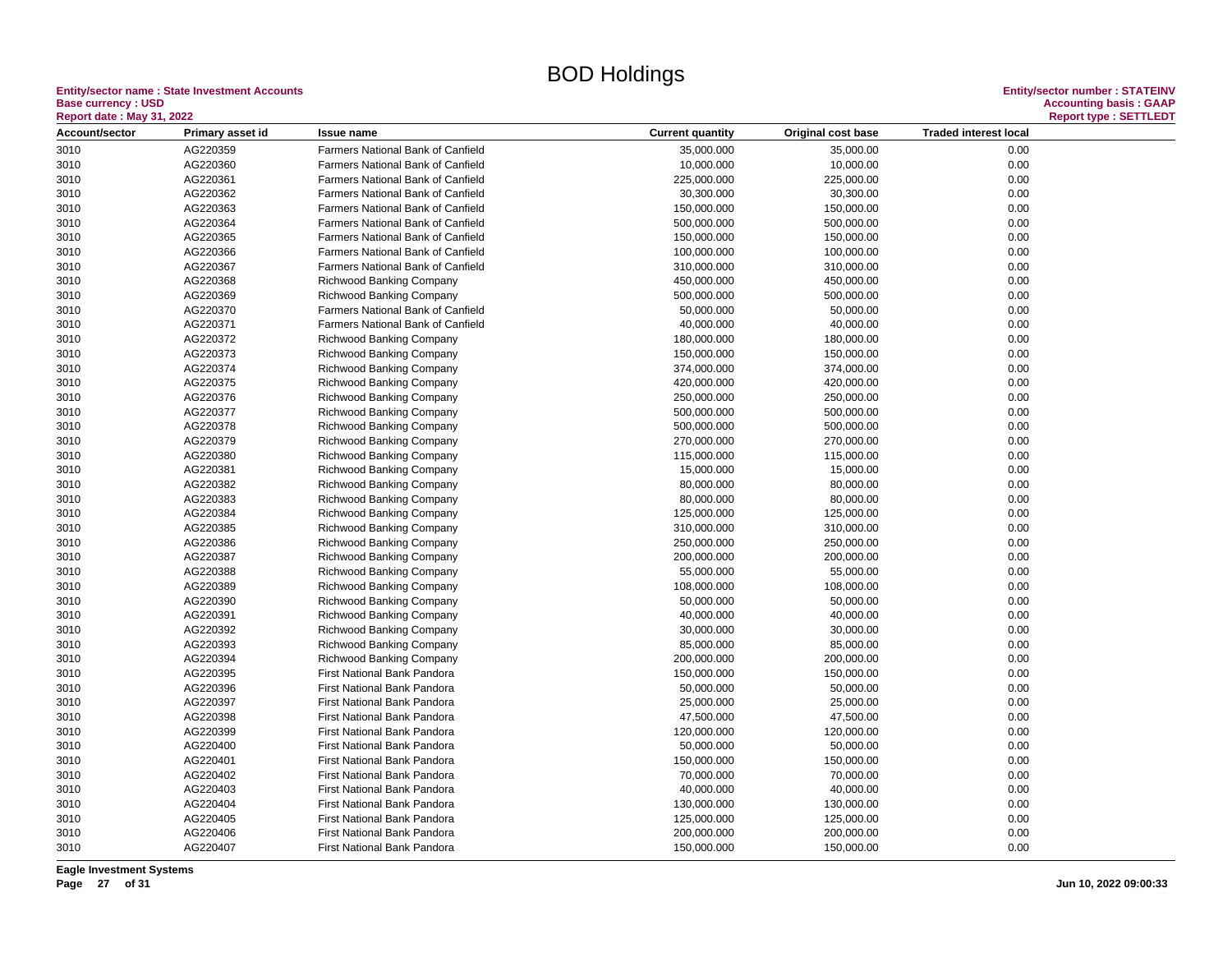# BOD Holdings

**Entity/sector name : State Investment Accounts**
**Base currency : USD**
**Report date : May 31, 2022**

**Entity/sector number : STATEINV**
**Accounting basis : GAAP**
**Report type : SETTLEDT**

| Account/sector | Primary asset id | Issue name | Current quantity | Original cost base | Traded interest local |
|---|---|---|---|---|---|
| 3010 | AG220359 | Farmers National Bank of Canfield | 35,000.000 | 35,000.00 | 0.00 |
| 3010 | AG220360 | Farmers National Bank of Canfield | 10,000.000 | 10,000.00 | 0.00 |
| 3010 | AG220361 | Farmers National Bank of Canfield | 225,000.000 | 225,000.00 | 0.00 |
| 3010 | AG220362 | Farmers National Bank of Canfield | 30,300.000 | 30,300.00 | 0.00 |
| 3010 | AG220363 | Farmers National Bank of Canfield | 150,000.000 | 150,000.00 | 0.00 |
| 3010 | AG220364 | Farmers National Bank of Canfield | 500,000.000 | 500,000.00 | 0.00 |
| 3010 | AG220365 | Farmers National Bank of Canfield | 150,000.000 | 150,000.00 | 0.00 |
| 3010 | AG220366 | Farmers National Bank of Canfield | 100,000.000 | 100,000.00 | 0.00 |
| 3010 | AG220367 | Farmers National Bank of Canfield | 310,000.000 | 310,000.00 | 0.00 |
| 3010 | AG220368 | Richwood Banking Company | 450,000.000 | 450,000.00 | 0.00 |
| 3010 | AG220369 | Richwood Banking Company | 500,000.000 | 500,000.00 | 0.00 |
| 3010 | AG220370 | Farmers National Bank of Canfield | 50,000.000 | 50,000.00 | 0.00 |
| 3010 | AG220371 | Farmers National Bank of Canfield | 40,000.000 | 40,000.00 | 0.00 |
| 3010 | AG220372 | Richwood Banking Company | 180,000.000 | 180,000.00 | 0.00 |
| 3010 | AG220373 | Richwood Banking Company | 150,000.000 | 150,000.00 | 0.00 |
| 3010 | AG220374 | Richwood Banking Company | 374,000.000 | 374,000.00 | 0.00 |
| 3010 | AG220375 | Richwood Banking Company | 420,000.000 | 420,000.00 | 0.00 |
| 3010 | AG220376 | Richwood Banking Company | 250,000.000 | 250,000.00 | 0.00 |
| 3010 | AG220377 | Richwood Banking Company | 500,000.000 | 500,000.00 | 0.00 |
| 3010 | AG220378 | Richwood Banking Company | 500,000.000 | 500,000.00 | 0.00 |
| 3010 | AG220379 | Richwood Banking Company | 270,000.000 | 270,000.00 | 0.00 |
| 3010 | AG220380 | Richwood Banking Company | 115,000.000 | 115,000.00 | 0.00 |
| 3010 | AG220381 | Richwood Banking Company | 15,000.000 | 15,000.00 | 0.00 |
| 3010 | AG220382 | Richwood Banking Company | 80,000.000 | 80,000.00 | 0.00 |
| 3010 | AG220383 | Richwood Banking Company | 80,000.000 | 80,000.00 | 0.00 |
| 3010 | AG220384 | Richwood Banking Company | 125,000.000 | 125,000.00 | 0.00 |
| 3010 | AG220385 | Richwood Banking Company | 310,000.000 | 310,000.00 | 0.00 |
| 3010 | AG220386 | Richwood Banking Company | 250,000.000 | 250,000.00 | 0.00 |
| 3010 | AG220387 | Richwood Banking Company | 200,000.000 | 200,000.00 | 0.00 |
| 3010 | AG220388 | Richwood Banking Company | 55,000.000 | 55,000.00 | 0.00 |
| 3010 | AG220389 | Richwood Banking Company | 108,000.000 | 108,000.00 | 0.00 |
| 3010 | AG220390 | Richwood Banking Company | 50,000.000 | 50,000.00 | 0.00 |
| 3010 | AG220391 | Richwood Banking Company | 40,000.000 | 40,000.00 | 0.00 |
| 3010 | AG220392 | Richwood Banking Company | 30,000.000 | 30,000.00 | 0.00 |
| 3010 | AG220393 | Richwood Banking Company | 85,000.000 | 85,000.00 | 0.00 |
| 3010 | AG220394 | Richwood Banking Company | 200,000.000 | 200,000.00 | 0.00 |
| 3010 | AG220395 | First National Bank Pandora | 150,000.000 | 150,000.00 | 0.00 |
| 3010 | AG220396 | First National Bank Pandora | 50,000.000 | 50,000.00 | 0.00 |
| 3010 | AG220397 | First National Bank Pandora | 25,000.000 | 25,000.00 | 0.00 |
| 3010 | AG220398 | First National Bank Pandora | 47,500.000 | 47,500.00 | 0.00 |
| 3010 | AG220399 | First National Bank Pandora | 120,000.000 | 120,000.00 | 0.00 |
| 3010 | AG220400 | First National Bank Pandora | 50,000.000 | 50,000.00 | 0.00 |
| 3010 | AG220401 | First National Bank Pandora | 150,000.000 | 150,000.00 | 0.00 |
| 3010 | AG220402 | First National Bank Pandora | 70,000.000 | 70,000.00 | 0.00 |
| 3010 | AG220403 | First National Bank Pandora | 40,000.000 | 40,000.00 | 0.00 |
| 3010 | AG220404 | First National Bank Pandora | 130,000.000 | 130,000.00 | 0.00 |
| 3010 | AG220405 | First National Bank Pandora | 125,000.000 | 125,000.00 | 0.00 |
| 3010 | AG220406 | First National Bank Pandora | 200,000.000 | 200,000.00 | 0.00 |
| 3010 | AG220407 | First National Bank Pandora | 150,000.000 | 150,000.00 | 0.00 |

**Eagle Investment Systems**

Jun 10, 2022 09:00:33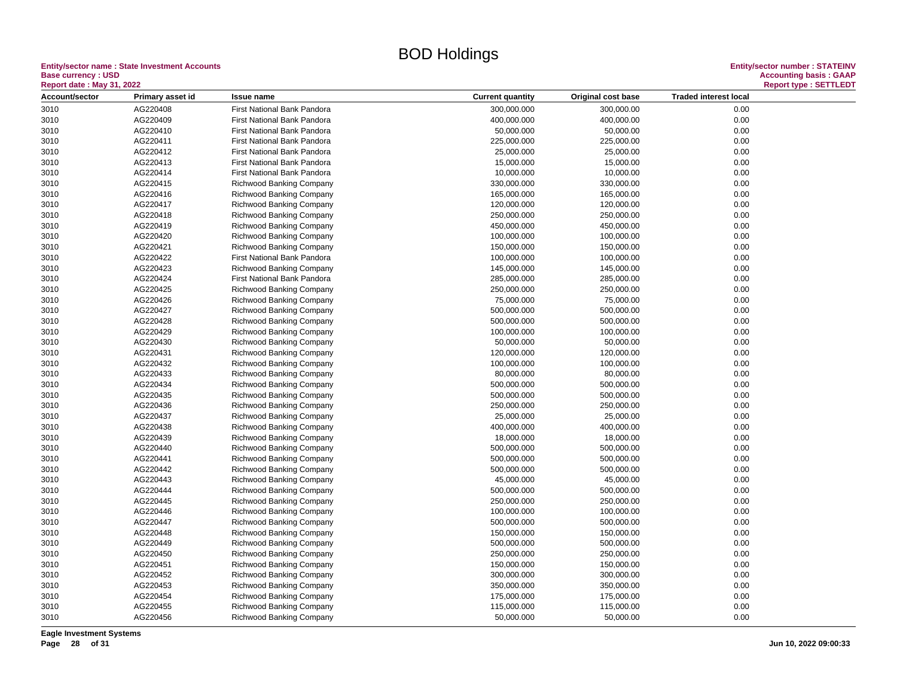# BOD Holdings

**Entity/sector name : State Investment Accounts**
**Base currency : USD**
**Report date : May 31, 2022**

**Entity/sector number : STATEINV**
**Accounting basis : GAAP**
**Report type : SETTLEDT**

| Account/sector | Primary asset id | Issue name | Current quantity | Original cost base | Traded interest local |
|---|---|---|---|---|---|
| 3010 | AG220408 | First National Bank Pandora | 300,000.000 | 300,000.00 | 0.00 |
| 3010 | AG220409 | First National Bank Pandora | 400,000.000 | 400,000.00 | 0.00 |
| 3010 | AG220410 | First National Bank Pandora | 50,000.000 | 50,000.00 | 0.00 |
| 3010 | AG220411 | First National Bank Pandora | 225,000.000 | 225,000.00 | 0.00 |
| 3010 | AG220412 | First National Bank Pandora | 25,000.000 | 25,000.00 | 0.00 |
| 3010 | AG220413 | First National Bank Pandora | 15,000.000 | 15,000.00 | 0.00 |
| 3010 | AG220414 | First National Bank Pandora | 10,000.000 | 10,000.00 | 0.00 |
| 3010 | AG220415 | Richwood Banking Company | 330,000.000 | 330,000.00 | 0.00 |
| 3010 | AG220416 | Richwood Banking Company | 165,000.000 | 165,000.00 | 0.00 |
| 3010 | AG220417 | Richwood Banking Company | 120,000.000 | 120,000.00 | 0.00 |
| 3010 | AG220418 | Richwood Banking Company | 250,000.000 | 250,000.00 | 0.00 |
| 3010 | AG220419 | Richwood Banking Company | 450,000.000 | 450,000.00 | 0.00 |
| 3010 | AG220420 | Richwood Banking Company | 100,000.000 | 100,000.00 | 0.00 |
| 3010 | AG220421 | Richwood Banking Company | 150,000.000 | 150,000.00 | 0.00 |
| 3010 | AG220422 | First National Bank Pandora | 100,000.000 | 100,000.00 | 0.00 |
| 3010 | AG220423 | Richwood Banking Company | 145,000.000 | 145,000.00 | 0.00 |
| 3010 | AG220424 | First National Bank Pandora | 285,000.000 | 285,000.00 | 0.00 |
| 3010 | AG220425 | Richwood Banking Company | 250,000.000 | 250,000.00 | 0.00 |
| 3010 | AG220426 | Richwood Banking Company | 75,000.000 | 75,000.00 | 0.00 |
| 3010 | AG220427 | Richwood Banking Company | 500,000.000 | 500,000.00 | 0.00 |
| 3010 | AG220428 | Richwood Banking Company | 500,000.000 | 500,000.00 | 0.00 |
| 3010 | AG220429 | Richwood Banking Company | 100,000.000 | 100,000.00 | 0.00 |
| 3010 | AG220430 | Richwood Banking Company | 50,000.000 | 50,000.00 | 0.00 |
| 3010 | AG220431 | Richwood Banking Company | 120,000.000 | 120,000.00 | 0.00 |
| 3010 | AG220432 | Richwood Banking Company | 100,000.000 | 100,000.00 | 0.00 |
| 3010 | AG220433 | Richwood Banking Company | 80,000.000 | 80,000.00 | 0.00 |
| 3010 | AG220434 | Richwood Banking Company | 500,000.000 | 500,000.00 | 0.00 |
| 3010 | AG220435 | Richwood Banking Company | 500,000.000 | 500,000.00 | 0.00 |
| 3010 | AG220436 | Richwood Banking Company | 250,000.000 | 250,000.00 | 0.00 |
| 3010 | AG220437 | Richwood Banking Company | 25,000.000 | 25,000.00 | 0.00 |
| 3010 | AG220438 | Richwood Banking Company | 400,000.000 | 400,000.00 | 0.00 |
| 3010 | AG220439 | Richwood Banking Company | 18,000.000 | 18,000.00 | 0.00 |
| 3010 | AG220440 | Richwood Banking Company | 500,000.000 | 500,000.00 | 0.00 |
| 3010 | AG220441 | Richwood Banking Company | 500,000.000 | 500,000.00 | 0.00 |
| 3010 | AG220442 | Richwood Banking Company | 500,000.000 | 500,000.00 | 0.00 |
| 3010 | AG220443 | Richwood Banking Company | 45,000.000 | 45,000.00 | 0.00 |
| 3010 | AG220444 | Richwood Banking Company | 500,000.000 | 500,000.00 | 0.00 |
| 3010 | AG220445 | Richwood Banking Company | 250,000.000 | 250,000.00 | 0.00 |
| 3010 | AG220446 | Richwood Banking Company | 100,000.000 | 100,000.00 | 0.00 |
| 3010 | AG220447 | Richwood Banking Company | 500,000.000 | 500,000.00 | 0.00 |
| 3010 | AG220448 | Richwood Banking Company | 150,000.000 | 150,000.00 | 0.00 |
| 3010 | AG220449 | Richwood Banking Company | 500,000.000 | 500,000.00 | 0.00 |
| 3010 | AG220450 | Richwood Banking Company | 250,000.000 | 250,000.00 | 0.00 |
| 3010 | AG220451 | Richwood Banking Company | 150,000.000 | 150,000.00 | 0.00 |
| 3010 | AG220452 | Richwood Banking Company | 300,000.000 | 300,000.00 | 0.00 |
| 3010 | AG220453 | Richwood Banking Company | 350,000.000 | 350,000.00 | 0.00 |
| 3010 | AG220454 | Richwood Banking Company | 175,000.000 | 175,000.00 | 0.00 |
| 3010 | AG220455 | Richwood Banking Company | 115,000.000 | 115,000.00 | 0.00 |
| 3010 | AG220456 | Richwood Banking Company | 50,000.000 | 50,000.00 | 0.00 |

**Eagle Investment Systems**

Jun 10, 2022 09:00:33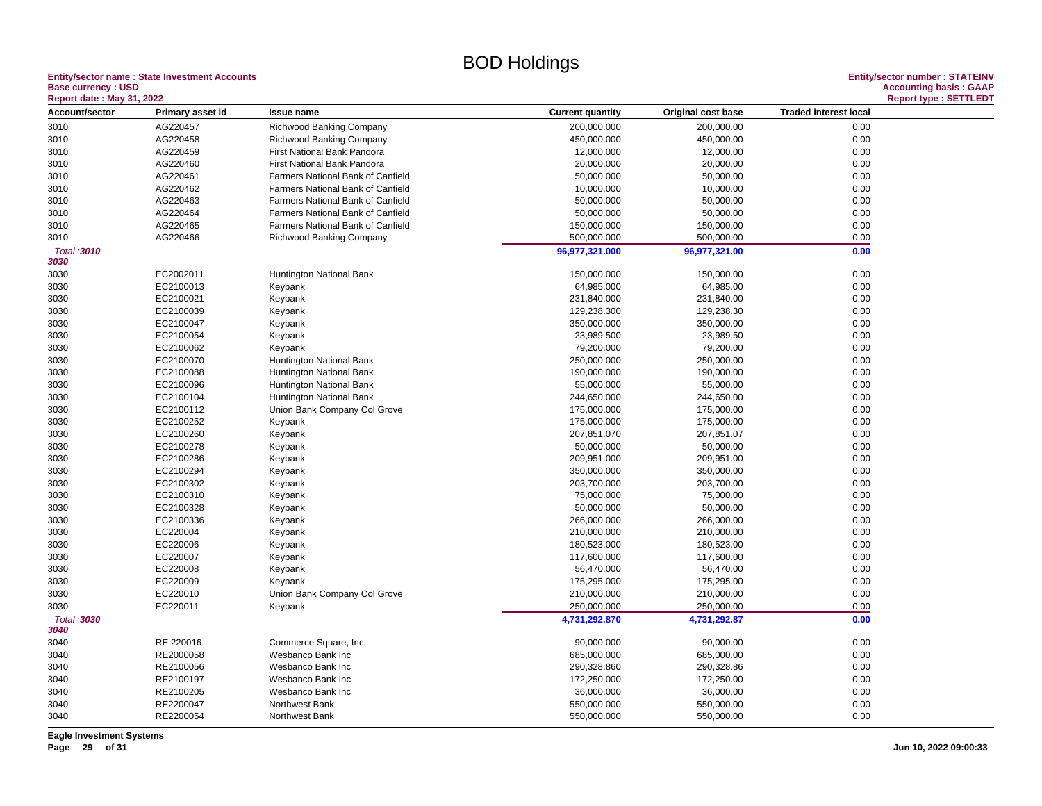# BOD Holdings

**Entity/sector name : State Investment Accounts**
**Base currency : USD**
**Report date : May 31, 2022**

**Entity/sector number : STATEINV**
**Accounting basis : GAAP**
**Report type : SETTLEDT**

| Account/sector | Primary asset id | Issue name | Current quantity | Original cost base | Traded interest local |
|---|---|---|---|---|---|
| 3010 | AG220457 | Richwood Banking Company | 200,000.000 | 200,000.00 | 0.00 |
| 3010 | AG220458 | Richwood Banking Company | 450,000.000 | 450,000.00 | 0.00 |
| 3010 | AG220459 | First National Bank Pandora | 12,000.000 | 12,000.00 | 0.00 |
| 3010 | AG220460 | First National Bank Pandora | 20,000.000 | 20,000.00 | 0.00 |
| 3010 | AG220461 | Farmers National Bank of Canfield | 50,000.000 | 50,000.00 | 0.00 |
| 3010 | AG220462 | Farmers National Bank of Canfield | 10,000.000 | 10,000.00 | 0.00 |
| 3010 | AG220463 | Farmers National Bank of Canfield | 50,000.000 | 50,000.00 | 0.00 |
| 3010 | AG220464 | Farmers National Bank of Canfield | 50,000.000 | 50,000.00 | 0.00 |
| 3010 | AG220465 | Farmers National Bank of Canfield | 150,000.000 | 150,000.00 | 0.00 |
| 3010 | AG220466 | Richwood Banking Company | 500,000.000 | 500,000.00 | 0.00 |
| *Total :**3010*** | | | **96,977,321.000** | **96,977,321.00** | **0.00** |
| ***3030*** | | | | | |
| 3030 | EC2002011 | Huntington National Bank | 150,000.000 | 150,000.00 | 0.00 |
| 3030 | EC2100013 | Keybank | 64,985.000 | 64,985.00 | 0.00 |
| 3030 | EC2100021 | Keybank | 231,840.000 | 231,840.00 | 0.00 |
| 3030 | EC2100039 | Keybank | 129,238.300 | 129,238.30 | 0.00 |
| 3030 | EC2100047 | Keybank | 350,000.000 | 350,000.00 | 0.00 |
| 3030 | EC2100054 | Keybank | 23,989.500 | 23,989.50 | 0.00 |
| 3030 | EC2100062 | Keybank | 79,200.000 | 79,200.00 | 0.00 |
| 3030 | EC2100070 | Huntington National Bank | 250,000.000 | 250,000.00 | 0.00 |
| 3030 | EC2100088 | Huntington National Bank | 190,000.000 | 190,000.00 | 0.00 |
| 3030 | EC2100096 | Huntington National Bank | 55,000.000 | 55,000.00 | 0.00 |
| 3030 | EC2100104 | Huntington National Bank | 244,650.000 | 244,650.00 | 0.00 |
| 3030 | EC2100112 | Union Bank Company Col Grove | 175,000.000 | 175,000.00 | 0.00 |
| 3030 | EC2100252 | Keybank | 175,000.000 | 175,000.00 | 0.00 |
| 3030 | EC2100260 | Keybank | 207,851.070 | 207,851.07 | 0.00 |
| 3030 | EC2100278 | Keybank | 50,000.000 | 50,000.00 | 0.00 |
| 3030 | EC2100286 | Keybank | 209,951.000 | 209,951.00 | 0.00 |
| 3030 | EC2100294 | Keybank | 350,000.000 | 350,000.00 | 0.00 |
| 3030 | EC2100302 | Keybank | 203,700.000 | 203,700.00 | 0.00 |
| 3030 | EC2100310 | Keybank | 75,000.000 | 75,000.00 | 0.00 |
| 3030 | EC2100328 | Keybank | 50,000.000 | 50,000.00 | 0.00 |
| 3030 | EC2100336 | Keybank | 266,000.000 | 266,000.00 | 0.00 |
| 3030 | EC220004 | Keybank | 210,000.000 | 210,000.00 | 0.00 |
| 3030 | EC220006 | Keybank | 180,523.000 | 180,523.00 | 0.00 |
| 3030 | EC220007 | Keybank | 117,600.000 | 117,600.00 | 0.00 |
| 3030 | EC220008 | Keybank | 56,470.000 | 56,470.00 | 0.00 |
| 3030 | EC220009 | Keybank | 175,295.000 | 175,295.00 | 0.00 |
| 3030 | EC220010 | Union Bank Company Col Grove | 210,000.000 | 210,000.00 | 0.00 |
| 3030 | EC220011 | Keybank | 250,000.000 | 250,000.00 | 0.00 |
| *Total :**3030*** | | | **4,731,292.870** | **4,731,292.87** | **0.00** |
| ***3040*** | | | | | |
| 3040 | RE 220016 | Commerce Square, Inc. | 90,000.000 | 90,000.00 | 0.00 |
| 3040 | RE2000058 | Wesbanco Bank Inc | 685,000.000 | 685,000.00 | 0.00 |
| 3040 | RE2100056 | Wesbanco Bank Inc | 290,328.860 | 290,328.86 | 0.00 |
| 3040 | RE2100197 | Wesbanco Bank Inc | 172,250.000 | 172,250.00 | 0.00 |
| 3040 | RE2100205 | Wesbanco Bank Inc | 36,000.000 | 36,000.00 | 0.00 |
| 3040 | RE2200047 | Northwest Bank | 550,000.000 | 550,000.00 | 0.00 |
| 3040 | RE2200054 | Northwest Bank | 550,000.000 | 550,000.00 | 0.00 |

**Eagle Investment Systems**

**Jun 10, 2022 09:00:33**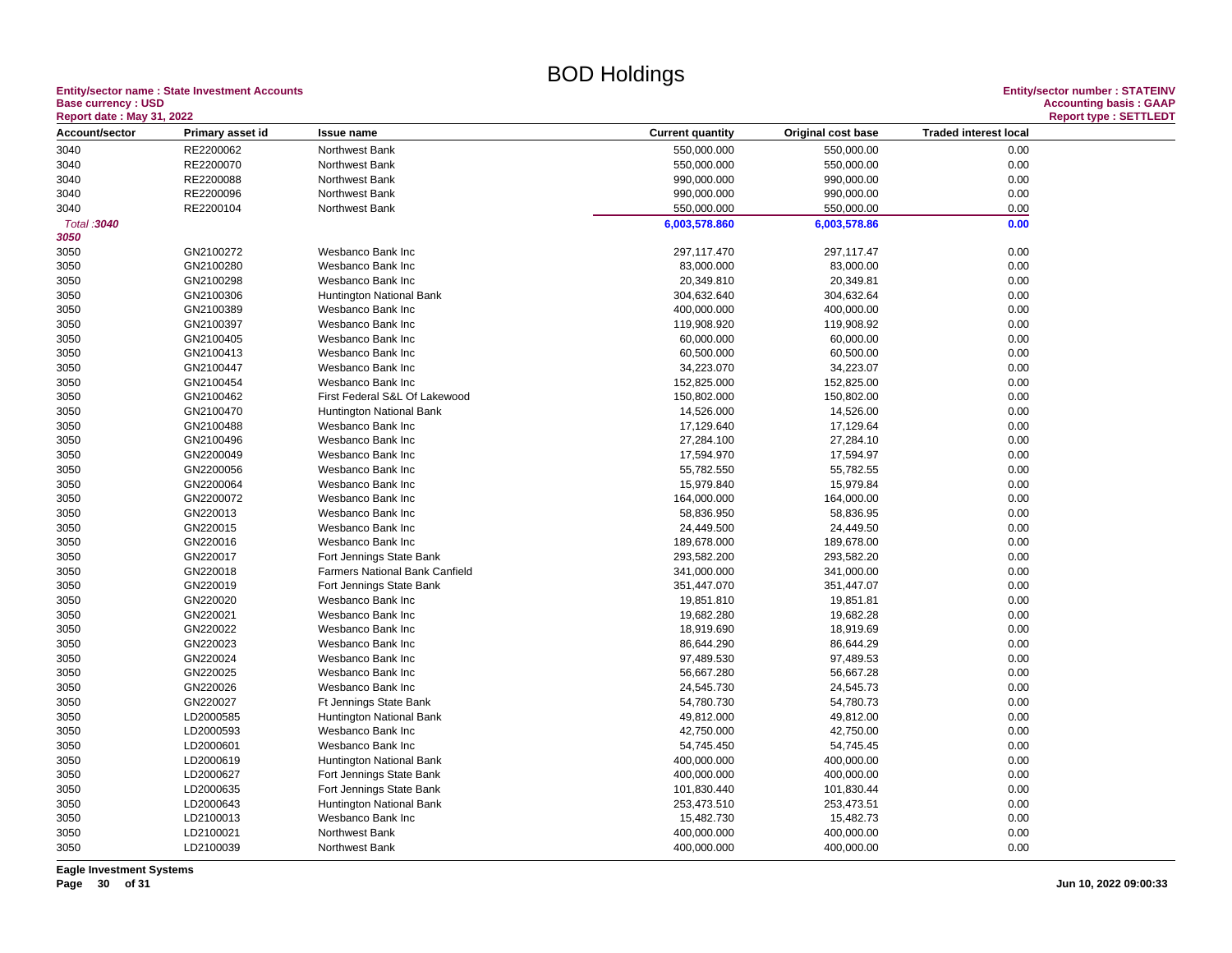# BOD Holdings

**Entity/sector name : State Investment Accounts**
**Base currency : USD**
**Report date : May 31, 2022**

**Entity/sector number : STATEINV**
**Accounting basis : GAAP**
**Report type : SETTLEDT**

| Account/sector | Primary asset id | Issue name | Current quantity | Original cost base | Traded interest local |
|---|---|---|---|---|---|
| 3040 | RE2200062 | Northwest Bank | 550,000.000 | 550,000.00 | 0.00 |
| 3040 | RE2200070 | Northwest Bank | 550,000.000 | 550,000.00 | 0.00 |
| 3040 | RE2200088 | Northwest Bank | 990,000.000 | 990,000.00 | 0.00 |
| 3040 | RE2200096 | Northwest Bank | 990,000.000 | 990,000.00 | 0.00 |
| 3040 | RE2200104 | Northwest Bank | 550,000.000 | 550,000.00 | 0.00 |
| *Total :3040* | | | **6,003,578.860** | **6,003,578.86** | **0.00** |
| ***3050*** | | | | | |
| 3050 | GN2100272 | Wesbanco Bank Inc | 297,117.470 | 297,117.47 | 0.00 |
| 3050 | GN2100280 | Wesbanco Bank Inc | 83,000.000 | 83,000.00 | 0.00 |
| 3050 | GN2100298 | Wesbanco Bank Inc | 20,349.810 | 20,349.81 | 0.00 |
| 3050 | GN2100306 | Huntington National Bank | 304,632.640 | 304,632.64 | 0.00 |
| 3050 | GN2100389 | Wesbanco Bank Inc | 400,000.000 | 400,000.00 | 0.00 |
| 3050 | GN2100397 | Wesbanco Bank Inc | 119,908.920 | 119,908.92 | 0.00 |
| 3050 | GN2100405 | Wesbanco Bank Inc | 60,000.000 | 60,000.00 | 0.00 |
| 3050 | GN2100413 | Wesbanco Bank Inc | 60,500.000 | 60,500.00 | 0.00 |
| 3050 | GN2100447 | Wesbanco Bank Inc | 34,223.070 | 34,223.07 | 0.00 |
| 3050 | GN2100454 | Wesbanco Bank Inc | 152,825.000 | 152,825.00 | 0.00 |
| 3050 | GN2100462 | First Federal S&L Of Lakewood | 150,802.000 | 150,802.00 | 0.00 |
| 3050 | GN2100470 | Huntington National Bank | 14,526.000 | 14,526.00 | 0.00 |
| 3050 | GN2100488 | Wesbanco Bank Inc | 17,129.640 | 17,129.64 | 0.00 |
| 3050 | GN2100496 | Wesbanco Bank Inc | 27,284.100 | 27,284.10 | 0.00 |
| 3050 | GN2200049 | Wesbanco Bank Inc | 17,594.970 | 17,594.97 | 0.00 |
| 3050 | GN2200056 | Wesbanco Bank Inc | 55,782.550 | 55,782.55 | 0.00 |
| 3050 | GN2200064 | Wesbanco Bank Inc | 15,979.840 | 15,979.84 | 0.00 |
| 3050 | GN2200072 | Wesbanco Bank Inc | 164,000.000 | 164,000.00 | 0.00 |
| 3050 | GN220013 | Wesbanco Bank Inc | 58,836.950 | 58,836.95 | 0.00 |
| 3050 | GN220015 | Wesbanco Bank Inc | 24,449.500 | 24,449.50 | 0.00 |
| 3050 | GN220016 | Wesbanco Bank Inc | 189,678.000 | 189,678.00 | 0.00 |
| 3050 | GN220017 | Fort Jennings State Bank | 293,582.200 | 293,582.20 | 0.00 |
| 3050 | GN220018 | Farmers National Bank Canfield | 341,000.000 | 341,000.00 | 0.00 |
| 3050 | GN220019 | Fort Jennings State Bank | 351,447.070 | 351,447.07 | 0.00 |
| 3050 | GN220020 | Wesbanco Bank Inc | 19,851.810 | 19,851.81 | 0.00 |
| 3050 | GN220021 | Wesbanco Bank Inc | 19,682.280 | 19,682.28 | 0.00 |
| 3050 | GN220022 | Wesbanco Bank Inc | 18,919.690 | 18,919.69 | 0.00 |
| 3050 | GN220023 | Wesbanco Bank Inc | 86,644.290 | 86,644.29 | 0.00 |
| 3050 | GN220024 | Wesbanco Bank Inc | 97,489.530 | 97,489.53 | 0.00 |
| 3050 | GN220025 | Wesbanco Bank Inc | 56,667.280 | 56,667.28 | 0.00 |
| 3050 | GN220026 | Wesbanco Bank Inc | 24,545.730 | 24,545.73 | 0.00 |
| 3050 | GN220027 | Ft Jennings State Bank | 54,780.730 | 54,780.73 | 0.00 |
| 3050 | LD2000585 | Huntington National Bank | 49,812.000 | 49,812.00 | 0.00 |
| 3050 | LD2000593 | Wesbanco Bank Inc | 42,750.000 | 42,750.00 | 0.00 |
| 3050 | LD2000601 | Wesbanco Bank Inc | 54,745.450 | 54,745.45 | 0.00 |
| 3050 | LD2000619 | Huntington National Bank | 400,000.000 | 400,000.00 | 0.00 |
| 3050 | LD2000627 | Fort Jennings State Bank | 400,000.000 | 400,000.00 | 0.00 |
| 3050 | LD2000635 | Fort Jennings State Bank | 101,830.440 | 101,830.44 | 0.00 |
| 3050 | LD2000643 | Huntington National Bank | 253,473.510 | 253,473.51 | 0.00 |
| 3050 | LD2100013 | Wesbanco Bank Inc | 15,482.730 | 15,482.73 | 0.00 |
| 3050 | LD2100021 | Northwest Bank | 400,000.000 | 400,000.00 | 0.00 |
| 3050 | LD2100039 | Northwest Bank | 400,000.000 | 400,000.00 | 0.00 |

**Eagle Investment Systems**

**Jun 10, 2022 09:00:33**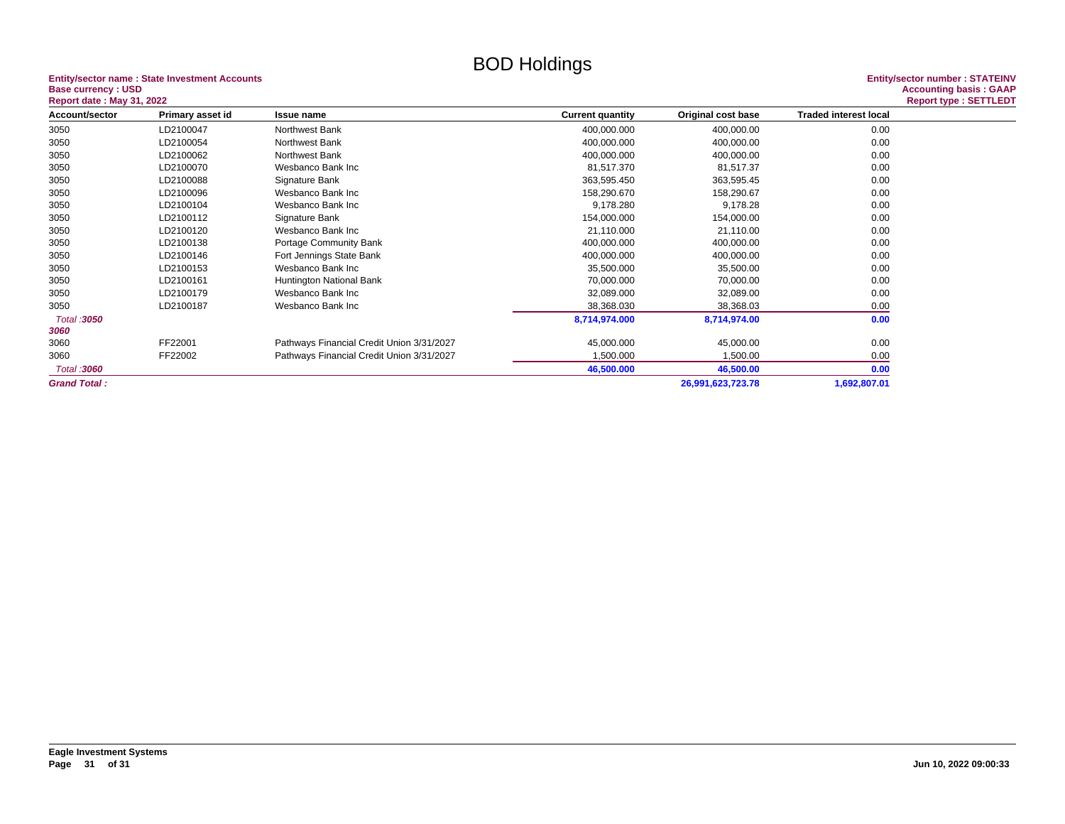# BOD Holdings

**Entity/sector name : State Investment Accounts**
**Base currency : USD**
**Report date : May 31, 2022**

**Entity/sector number : STATEINV**
**Accounting basis : GAAP**
**Report type : SETTLEDT**

| Account/sector | Primary asset id | Issue name | Current quantity | Original cost base | Traded interest local |
|---|---|---|---|---|---|
| 3050 | LD2100047 | Northwest Bank | 400,000.000 | 400,000.00 | 0.00 |
| 3050 | LD2100054 | Northwest Bank | 400,000.000 | 400,000.00 | 0.00 |
| 3050 | LD2100062 | Northwest Bank | 400,000.000 | 400,000.00 | 0.00 |
| 3050 | LD2100070 | Wesbanco Bank Inc | 81,517.370 | 81,517.37 | 0.00 |
| 3050 | LD2100088 | Signature Bank | 363,595.450 | 363,595.45 | 0.00 |
| 3050 | LD2100096 | Wesbanco Bank Inc | 158,290.670 | 158,290.67 | 0.00 |
| 3050 | LD2100104 | Wesbanco Bank Inc | 9,178.280 | 9,178.28 | 0.00 |
| 3050 | LD2100112 | Signature Bank | 154,000.000 | 154,000.00 | 0.00 |
| 3050 | LD2100120 | Wesbanco Bank Inc | 21,110.000 | 21,110.00 | 0.00 |
| 3050 | LD2100138 | Portage Community Bank | 400,000.000 | 400,000.00 | 0.00 |
| 3050 | LD2100146 | Fort Jennings State Bank | 400,000.000 | 400,000.00 | 0.00 |
| 3050 | LD2100153 | Wesbanco Bank Inc | 35,500.000 | 35,500.00 | 0.00 |
| 3050 | LD2100161 | Huntington National Bank | 70,000.000 | 70,000.00 | 0.00 |
| 3050 | LD2100179 | Wesbanco Bank Inc | 32,089.000 | 32,089.00 | 0.00 |
| 3050 | LD2100187 | Wesbanco Bank Inc | 38,368.030 | 38,368.03 | 0.00 |
| *Total :**3050*** | | | **8,714,974.000** | **8,714,974.00** | **0.00** |
| ***3060*** | | | | | |
| 3060 | FF22001 | Pathways Financial Credit Union 3/31/2027 | 45,000.000 | 45,000.00 | 0.00 |
| 3060 | FF22002 | Pathways Financial Credit Union 3/31/2027 | 1,500.000 | 1,500.00 | 0.00 |
| *Total :**3060*** | | | **46,500.000** | **46,500.00** | **0.00** |
| ***Grand Total :*** | | | | **26,991,623,723.78** | **1,692,807.01** |

**Eagle Investment Systems**

**Jun 10, 2022 09:00:33**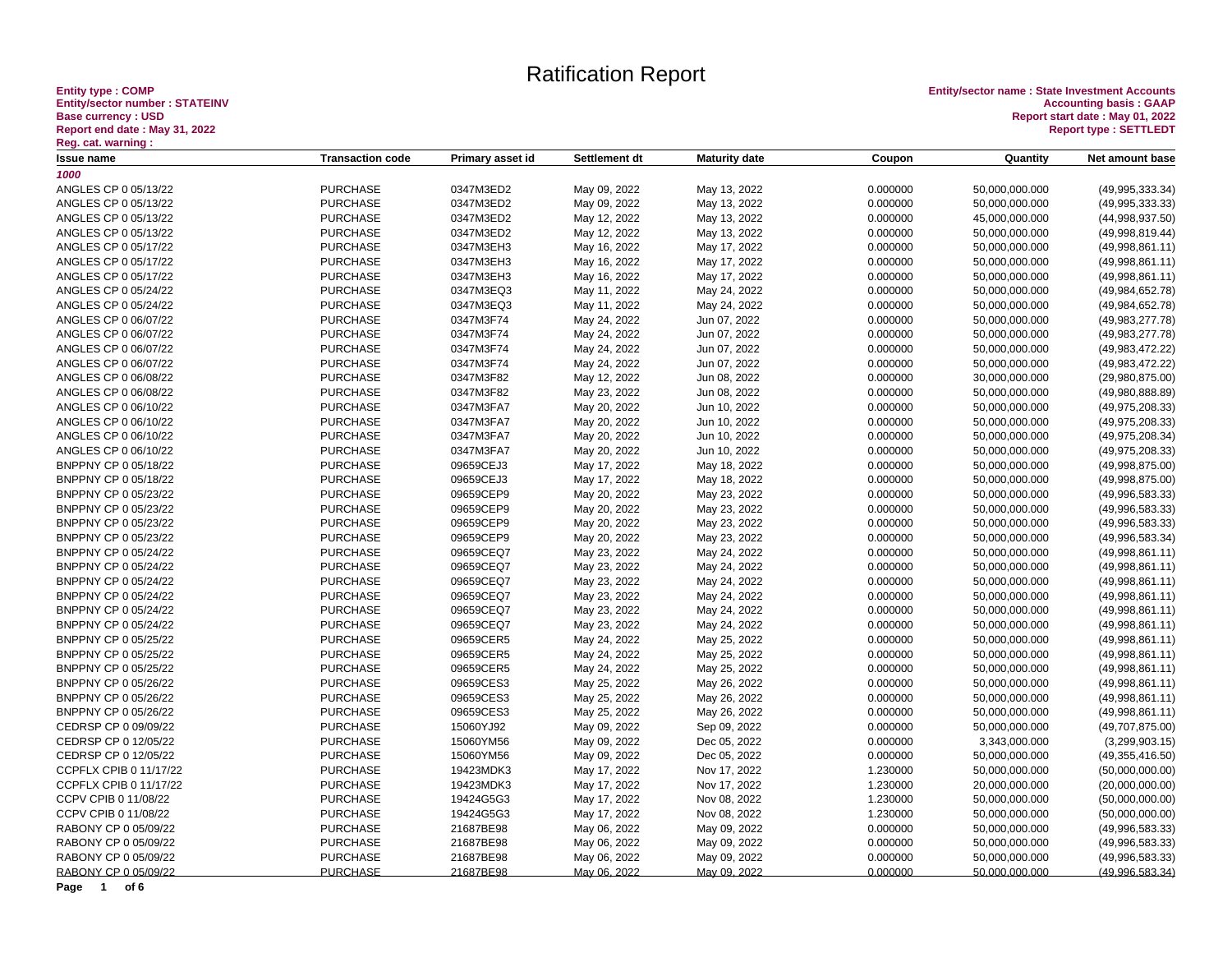# Ratification Report

**Entity type : COMP**
**Entity/sector number : STATEINV**
**Base currency : USD**
**Report end date : May 31, 2022**
**Reg. cat. warning :**

**Entity/sector name : State Investment Accounts**
**Accounting basis : GAAP**
**Report start date : May 01, 2022**
**Report type : SETTLEDT**

| Issue name | Transaction code | Primary asset id | Settlement dt | Maturity date | Coupon | Quantity | Net amount base |
|---|---|---|---|---|---|---|---|
| ***1000*** | | | | | | | |
| ANGLES CP 0 05/13/22 | PURCHASE | 0347M3ED2 | May 09, 2022 | May 13, 2022 | 0.000000 | 50,000,000.000 | (49,995,333.34) |
| ANGLES CP 0 05/13/22 | PURCHASE | 0347M3ED2 | May 09, 2022 | May 13, 2022 | 0.000000 | 50,000,000.000 | (49,995,333.33) |
| ANGLES CP 0 05/13/22 | PURCHASE | 0347M3ED2 | May 12, 2022 | May 13, 2022 | 0.000000 | 45,000,000.000 | (44,998,937.50) |
| ANGLES CP 0 05/13/22 | PURCHASE | 0347M3ED2 | May 12, 2022 | May 13, 2022 | 0.000000 | 50,000,000.000 | (49,998,819.44) |
| ANGLES CP 0 05/17/22 | PURCHASE | 0347M3EH3 | May 16, 2022 | May 17, 2022 | 0.000000 | 50,000,000.000 | (49,998,861.11) |
| ANGLES CP 0 05/17/22 | PURCHASE | 0347M3EH3 | May 16, 2022 | May 17, 2022 | 0.000000 | 50,000,000.000 | (49,998,861.11) |
| ANGLES CP 0 05/17/22 | PURCHASE | 0347M3EH3 | May 16, 2022 | May 17, 2022 | 0.000000 | 50,000,000.000 | (49,998,861.11) |
| ANGLES CP 0 05/24/22 | PURCHASE | 0347M3EQ3 | May 11, 2022 | May 24, 2022 | 0.000000 | 50,000,000.000 | (49,984,652.78) |
| ANGLES CP 0 05/24/22 | PURCHASE | 0347M3EQ3 | May 11, 2022 | May 24, 2022 | 0.000000 | 50,000,000.000 | (49,984,652.78) |
| ANGLES CP 0 06/07/22 | PURCHASE | 0347M3F74 | May 24, 2022 | Jun 07, 2022 | 0.000000 | 50,000,000.000 | (49,983,277.78) |
| ANGLES CP 0 06/07/22 | PURCHASE | 0347M3F74 | May 24, 2022 | Jun 07, 2022 | 0.000000 | 50,000,000.000 | (49,983,277.78) |
| ANGLES CP 0 06/07/22 | PURCHASE | 0347M3F74 | May 24, 2022 | Jun 07, 2022 | 0.000000 | 50,000,000.000 | (49,983,472.22) |
| ANGLES CP 0 06/07/22 | PURCHASE | 0347M3F74 | May 24, 2022 | Jun 07, 2022 | 0.000000 | 50,000,000.000 | (49,983,472.22) |
| ANGLES CP 0 06/08/22 | PURCHASE | 0347M3F82 | May 12, 2022 | Jun 08, 2022 | 0.000000 | 30,000,000.000 | (29,980,875.00) |
| ANGLES CP 0 06/08/22 | PURCHASE | 0347M3F82 | May 23, 2022 | Jun 08, 2022 | 0.000000 | 50,000,000.000 | (49,980,888.89) |
| ANGLES CP 0 06/10/22 | PURCHASE | 0347M3FA7 | May 20, 2022 | Jun 10, 2022 | 0.000000 | 50,000,000.000 | (49,975,208.33) |
| ANGLES CP 0 06/10/22 | PURCHASE | 0347M3FA7 | May 20, 2022 | Jun 10, 2022 | 0.000000 | 50,000,000.000 | (49,975,208.33) |
| ANGLES CP 0 06/10/22 | PURCHASE | 0347M3FA7 | May 20, 2022 | Jun 10, 2022 | 0.000000 | 50,000,000.000 | (49,975,208.34) |
| ANGLES CP 0 06/10/22 | PURCHASE | 0347M3FA7 | May 20, 2022 | Jun 10, 2022 | 0.000000 | 50,000,000.000 | (49,975,208.33) |
| BNPPNY CP 0 05/18/22 | PURCHASE | 09659CEJ3 | May 17, 2022 | May 18, 2022 | 0.000000 | 50,000,000.000 | (49,998,875.00) |
| BNPPNY CP 0 05/18/22 | PURCHASE | 09659CEJ3 | May 17, 2022 | May 18, 2022 | 0.000000 | 50,000,000.000 | (49,998,875.00) |
| BNPPNY CP 0 05/23/22 | PURCHASE | 09659CEP9 | May 20, 2022 | May 23, 2022 | 0.000000 | 50,000,000.000 | (49,996,583.33) |
| BNPPNY CP 0 05/23/22 | PURCHASE | 09659CEP9 | May 20, 2022 | May 23, 2022 | 0.000000 | 50,000,000.000 | (49,996,583.33) |
| BNPPNY CP 0 05/23/22 | PURCHASE | 09659CEP9 | May 20, 2022 | May 23, 2022 | 0.000000 | 50,000,000.000 | (49,996,583.33) |
| BNPPNY CP 0 05/23/22 | PURCHASE | 09659CEP9 | May 20, 2022 | May 23, 2022 | 0.000000 | 50,000,000.000 | (49,996,583.34) |
| BNPPNY CP 0 05/24/22 | PURCHASE | 09659CEQ7 | May 23, 2022 | May 24, 2022 | 0.000000 | 50,000,000.000 | (49,998,861.11) |
| BNPPNY CP 0 05/24/22 | PURCHASE | 09659CEQ7 | May 23, 2022 | May 24, 2022 | 0.000000 | 50,000,000.000 | (49,998,861.11) |
| BNPPNY CP 0 05/24/22 | PURCHASE | 09659CEQ7 | May 23, 2022 | May 24, 2022 | 0.000000 | 50,000,000.000 | (49,998,861.11) |
| BNPPNY CP 0 05/24/22 | PURCHASE | 09659CEQ7 | May 23, 2022 | May 24, 2022 | 0.000000 | 50,000,000.000 | (49,998,861.11) |
| BNPPNY CP 0 05/24/22 | PURCHASE | 09659CEQ7 | May 23, 2022 | May 24, 2022 | 0.000000 | 50,000,000.000 | (49,998,861.11) |
| BNPPNY CP 0 05/24/22 | PURCHASE | 09659CEQ7 | May 23, 2022 | May 24, 2022 | 0.000000 | 50,000,000.000 | (49,998,861.11) |
| BNPPNY CP 0 05/25/22 | PURCHASE | 09659CER5 | May 24, 2022 | May 25, 2022 | 0.000000 | 50,000,000.000 | (49,998,861.11) |
| BNPPNY CP 0 05/25/22 | PURCHASE | 09659CER5 | May 24, 2022 | May 25, 2022 | 0.000000 | 50,000,000.000 | (49,998,861.11) |
| BNPPNY CP 0 05/25/22 | PURCHASE | 09659CER5 | May 24, 2022 | May 25, 2022 | 0.000000 | 50,000,000.000 | (49,998,861.11) |
| BNPPNY CP 0 05/26/22 | PURCHASE | 09659CES3 | May 25, 2022 | May 26, 2022 | 0.000000 | 50,000,000.000 | (49,998,861.11) |
| BNPPNY CP 0 05/26/22 | PURCHASE | 09659CES3 | May 25, 2022 | May 26, 2022 | 0.000000 | 50,000,000.000 | (49,998,861.11) |
| BNPPNY CP 0 05/26/22 | PURCHASE | 09659CES3 | May 25, 2022 | May 26, 2022 | 0.000000 | 50,000,000.000 | (49,998,861.11) |
| CEDRSP CP 0 09/09/22 | PURCHASE | 15060YJ92 | May 09, 2022 | Sep 09, 2022 | 0.000000 | 50,000,000.000 | (49,707,875.00) |
| CEDRSP CP 0 12/05/22 | PURCHASE | 15060YM56 | May 09, 2022 | Dec 05, 2022 | 0.000000 | 3,343,000.000 | (3,299,903.15) |
| CEDRSP CP 0 12/05/22 | PURCHASE | 15060YM56 | May 09, 2022 | Dec 05, 2022 | 0.000000 | 50,000,000.000 | (49,355,416.50) |
| CCPFLX CPIB 0 11/17/22 | PURCHASE | 19423MDK3 | May 17, 2022 | Nov 17, 2022 | 1.230000 | 50,000,000.000 | (50,000,000.00) |
| CCPFLX CPIB 0 11/17/22 | PURCHASE | 19423MDK3 | May 17, 2022 | Nov 17, 2022 | 1.230000 | 20,000,000.000 | (20,000,000.00) |
| CCPV CPIB 0 11/08/22 | PURCHASE | 19424G5G3 | May 17, 2022 | Nov 08, 2022 | 1.230000 | 50,000,000.000 | (50,000,000.00) |
| CCPV CPIB 0 11/08/22 | PURCHASE | 19424G5G3 | May 17, 2022 | Nov 08, 2022 | 1.230000 | 50,000,000.000 | (50,000,000.00) |
| RABONY CP 0 05/09/22 | PURCHASE | 21687BE98 | May 06, 2022 | May 09, 2022 | 0.000000 | 50,000,000.000 | (49,996,583.33) |
| RABONY CP 0 05/09/22 | PURCHASE | 21687BE98 | May 06, 2022 | May 09, 2022 | 0.000000 | 50,000,000.000 | (49,996,583.33) |
| RABONY CP 0 05/09/22 | PURCHASE | 21687BE98 | May 06, 2022 | May 09, 2022 | 0.000000 | 50,000,000.000 | (49,996,583.33) |
| RABONY CP 0 05/09/22 | PURCHASE | 21687BE98 | May 06, 2022 | May 09, 2022 | 0.000000 | 50,000,000.000 | (49,996,583.34) |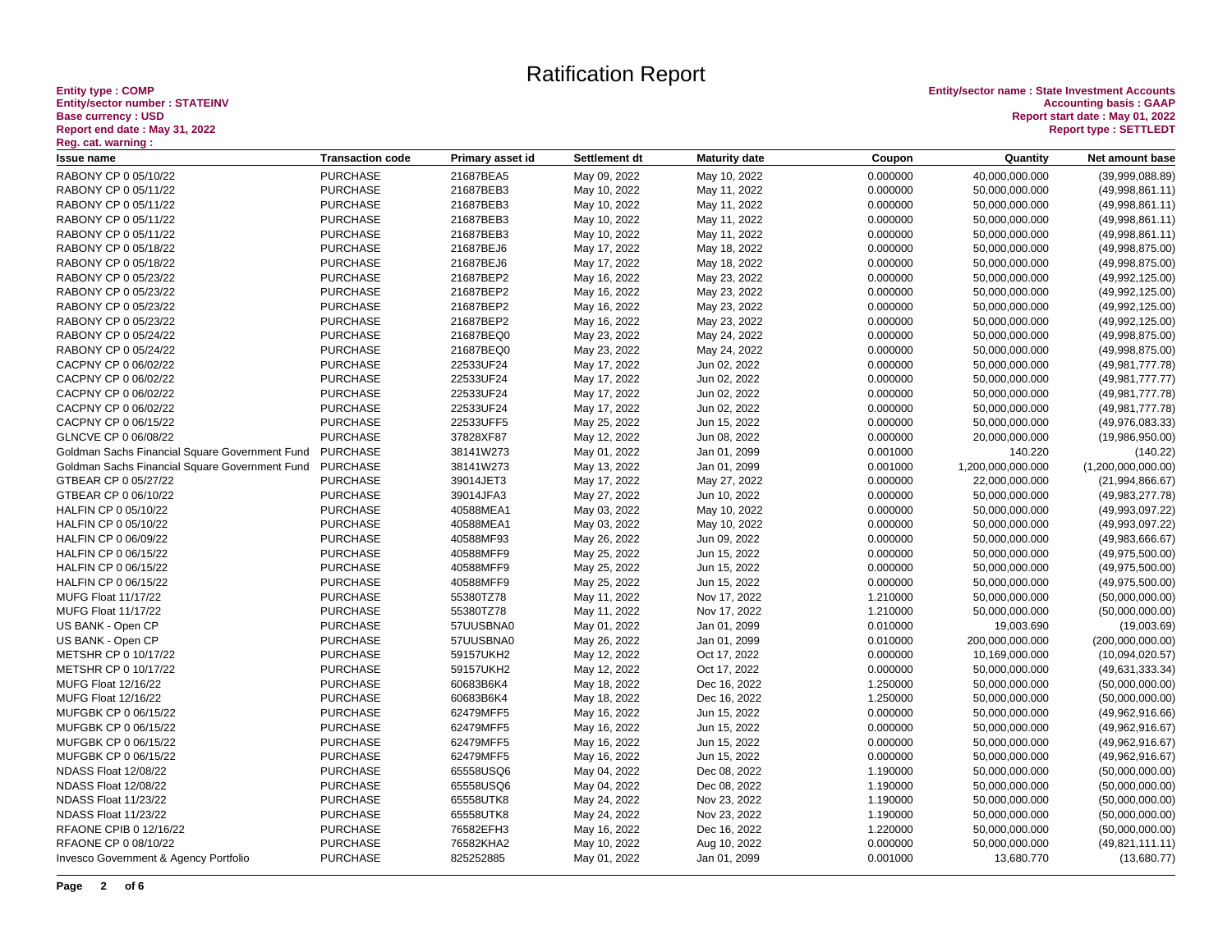# Ratification Report

**Entity type : COMP**
**Entity/sector number : STATEINV**
**Base currency : USD**
**Report end date : May 31, 2022**
**Reg. cat. warning :**

**Entity/sector name : State Investment Accounts**
**Accounting basis : GAAP**
**Report start date : May 01, 2022**
**Report type : SETTLEDT**

| Issue name | Transaction code | Primary asset id | Settlement dt | Maturity date | Coupon | Quantity | Net amount base |
|---|---|---|---|---|---|---|---|
| RABONY CP 0 05/10/22 | PURCHASE | 21687BEA5 | May 09, 2022 | May 10, 2022 | 0.000000 | 40,000,000.000 | (39,999,088.89) |
| RABONY CP 0 05/11/22 | PURCHASE | 21687BEB3 | May 10, 2022 | May 11, 2022 | 0.000000 | 50,000,000.000 | (49,998,861.11) |
| RABONY CP 0 05/11/22 | PURCHASE | 21687BEB3 | May 10, 2022 | May 11, 2022 | 0.000000 | 50,000,000.000 | (49,998,861.11) |
| RABONY CP 0 05/11/22 | PURCHASE | 21687BEB3 | May 10, 2022 | May 11, 2022 | 0.000000 | 50,000,000.000 | (49,998,861.11) |
| RABONY CP 0 05/11/22 | PURCHASE | 21687BEB3 | May 10, 2022 | May 11, 2022 | 0.000000 | 50,000,000.000 | (49,998,861.11) |
| RABONY CP 0 05/18/22 | PURCHASE | 21687BEJ6 | May 17, 2022 | May 18, 2022 | 0.000000 | 50,000,000.000 | (49,998,875.00) |
| RABONY CP 0 05/18/22 | PURCHASE | 21687BEJ6 | May 17, 2022 | May 18, 2022 | 0.000000 | 50,000,000.000 | (49,998,875.00) |
| RABONY CP 0 05/23/22 | PURCHASE | 21687BEP2 | May 16, 2022 | May 23, 2022 | 0.000000 | 50,000,000.000 | (49,992,125.00) |
| RABONY CP 0 05/23/22 | PURCHASE | 21687BEP2 | May 16, 2022 | May 23, 2022 | 0.000000 | 50,000,000.000 | (49,992,125.00) |
| RABONY CP 0 05/23/22 | PURCHASE | 21687BEP2 | May 16, 2022 | May 23, 2022 | 0.000000 | 50,000,000.000 | (49,992,125.00) |
| RABONY CP 0 05/23/22 | PURCHASE | 21687BEP2 | May 16, 2022 | May 23, 2022 | 0.000000 | 50,000,000.000 | (49,992,125.00) |
| RABONY CP 0 05/24/22 | PURCHASE | 21687BEQ0 | May 23, 2022 | May 24, 2022 | 0.000000 | 50,000,000.000 | (49,998,875.00) |
| RABONY CP 0 05/24/22 | PURCHASE | 21687BEQ0 | May 23, 2022 | May 24, 2022 | 0.000000 | 50,000,000.000 | (49,998,875.00) |
| CACPNY CP 0 06/02/22 | PURCHASE | 22533UF24 | May 17, 2022 | Jun 02, 2022 | 0.000000 | 50,000,000.000 | (49,981,777.78) |
| CACPNY CP 0 06/02/22 | PURCHASE | 22533UF24 | May 17, 2022 | Jun 02, 2022 | 0.000000 | 50,000,000.000 | (49,981,777.77) |
| CACPNY CP 0 06/02/22 | PURCHASE | 22533UF24 | May 17, 2022 | Jun 02, 2022 | 0.000000 | 50,000,000.000 | (49,981,777.78) |
| CACPNY CP 0 06/02/22 | PURCHASE | 22533UF24 | May 17, 2022 | Jun 02, 2022 | 0.000000 | 50,000,000.000 | (49,981,777.78) |
| CACPNY CP 0 06/15/22 | PURCHASE | 22533UFF5 | May 25, 2022 | Jun 15, 2022 | 0.000000 | 50,000,000.000 | (49,976,083.33) |
| GLNCVE CP 0 06/08/22 | PURCHASE | 37828XF87 | May 12, 2022 | Jun 08, 2022 | 0.000000 | 20,000,000.000 | (19,986,950.00) |
| Goldman Sachs Financial Square Government Fund | PURCHASE | 38141W273 | May 01, 2022 | Jan 01, 2099 | 0.001000 | 140.220 | (140.22) |
| Goldman Sachs Financial Square Government Fund | PURCHASE | 38141W273 | May 13, 2022 | Jan 01, 2099 | 0.001000 | 1,200,000,000.000 | (1,200,000,000.00) |
| GTBEAR CP 0 05/27/22 | PURCHASE | 39014JET3 | May 17, 2022 | May 27, 2022 | 0.000000 | 22,000,000.000 | (21,994,866.67) |
| GTBEAR CP 0 06/10/22 | PURCHASE | 39014JFA3 | May 27, 2022 | Jun 10, 2022 | 0.000000 | 50,000,000.000 | (49,983,277.78) |
| HALFIN CP 0 05/10/22 | PURCHASE | 40588MEA1 | May 03, 2022 | May 10, 2022 | 0.000000 | 50,000,000.000 | (49,993,097.22) |
| HALFIN CP 0 05/10/22 | PURCHASE | 40588MEA1 | May 03, 2022 | May 10, 2022 | 0.000000 | 50,000,000.000 | (49,993,097.22) |
| HALFIN CP 0 06/09/22 | PURCHASE | 40588MF93 | May 26, 2022 | Jun 09, 2022 | 0.000000 | 50,000,000.000 | (49,983,666.67) |
| HALFIN CP 0 06/15/22 | PURCHASE | 40588MFF9 | May 25, 2022 | Jun 15, 2022 | 0.000000 | 50,000,000.000 | (49,975,500.00) |
| HALFIN CP 0 06/15/22 | PURCHASE | 40588MFF9 | May 25, 2022 | Jun 15, 2022 | 0.000000 | 50,000,000.000 | (49,975,500.00) |
| HALFIN CP 0 06/15/22 | PURCHASE | 40588MFF9 | May 25, 2022 | Jun 15, 2022 | 0.000000 | 50,000,000.000 | (49,975,500.00) |
| MUFG Float 11/17/22 | PURCHASE | 55380TZ78 | May 11, 2022 | Nov 17, 2022 | 1.210000 | 50,000,000.000 | (50,000,000.00) |
| MUFG Float 11/17/22 | PURCHASE | 55380TZ78 | May 11, 2022 | Nov 17, 2022 | 1.210000 | 50,000,000.000 | (50,000,000.00) |
| US BANK - Open CP | PURCHASE | 57UUSBNA0 | May 01, 2022 | Jan 01, 2099 | 0.010000 | 19,003.690 | (19,003.69) |
| US BANK - Open CP | PURCHASE | 57UUSBNA0 | May 26, 2022 | Jan 01, 2099 | 0.010000 | 200,000,000.000 | (200,000,000.00) |
| METSHR CP 0 10/17/22 | PURCHASE | 59157UKH2 | May 12, 2022 | Oct 17, 2022 | 0.000000 | 10,169,000.000 | (10,094,020.57) |
| METSHR CP 0 10/17/22 | PURCHASE | 59157UKH2 | May 12, 2022 | Oct 17, 2022 | 0.000000 | 50,000,000.000 | (49,631,333.34) |
| MUFG Float 12/16/22 | PURCHASE | 60683B6K4 | May 18, 2022 | Dec 16, 2022 | 1.250000 | 50,000,000.000 | (50,000,000.00) |
| MUFG Float 12/16/22 | PURCHASE | 60683B6K4 | May 18, 2022 | Dec 16, 2022 | 1.250000 | 50,000,000.000 | (50,000,000.00) |
| MUFGBK CP 0 06/15/22 | PURCHASE | 62479MFF5 | May 16, 2022 | Jun 15, 2022 | 0.000000 | 50,000,000.000 | (49,962,916.66) |
| MUFGBK CP 0 06/15/22 | PURCHASE | 62479MFF5 | May 16, 2022 | Jun 15, 2022 | 0.000000 | 50,000,000.000 | (49,962,916.67) |
| MUFGBK CP 0 06/15/22 | PURCHASE | 62479MFF5 | May 16, 2022 | Jun 15, 2022 | 0.000000 | 50,000,000.000 | (49,962,916.67) |
| MUFGBK CP 0 06/15/22 | PURCHASE | 62479MFF5 | May 16, 2022 | Jun 15, 2022 | 0.000000 | 50,000,000.000 | (49,962,916.67) |
| NDASS Float 12/08/22 | PURCHASE | 65558USQ6 | May 04, 2022 | Dec 08, 2022 | 1.190000 | 50,000,000.000 | (50,000,000.00) |
| NDASS Float 12/08/22 | PURCHASE | 65558USQ6 | May 04, 2022 | Dec 08, 2022 | 1.190000 | 50,000,000.000 | (50,000,000.00) |
| NDASS Float 11/23/22 | PURCHASE | 65558UTK8 | May 24, 2022 | Nov 23, 2022 | 1.190000 | 50,000,000.000 | (50,000,000.00) |
| NDASS Float 11/23/22 | PURCHASE | 65558UTK8 | May 24, 2022 | Nov 23, 2022 | 1.190000 | 50,000,000.000 | (50,000,000.00) |
| RFAONE CPIB 0 12/16/22 | PURCHASE | 76582EFH3 | May 16, 2022 | Dec 16, 2022 | 1.220000 | 50,000,000.000 | (50,000,000.00) |
| RFAONE CP 0 08/10/22 | PURCHASE | 76582KHA2 | May 10, 2022 | Aug 10, 2022 | 0.000000 | 50,000,000.000 | (49,821,111.11) |
| Invesco Government & Agency Portfolio | PURCHASE | 825252885 | May 01, 2022 | Jan 01, 2099 | 0.001000 | 13,680.770 | (13,680.77) |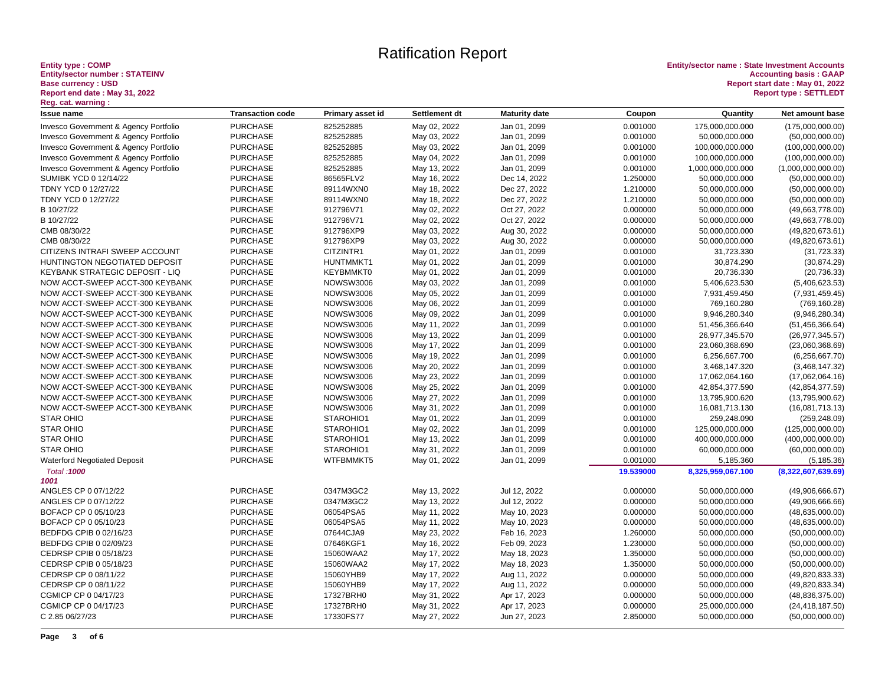# Ratification Report

**Entity type : COMP**
**Entity/sector number : STATEINV**
**Base currency : USD**
**Report end date : May 31, 2022**
**Reg. cat. warning :**

**Entity/sector name : State Investment Accounts**
**Accounting basis : GAAP**
**Report start date : May 01, 2022**
**Report type : SETTLEDT**

| Issue name | Transaction code | Primary asset id | Settlement dt | Maturity date | Coupon | Quantity | Net amount base |
|---|---|---|---|---|---|---|---|
| Invesco Government & Agency Portfolio | PURCHASE | 825252885 | May 02, 2022 | Jan 01, 2099 | 0.001000 | 175,000,000.000 | (175,000,000.00) |
| Invesco Government & Agency Portfolio | PURCHASE | 825252885 | May 03, 2022 | Jan 01, 2099 | 0.001000 | 50,000,000.000 | (50,000,000.00) |
| Invesco Government & Agency Portfolio | PURCHASE | 825252885 | May 03, 2022 | Jan 01, 2099 | 0.001000 | 100,000,000.000 | (100,000,000.00) |
| Invesco Government & Agency Portfolio | PURCHASE | 825252885 | May 04, 2022 | Jan 01, 2099 | 0.001000 | 100,000,000.000 | (100,000,000.00) |
| Invesco Government & Agency Portfolio | PURCHASE | 825252885 | May 13, 2022 | Jan 01, 2099 | 0.001000 | 1,000,000,000.000 | (1,000,000,000.00) |
| SUMIBK YCD 0 12/14/22 | PURCHASE | 86565FLV2 | May 16, 2022 | Dec 14, 2022 | 1.250000 | 50,000,000.000 | (50,000,000.00) |
| TDNY YCD 0 12/27/22 | PURCHASE | 89114WXN0 | May 18, 2022 | Dec 27, 2022 | 1.210000 | 50,000,000.000 | (50,000,000.00) |
| TDNY YCD 0 12/27/22 | PURCHASE | 89114WXN0 | May 18, 2022 | Dec 27, 2022 | 1.210000 | 50,000,000.000 | (50,000,000.00) |
| B 10/27/22 | PURCHASE | 912796V71 | May 02, 2022 | Oct 27, 2022 | 0.000000 | 50,000,000.000 | (49,663,778.00) |
| B 10/27/22 | PURCHASE | 912796V71 | May 02, 2022 | Oct 27, 2022 | 0.000000 | 50,000,000.000 | (49,663,778.00) |
| CMB 08/30/22 | PURCHASE | 912796XP9 | May 03, 2022 | Aug 30, 2022 | 0.000000 | 50,000,000.000 | (49,820,673.61) |
| CMB 08/30/22 | PURCHASE | 912796XP9 | May 03, 2022 | Aug 30, 2022 | 0.000000 | 50,000,000.000 | (49,820,673.61) |
| CITIZENS INTRAFI SWEEP ACCOUNT | PURCHASE | CITZINTR1 | May 01, 2022 | Jan 01, 2099 | 0.001000 | 31,723.330 | (31,723.33) |
| HUNTINGTON NEGOTIATED DEPOSIT | PURCHASE | HUNTMMKT1 | May 01, 2022 | Jan 01, 2099 | 0.001000 | 30,874.290 | (30,874.29) |
| KEYBANK STRATEGIC DEPOSIT - LIQ | PURCHASE | KEYBMMKT0 | May 01, 2022 | Jan 01, 2099 | 0.001000 | 20,736.330 | (20,736.33) |
| NOW ACCT-SWEEP ACCT-300 KEYBANK | PURCHASE | NOWSW3006 | May 03, 2022 | Jan 01, 2099 | 0.001000 | 5,406,623.530 | (5,406,623.53) |
| NOW ACCT-SWEEP ACCT-300 KEYBANK | PURCHASE | NOWSW3006 | May 05, 2022 | Jan 01, 2099 | 0.001000 | 7,931,459.450 | (7,931,459.45) |
| NOW ACCT-SWEEP ACCT-300 KEYBANK | PURCHASE | NOWSW3006 | May 06, 2022 | Jan 01, 2099 | 0.001000 | 769,160.280 | (769,160.28) |
| NOW ACCT-SWEEP ACCT-300 KEYBANK | PURCHASE | NOWSW3006 | May 09, 2022 | Jan 01, 2099 | 0.001000 | 9,946,280.340 | (9,946,280.34) |
| NOW ACCT-SWEEP ACCT-300 KEYBANK | PURCHASE | NOWSW3006 | May 11, 2022 | Jan 01, 2099 | 0.001000 | 51,456,366.640 | (51,456,366.64) |
| NOW ACCT-SWEEP ACCT-300 KEYBANK | PURCHASE | NOWSW3006 | May 13, 2022 | Jan 01, 2099 | 0.001000 | 26,977,345.570 | (26,977,345.57) |
| NOW ACCT-SWEEP ACCT-300 KEYBANK | PURCHASE | NOWSW3006 | May 17, 2022 | Jan 01, 2099 | 0.001000 | 23,060,368.690 | (23,060,368.69) |
| NOW ACCT-SWEEP ACCT-300 KEYBANK | PURCHASE | NOWSW3006 | May 19, 2022 | Jan 01, 2099 | 0.001000 | 6,256,667.700 | (6,256,667.70) |
| NOW ACCT-SWEEP ACCT-300 KEYBANK | PURCHASE | NOWSW3006 | May 20, 2022 | Jan 01, 2099 | 0.001000 | 3,468,147.320 | (3,468,147.32) |
| NOW ACCT-SWEEP ACCT-300 KEYBANK | PURCHASE | NOWSW3006 | May 23, 2022 | Jan 01, 2099 | 0.001000 | 17,062,064.160 | (17,062,064.16) |
| NOW ACCT-SWEEP ACCT-300 KEYBANK | PURCHASE | NOWSW3006 | May 25, 2022 | Jan 01, 2099 | 0.001000 | 42,854,377.590 | (42,854,377.59) |
| NOW ACCT-SWEEP ACCT-300 KEYBANK | PURCHASE | NOWSW3006 | May 27, 2022 | Jan 01, 2099 | 0.001000 | 13,795,900.620 | (13,795,900.62) |
| NOW ACCT-SWEEP ACCT-300 KEYBANK | PURCHASE | NOWSW3006 | May 31, 2022 | Jan 01, 2099 | 0.001000 | 16,081,713.130 | (16,081,713.13) |
| STAR OHIO | PURCHASE | STAROHIO1 | May 01, 2022 | Jan 01, 2099 | 0.001000 | 259,248.090 | (259,248.09) |
| STAR OHIO | PURCHASE | STAROHIO1 | May 02, 2022 | Jan 01, 2099 | 0.001000 | 125,000,000.000 | (125,000,000.00) |
| STAR OHIO | PURCHASE | STAROHIO1 | May 13, 2022 | Jan 01, 2099 | 0.001000 | 400,000,000.000 | (400,000,000.00) |
| STAR OHIO | PURCHASE | STAROHIO1 | May 31, 2022 | Jan 01, 2099 | 0.001000 | 60,000,000.000 | (60,000,000.00) |
| Waterford Negotiated Deposit | PURCHASE | WTFBMMKT5 | May 01, 2022 | Jan 01, 2099 | 0.001000 | 5,185.360 | (5,185.36) |
| *Total :**1000*** | | | | | **19.539000** | **8,325,959,067.100** | **(8,322,607,639.69)** |
| ***1001*** | | | | | | | |
| ANGLES CP 0 07/12/22 | PURCHASE | 0347M3GC2 | May 13, 2022 | Jul 12, 2022 | 0.000000 | 50,000,000.000 | (49,906,666.67) |
| ANGLES CP 0 07/12/22 | PURCHASE | 0347M3GC2 | May 13, 2022 | Jul 12, 2022 | 0.000000 | 50,000,000.000 | (49,906,666.66) |
| BOFACP CP 0 05/10/23 | PURCHASE | 06054PSA5 | May 11, 2022 | May 10, 2023 | 0.000000 | 50,000,000.000 | (48,635,000.00) |
| BOFACP CP 0 05/10/23 | PURCHASE | 06054PSA5 | May 11, 2022 | May 10, 2023 | 0.000000 | 50,000,000.000 | (48,635,000.00) |
| BEDFDG CPIB 0 02/16/23 | PURCHASE | 07644CJA9 | May 23, 2022 | Feb 16, 2023 | 1.260000 | 50,000,000.000 | (50,000,000.00) |
| BEDFDG CPIB 0 02/09/23 | PURCHASE | 07646KGF1 | May 16, 2022 | Feb 09, 2023 | 1.230000 | 50,000,000.000 | (50,000,000.00) |
| CEDRSP CPIB 0 05/18/23 | PURCHASE | 15060WAA2 | May 17, 2022 | May 18, 2023 | 1.350000 | 50,000,000.000 | (50,000,000.00) |
| CEDRSP CPIB 0 05/18/23 | PURCHASE | 15060WAA2 | May 17, 2022 | May 18, 2023 | 1.350000 | 50,000,000.000 | (50,000,000.00) |
| CEDRSP CP 0 08/11/22 | PURCHASE | 15060YHB9 | May 17, 2022 | Aug 11, 2022 | 0.000000 | 50,000,000.000 | (49,820,833.33) |
| CEDRSP CP 0 08/11/22 | PURCHASE | 15060YHB9 | May 17, 2022 | Aug 11, 2022 | 0.000000 | 50,000,000.000 | (49,820,833.34) |
| CGMICP CP 0 04/17/23 | PURCHASE | 17327BRH0 | May 31, 2022 | Apr 17, 2023 | 0.000000 | 50,000,000.000 | (48,836,375.00) |
| CGMICP CP 0 04/17/23 | PURCHASE | 17327BRH0 | May 31, 2022 | Apr 17, 2023 | 0.000000 | 25,000,000.000 | (24,418,187.50) |
| C 2.85 06/27/23 | PURCHASE | 17330FS77 | May 27, 2022 | Jun 27, 2023 | 2.850000 | 50,000,000.000 | (50,000,000.00) |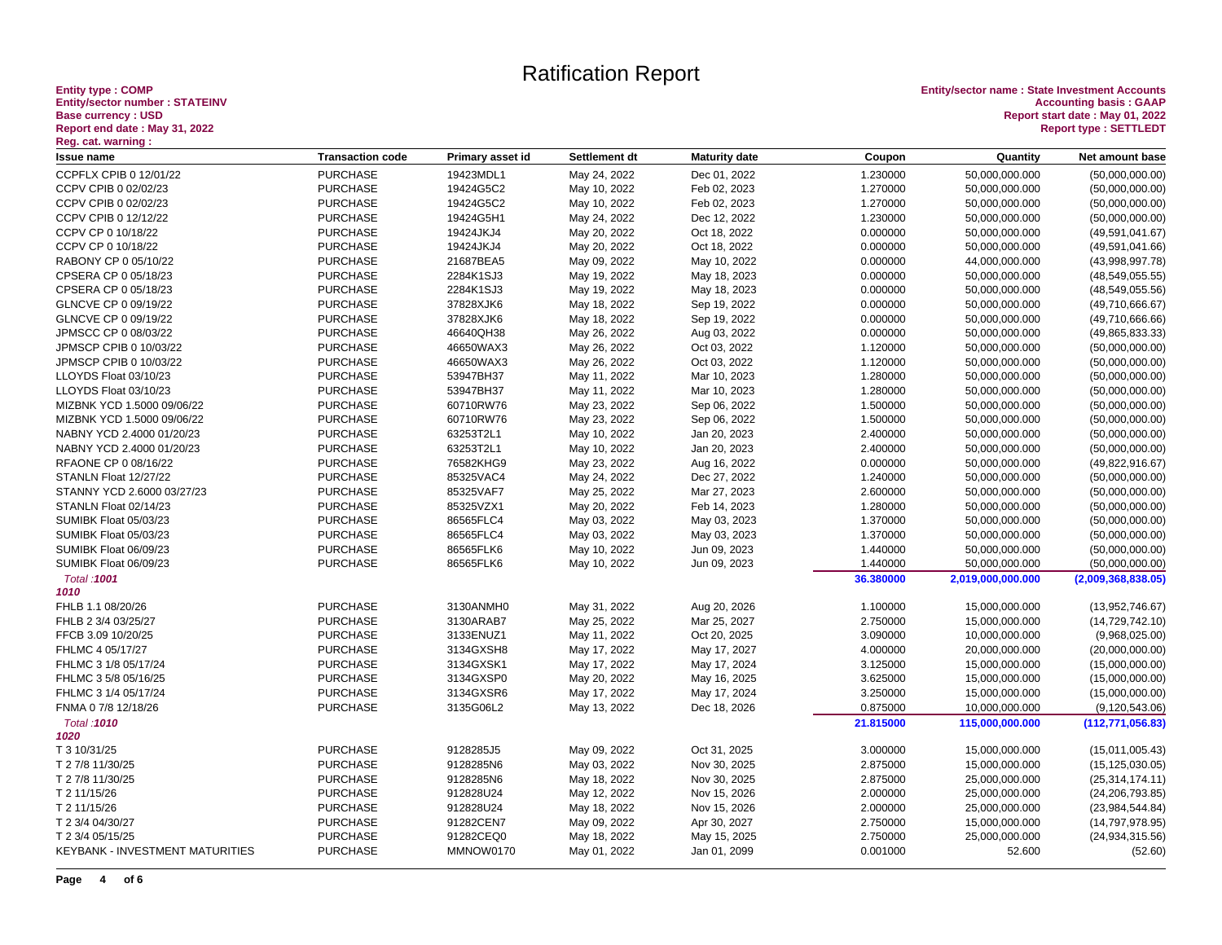# Ratification Report

**Entity type : COMP**
**Entity/sector number : STATEINV**
**Base currency : USD**
**Report end date : May 31, 2022**
**Reg. cat. warning :**

**Entity/sector name : State Investment Accounts**
**Accounting basis : GAAP**
**Report start date : May 01, 2022**
**Report type : SETTLEDT**

| Issue name | Transaction code | Primary asset id | Settlement dt | Maturity date | Coupon | Quantity | Net amount base |
|---|---|---|---|---|---|---|---|
| CCPFLX CPIB 0 12/01/22 | PURCHASE | 19423MDL1 | May 24, 2022 | Dec 01, 2022 | 1.230000 | 50,000,000.000 | (50,000,000.00) |
| CCPV CPIB 0 02/02/23 | PURCHASE | 19424G5C2 | May 10, 2022 | Feb 02, 2023 | 1.270000 | 50,000,000.000 | (50,000,000.00) |
| CCPV CPIB 0 02/02/23 | PURCHASE | 19424G5C2 | May 10, 2022 | Feb 02, 2023 | 1.270000 | 50,000,000.000 | (50,000,000.00) |
| CCPV CPIB 0 12/12/22 | PURCHASE | 19424G5H1 | May 24, 2022 | Dec 12, 2022 | 1.230000 | 50,000,000.000 | (50,000,000.00) |
| CCPV CP 0 10/18/22 | PURCHASE | 19424JKJ4 | May 20, 2022 | Oct 18, 2022 | 0.000000 | 50,000,000.000 | (49,591,041.67) |
| CCPV CP 0 10/18/22 | PURCHASE | 19424JKJ4 | May 20, 2022 | Oct 18, 2022 | 0.000000 | 50,000,000.000 | (49,591,041.66) |
| RABONY CP 0 05/10/22 | PURCHASE | 21687BEA5 | May 09, 2022 | May 10, 2022 | 0.000000 | 44,000,000.000 | (43,998,997.78) |
| CPSERA CP 0 05/18/23 | PURCHASE | 2284K1SJ3 | May 19, 2022 | May 18, 2023 | 0.000000 | 50,000,000.000 | (48,549,055.55) |
| CPSERA CP 0 05/18/23 | PURCHASE | 2284K1SJ3 | May 19, 2022 | May 18, 2023 | 0.000000 | 50,000,000.000 | (48,549,055.56) |
| GLNCVE CP 0 09/19/22 | PURCHASE | 37828XJK6 | May 18, 2022 | Sep 19, 2022 | 0.000000 | 50,000,000.000 | (49,710,666.67) |
| GLNCVE CP 0 09/19/22 | PURCHASE | 37828XJK6 | May 18, 2022 | Sep 19, 2022 | 0.000000 | 50,000,000.000 | (49,710,666.66) |
| JPMSCC CP 0 08/03/22 | PURCHASE | 46640QH38 | May 26, 2022 | Aug 03, 2022 | 0.000000 | 50,000,000.000 | (49,865,833.33) |
| JPMSCP CPIB 0 10/03/22 | PURCHASE | 46650WAX3 | May 26, 2022 | Oct 03, 2022 | 1.120000 | 50,000,000.000 | (50,000,000.00) |
| JPMSCP CPIB 0 10/03/22 | PURCHASE | 46650WAX3 | May 26, 2022 | Oct 03, 2022 | 1.120000 | 50,000,000.000 | (50,000,000.00) |
| LLOYDS Float 03/10/23 | PURCHASE | 53947BH37 | May 11, 2022 | Mar 10, 2023 | 1.280000 | 50,000,000.000 | (50,000,000.00) |
| LLOYDS Float 03/10/23 | PURCHASE | 53947BH37 | May 11, 2022 | Mar 10, 2023 | 1.280000 | 50,000,000.000 | (50,000,000.00) |
| MIZBNK YCD 1.5000 09/06/22 | PURCHASE | 60710RW76 | May 23, 2022 | Sep 06, 2022 | 1.500000 | 50,000,000.000 | (50,000,000.00) |
| MIZBNK YCD 1.5000 09/06/22 | PURCHASE | 60710RW76 | May 23, 2022 | Sep 06, 2022 | 1.500000 | 50,000,000.000 | (50,000,000.00) |
| NABNY YCD 2.4000 01/20/23 | PURCHASE | 63253T2L1 | May 10, 2022 | Jan 20, 2023 | 2.400000 | 50,000,000.000 | (50,000,000.00) |
| NABNY YCD 2.4000 01/20/23 | PURCHASE | 63253T2L1 | May 10, 2022 | Jan 20, 2023 | 2.400000 | 50,000,000.000 | (50,000,000.00) |
| RFAONE CP 0 08/16/22 | PURCHASE | 76582KHG9 | May 23, 2022 | Aug 16, 2022 | 0.000000 | 50,000,000.000 | (49,822,916.67) |
| STANLN Float 12/27/22 | PURCHASE | 85325VAC4 | May 24, 2022 | Dec 27, 2022 | 1.240000 | 50,000,000.000 | (50,000,000.00) |
| STANNY YCD 2.6000 03/27/23 | PURCHASE | 85325VAF7 | May 25, 2022 | Mar 27, 2023 | 2.600000 | 50,000,000.000 | (50,000,000.00) |
| STANLN Float 02/14/23 | PURCHASE | 85325VZX1 | May 20, 2022 | Feb 14, 2023 | 1.280000 | 50,000,000.000 | (50,000,000.00) |
| SUMIBK Float 05/03/23 | PURCHASE | 86565FLC4 | May 03, 2022 | May 03, 2023 | 1.370000 | 50,000,000.000 | (50,000,000.00) |
| SUMIBK Float 05/03/23 | PURCHASE | 86565FLC4 | May 03, 2022 | May 03, 2023 | 1.370000 | 50,000,000.000 | (50,000,000.00) |
| SUMIBK Float 06/09/23 | PURCHASE | 86565FLK6 | May 10, 2022 | Jun 09, 2023 | 1.440000 | 50,000,000.000 | (50,000,000.00) |
| SUMIBK Float 06/09/23 | PURCHASE | 86565FLK6 | May 10, 2022 | Jun 09, 2023 | 1.440000 | 50,000,000.000 | (50,000,000.00) |
| *Total :**1001*** | | | | | **36.380000** | **2,019,000,000.000** | **(2,009,368,838.05)** |
| ***1010*** | | | | | | | |
| FHLB 1.1 08/20/26 | PURCHASE | 3130ANMH0 | May 31, 2022 | Aug 20, 2026 | 1.100000 | 15,000,000.000 | (13,952,746.67) |
| FHLB 2 3/4 03/25/27 | PURCHASE | 3130ARAB7 | May 25, 2022 | Mar 25, 2027 | 2.750000 | 15,000,000.000 | (14,729,742.10) |
| FFCB 3.09 10/20/25 | PURCHASE | 3133ENUZ1 | May 11, 2022 | Oct 20, 2025 | 3.090000 | 10,000,000.000 | (9,968,025.00) |
| FHLMC 4 05/17/27 | PURCHASE | 3134GXSH8 | May 17, 2022 | May 17, 2027 | 4.000000 | 20,000,000.000 | (20,000,000.00) |
| FHLMC 3 1/8 05/17/24 | PURCHASE | 3134GXSK1 | May 17, 2022 | May 17, 2024 | 3.125000 | 15,000,000.000 | (15,000,000.00) |
| FHLMC 3 5/8 05/16/25 | PURCHASE | 3134GXSP0 | May 20, 2022 | May 16, 2025 | 3.625000 | 15,000,000.000 | (15,000,000.00) |
| FHLMC 3 1/4 05/17/24 | PURCHASE | 3134GXSR6 | May 17, 2022 | May 17, 2024 | 3.250000 | 15,000,000.000 | (15,000,000.00) |
| FNMA 0 7/8 12/18/26 | PURCHASE | 3135G06L2 | May 13, 2022 | Dec 18, 2026 | 0.875000 | 10,000,000.000 | (9,120,543.06) |
| *Total :**1010*** | | | | | **21.815000** | **115,000,000.000** | **(112,771,056.83)** |
| ***1020*** | | | | | | | |
| T 3 10/31/25 | PURCHASE | 9128285J5 | May 09, 2022 | Oct 31, 2025 | 3.000000 | 15,000,000.000 | (15,011,005.43) |
| T 2 7/8 11/30/25 | PURCHASE | 9128285N6 | May 03, 2022 | Nov 30, 2025 | 2.875000 | 15,000,000.000 | (15,125,030.05) |
| T 2 7/8 11/30/25 | PURCHASE | 9128285N6 | May 18, 2022 | Nov 30, 2025 | 2.875000 | 25,000,000.000 | (25,314,174.11) |
| T 2 11/15/26 | PURCHASE | 912828U24 | May 12, 2022 | Nov 15, 2026 | 2.000000 | 25,000,000.000 | (24,206,793.85) |
| T 2 11/15/26 | PURCHASE | 912828U24 | May 18, 2022 | Nov 15, 2026 | 2.000000 | 25,000,000.000 | (23,984,544.84) |
| T 2 3/4 04/30/27 | PURCHASE | 91282CEN7 | May 09, 2022 | Apr 30, 2027 | 2.750000 | 15,000,000.000 | (14,797,978.95) |
| T 2 3/4 05/15/25 | PURCHASE | 91282CEQ0 | May 18, 2022 | May 15, 2025 | 2.750000 | 25,000,000.000 | (24,934,315.56) |
| KEYBANK - INVESTMENT MATURITIES | PURCHASE | MMNOW0170 | May 01, 2022 | Jan 01, 2099 | 0.001000 | 52.600 | (52.60) |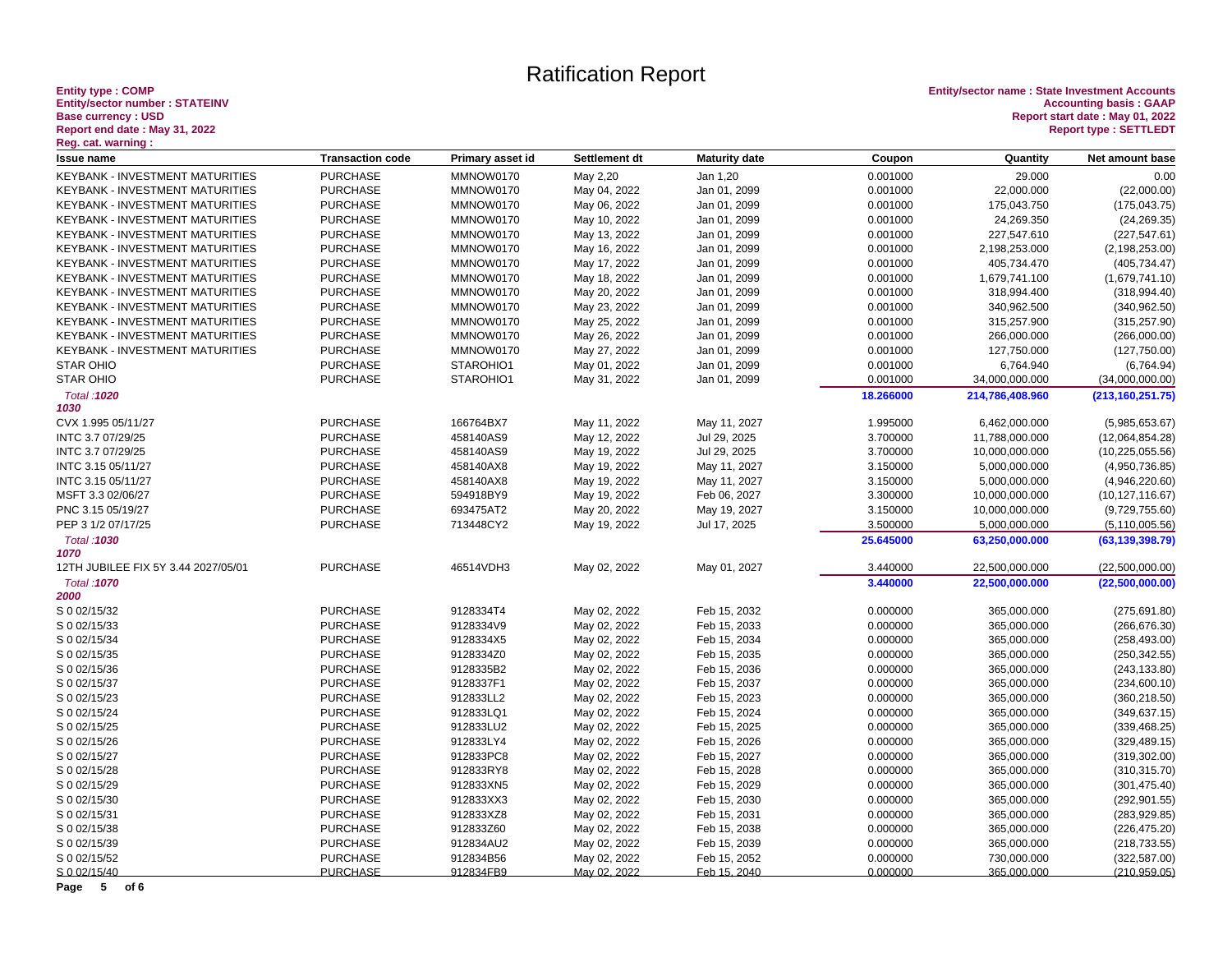# Ratification Report

**Entity type : COMP**
**Entity/sector number : STATEINV**
**Base currency : USD**
**Report end date : May 31, 2022**
**Reg. cat. warning :**

**Entity/sector name : State Investment Accounts**
**Accounting basis : GAAP**
**Report start date : May 01, 2022**
**Report type : SETTLEDT**

| Issue name | Transaction code | Primary asset id | Settlement dt | Maturity date | Coupon | Quantity | Net amount base |
|---|---|---|---|---|---|---|---|
| KEYBANK - INVESTMENT MATURITIES | PURCHASE | MMNOW0170 | May 2,20 | Jan 1,20 | 0.001000 | 29.000 | 0.00 |
| KEYBANK - INVESTMENT MATURITIES | PURCHASE | MMNOW0170 | May 04, 2022 | Jan 01, 2099 | 0.001000 | 22,000.000 | (22,000.00) |
| KEYBANK - INVESTMENT MATURITIES | PURCHASE | MMNOW0170 | May 06, 2022 | Jan 01, 2099 | 0.001000 | 175,043.750 | (175,043.75) |
| KEYBANK - INVESTMENT MATURITIES | PURCHASE | MMNOW0170 | May 10, 2022 | Jan 01, 2099 | 0.001000 | 24,269.350 | (24,269.35) |
| KEYBANK - INVESTMENT MATURITIES | PURCHASE | MMNOW0170 | May 13, 2022 | Jan 01, 2099 | 0.001000 | 227,547.610 | (227,547.61) |
| KEYBANK - INVESTMENT MATURITIES | PURCHASE | MMNOW0170 | May 16, 2022 | Jan 01, 2099 | 0.001000 | 2,198,253.000 | (2,198,253.00) |
| KEYBANK - INVESTMENT MATURITIES | PURCHASE | MMNOW0170 | May 17, 2022 | Jan 01, 2099 | 0.001000 | 405,734.470 | (405,734.47) |
| KEYBANK - INVESTMENT MATURITIES | PURCHASE | MMNOW0170 | May 18, 2022 | Jan 01, 2099 | 0.001000 | 1,679,741.100 | (1,679,741.10) |
| KEYBANK - INVESTMENT MATURITIES | PURCHASE | MMNOW0170 | May 20, 2022 | Jan 01, 2099 | 0.001000 | 318,994.400 | (318,994.40) |
| KEYBANK - INVESTMENT MATURITIES | PURCHASE | MMNOW0170 | May 23, 2022 | Jan 01, 2099 | 0.001000 | 340,962.500 | (340,962.50) |
| KEYBANK - INVESTMENT MATURITIES | PURCHASE | MMNOW0170 | May 25, 2022 | Jan 01, 2099 | 0.001000 | 315,257.900 | (315,257.90) |
| KEYBANK - INVESTMENT MATURITIES | PURCHASE | MMNOW0170 | May 26, 2022 | Jan 01, 2099 | 0.001000 | 266,000.000 | (266,000.00) |
| KEYBANK - INVESTMENT MATURITIES | PURCHASE | MMNOW0170 | May 27, 2022 | Jan 01, 2099 | 0.001000 | 127,750.000 | (127,750.00) |
| STAR OHIO | PURCHASE | STAROHIO1 | May 01, 2022 | Jan 01, 2099 | 0.001000 | 6,764.940 | (6,764.94) |
| STAR OHIO | PURCHASE | STAROHIO1 | May 31, 2022 | Jan 01, 2099 | 0.001000 | 34,000,000.000 | (34,000,000.00) |
| *Total :**1020*** | | | | | **18.266000** | **214,786,408.960** | **(213,160,251.75)** |
| ***1030*** | | | | | | | |
| CVX 1.995 05/11/27 | PURCHASE | 166764BX7 | May 11, 2022 | May 11, 2027 | 1.995000 | 6,462,000.000 | (5,985,653.67) |
| INTC 3.7 07/29/25 | PURCHASE | 458140AS9 | May 12, 2022 | Jul 29, 2025 | 3.700000 | 11,788,000.000 | (12,064,854.28) |
| INTC 3.7 07/29/25 | PURCHASE | 458140AS9 | May 19, 2022 | Jul 29, 2025 | 3.700000 | 10,000,000.000 | (10,225,055.56) |
| INTC 3.15 05/11/27 | PURCHASE | 458140AX8 | May 19, 2022 | May 11, 2027 | 3.150000 | 5,000,000.000 | (4,950,736.85) |
| INTC 3.15 05/11/27 | PURCHASE | 458140AX8 | May 19, 2022 | May 11, 2027 | 3.150000 | 5,000,000.000 | (4,946,220.60) |
| MSFT 3.3 02/06/27 | PURCHASE | 594918BY9 | May 19, 2022 | Feb 06, 2027 | 3.300000 | 10,000,000.000 | (10,127,116.67) |
| PNC 3.15 05/19/27 | PURCHASE | 693475AT2 | May 20, 2022 | May 19, 2027 | 3.150000 | 10,000,000.000 | (9,729,755.60) |
| PEP 3 1/2 07/17/25 | PURCHASE | 713448CY2 | May 19, 2022 | Jul 17, 2025 | 3.500000 | 5,000,000.000 | (5,110,005.56) |
| *Total :**1030*** | | | | | **25.645000** | **63,250,000.000** | **(63,139,398.79)** |
| ***1070*** | | | | | | | |
| 12TH JUBILEE FIX 5Y 3.44 2027/05/01 | PURCHASE | 46514VDH3 | May 02, 2022 | May 01, 2027 | 3.440000 | 22,500,000.000 | (22,500,000.00) |
| *Total :**1070*** | | | | | **3.440000** | **22,500,000.000** | **(22,500,000.00)** |
| ***2000*** | | | | | | | |
| S 0 02/15/32 | PURCHASE | 9128334T4 | May 02, 2022 | Feb 15, 2032 | 0.000000 | 365,000.000 | (275,691.80) |
| S 0 02/15/33 | PURCHASE | 9128334V9 | May 02, 2022 | Feb 15, 2033 | 0.000000 | 365,000.000 | (266,676.30) |
| S 0 02/15/34 | PURCHASE | 9128334X5 | May 02, 2022 | Feb 15, 2034 | 0.000000 | 365,000.000 | (258,493.00) |
| S 0 02/15/35 | PURCHASE | 9128334Z0 | May 02, 2022 | Feb 15, 2035 | 0.000000 | 365,000.000 | (250,342.55) |
| S 0 02/15/36 | PURCHASE | 9128335B2 | May 02, 2022 | Feb 15, 2036 | 0.000000 | 365,000.000 | (243,133.80) |
| S 0 02/15/37 | PURCHASE | 9128337F1 | May 02, 2022 | Feb 15, 2037 | 0.000000 | 365,000.000 | (234,600.10) |
| S 0 02/15/23 | PURCHASE | 912833LL2 | May 02, 2022 | Feb 15, 2023 | 0.000000 | 365,000.000 | (360,218.50) |
| S 0 02/15/24 | PURCHASE | 912833LQ1 | May 02, 2022 | Feb 15, 2024 | 0.000000 | 365,000.000 | (349,637.15) |
| S 0 02/15/25 | PURCHASE | 912833LU2 | May 02, 2022 | Feb 15, 2025 | 0.000000 | 365,000.000 | (339,468.25) |
| S 0 02/15/26 | PURCHASE | 912833LY4 | May 02, 2022 | Feb 15, 2026 | 0.000000 | 365,000.000 | (329,489.15) |
| S 0 02/15/27 | PURCHASE | 912833PC8 | May 02, 2022 | Feb 15, 2027 | 0.000000 | 365,000.000 | (319,302.00) |
| S 0 02/15/28 | PURCHASE | 912833RY8 | May 02, 2022 | Feb 15, 2028 | 0.000000 | 365,000.000 | (310,315.70) |
| S 0 02/15/29 | PURCHASE | 912833XN5 | May 02, 2022 | Feb 15, 2029 | 0.000000 | 365,000.000 | (301,475.40) |
| S 0 02/15/30 | PURCHASE | 912833XX3 | May 02, 2022 | Feb 15, 2030 | 0.000000 | 365,000.000 | (292,901.55) |
| S 0 02/15/31 | PURCHASE | 912833XZ8 | May 02, 2022 | Feb 15, 2031 | 0.000000 | 365,000.000 | (283,929.85) |
| S 0 02/15/38 | PURCHASE | 912833Z60 | May 02, 2022 | Feb 15, 2038 | 0.000000 | 365,000.000 | (226,475.20) |
| S 0 02/15/39 | PURCHASE | 912834AU2 | May 02, 2022 | Feb 15, 2039 | 0.000000 | 365,000.000 | (218,733.55) |
| S 0 02/15/52 | PURCHASE | 912834B56 | May 02, 2022 | Feb 15, 2052 | 0.000000 | 730,000.000 | (322,587.00) |
| S 0 02/15/40 | PURCHASE | 912834FB9 | May 02, 2022 | Feb 15, 2040 | 0.000000 | 365,000.000 | (210,959.05) |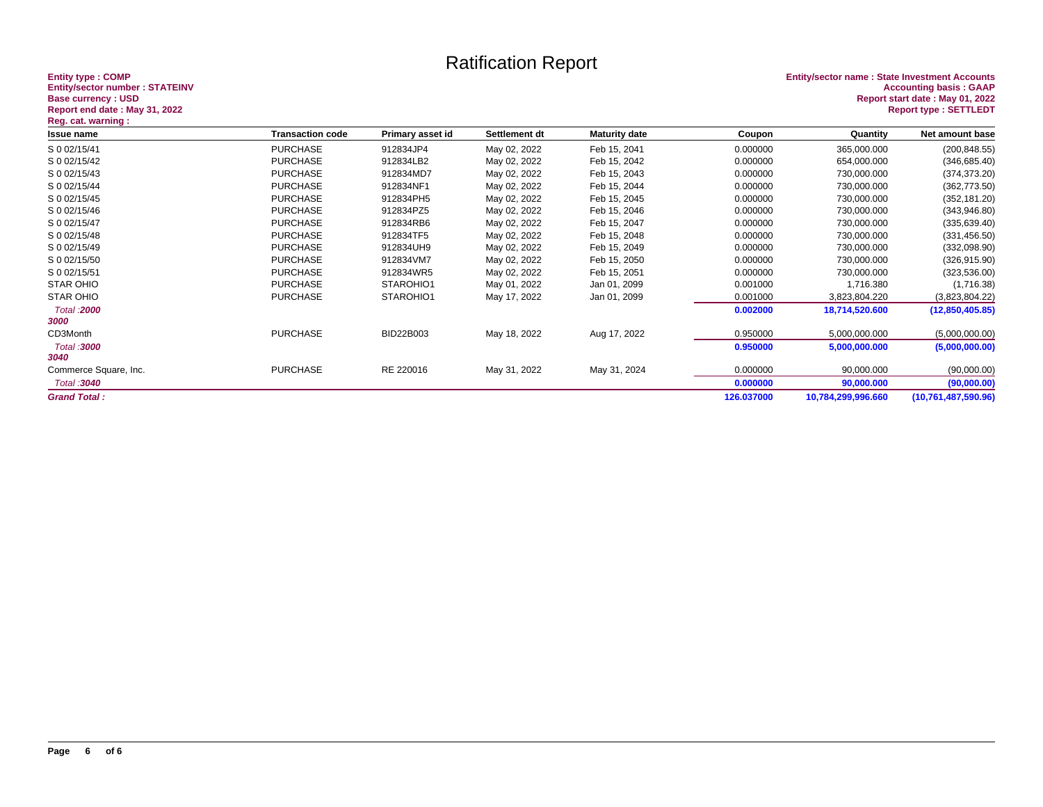# Ratification Report

**Entity type : COMP**
**Entity/sector number : STATEINV**
**Base currency : USD**
**Report end date : May 31, 2022**
**Reg. cat. warning :**

**Entity/sector name : State Investment Accounts**
**Accounting basis : GAAP**
**Report start date : May 01, 2022**
**Report type : SETTLEDT**

| Issue name | Transaction code | Primary asset id | Settlement dt | Maturity date | Coupon | Quantity | Net amount base |
|---|---|---|---|---|---|---|---|
| S 0 02/15/41 | PURCHASE | 912834JP4 | May 02, 2022 | Feb 15, 2041 | 0.000000 | 365,000.000 | (200,848.55) |
| S 0 02/15/42 | PURCHASE | 912834LB2 | May 02, 2022 | Feb 15, 2042 | 0.000000 | 654,000.000 | (346,685.40) |
| S 0 02/15/43 | PURCHASE | 912834MD7 | May 02, 2022 | Feb 15, 2043 | 0.000000 | 730,000.000 | (374,373.20) |
| S 0 02/15/44 | PURCHASE | 912834NF1 | May 02, 2022 | Feb 15, 2044 | 0.000000 | 730,000.000 | (362,773.50) |
| S 0 02/15/45 | PURCHASE | 912834PH5 | May 02, 2022 | Feb 15, 2045 | 0.000000 | 730,000.000 | (352,181.20) |
| S 0 02/15/46 | PURCHASE | 912834PZ5 | May 02, 2022 | Feb 15, 2046 | 0.000000 | 730,000.000 | (343,946.80) |
| S 0 02/15/47 | PURCHASE | 912834RB6 | May 02, 2022 | Feb 15, 2047 | 0.000000 | 730,000.000 | (335,639.40) |
| S 0 02/15/48 | PURCHASE | 912834TF5 | May 02, 2022 | Feb 15, 2048 | 0.000000 | 730,000.000 | (331,456.50) |
| S 0 02/15/49 | PURCHASE | 912834UH9 | May 02, 2022 | Feb 15, 2049 | 0.000000 | 730,000.000 | (332,098.90) |
| S 0 02/15/50 | PURCHASE | 912834VM7 | May 02, 2022 | Feb 15, 2050 | 0.000000 | 730,000.000 | (326,915.90) |
| S 0 02/15/51 | PURCHASE | 912834WR5 | May 02, 2022 | Feb 15, 2051 | 0.000000 | 730,000.000 | (323,536.00) |
| STAR OHIO | PURCHASE | STAROHIO1 | May 01, 2022 | Jan 01, 2099 | 0.001000 | 1,716.380 | (1,716.38) |
| STAR OHIO | PURCHASE | STAROHIO1 | May 17, 2022 | Jan 01, 2099 | 0.001000 | 3,823,804.220 | (3,823,804.22) |
| *Total :**2000*** | | | | | **0.002000** | **18,714,520.600** | **(12,850,405.85)** |
| ***3000*** | | | | | | | |
| CD3Month | PURCHASE | BID22B003 | May 18, 2022 | Aug 17, 2022 | 0.950000 | 5,000,000.000 | (5,000,000.00) |
| *Total :**3000*** | | | | | **0.950000** | **5,000,000.000** | **(5,000,000.00)** |
| ***3040*** | | | | | | | |
| Commerce Square, Inc. | PURCHASE | RE 220016 | May 31, 2022 | May 31, 2024 | 0.000000 | 90,000.000 | (90,000.00) |
| *Total :**3040*** | | | | | **0.000000** | **90,000.000** | **(90,000.00)** |
| ***Grand Total :*** | | | | | **126.037000** | **10,784,299,996.660** | **(10,761,487,590.96)** |